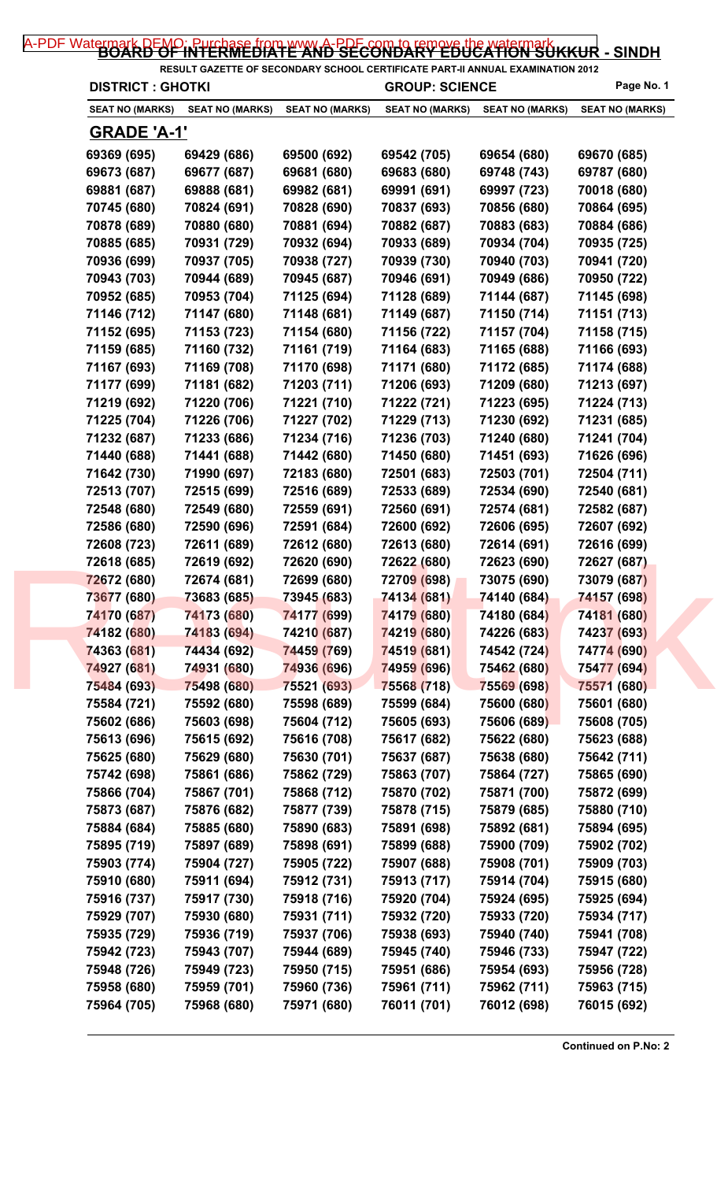# BOARD OF INTERMEDIATE AND SECONDARY EDUCATION SUKKUR - SINDH

**RESULT GAZETTE OF SECONDARY SCHOOL CERTIFICATE PART-II ANNUAL EXAMINATION 2012**

**DISTRICT : GHOTKI** **GROUP: SCIENCE**

## GRADE 'A-1'

| SEAT NO (MARKS) | SEAT NO (MARKS) | SEAT NO (MARKS) | SEAT NO (MARKS) | SEAT NO (MARKS) | SEAT NO (MARKS) |
|---|---|---|---|---|---|
| 69369 (695) | 69429 (686) | 69500 (692) | 69542 (705) | 69654 (680) | 69670 (685) |
| 69673 (687) | 69677 (687) | 69681 (680) | 69683 (680) | 69748 (743) | 69787 (680) |
| 69881 (687) | 69888 (681) | 69982 (681) | 69991 (691) | 69997 (723) | 70018 (680) |
| 70745 (680) | 70824 (691) | 70828 (690) | 70837 (693) | 70856 (680) | 70864 (695) |
| 70878 (689) | 70880 (680) | 70881 (694) | 70882 (687) | 70883 (683) | 70884 (686) |
| 70885 (685) | 70931 (729) | 70932 (694) | 70933 (689) | 70934 (704) | 70935 (725) |
| 70936 (699) | 70937 (705) | 70938 (727) | 70939 (730) | 70940 (703) | 70941 (720) |
| 70943 (703) | 70944 (689) | 70945 (687) | 70946 (691) | 70949 (686) | 70950 (722) |
| 70952 (685) | 70953 (704) | 71125 (694) | 71128 (689) | 71144 (687) | 71145 (698) |
| 71146 (712) | 71147 (680) | 71148 (681) | 71149 (687) | 71150 (714) | 71151 (713) |
| 71152 (695) | 71153 (723) | 71154 (680) | 71156 (722) | 71157 (704) | 71158 (715) |
| 71159 (685) | 71160 (732) | 71161 (719) | 71164 (683) | 71165 (688) | 71166 (693) |
| 71167 (693) | 71169 (708) | 71170 (698) | 71171 (680) | 71172 (685) | 71174 (688) |
| 71177 (699) | 71181 (682) | 71203 (711) | 71206 (693) | 71209 (680) | 71213 (697) |
| 71219 (692) | 71220 (706) | 71221 (710) | 71222 (721) | 71223 (695) | 71224 (713) |
| 71225 (704) | 71226 (706) | 71227 (702) | 71229 (713) | 71230 (692) | 71231 (685) |
| 71232 (687) | 71233 (686) | 71234 (716) | 71236 (703) | 71240 (680) | 71241 (704) |
| 71440 (688) | 71441 (688) | 71442 (680) | 71450 (680) | 71451 (693) | 71626 (696) |
| 71642 (730) | 71990 (697) | 72183 (680) | 72501 (683) | 72503 (701) | 72504 (711) |
| 72513 (707) | 72515 (699) | 72516 (689) | 72533 (689) | 72534 (690) | 72540 (681) |
| 72548 (680) | 72549 (680) | 72559 (691) | 72560 (691) | 72574 (681) | 72582 (687) |
| 72586 (680) | 72590 (696) | 72591 (684) | 72600 (692) | 72606 (695) | 72607 (692) |
| 72608 (723) | 72611 (689) | 72612 (680) | 72613 (680) | 72614 (691) | 72616 (699) |
| 72618 (685) | 72619 (692) | 72620 (690) | 72622 (680) | 72623 (690) | 72627 (687) |
| 72672 (680) | 72674 (681) | 72699 (680) | 72709 (698) | 73075 (690) | 73079 (687) |
| 73677 (680) | 73683 (685) | 73945 (683) | 74134 (681) | 74140 (684) | 74157 (698) |
| 74170 (687) | 74173 (680) | 74177 (699) | 74179 (680) | 74180 (684) | 74181 (680) |
| 74182 (680) | 74183 (694) | 74210 (687) | 74219 (680) | 74226 (683) | 74237 (693) |
| 74363 (681) | 74434 (692) | 74459 (769) | 74519 (681) | 74542 (724) | 74774 (690) |
| 74927 (681) | 74931 (680) | 74936 (696) | 74959 (696) | 75462 (680) | 75477 (694) |
| 75484 (693) | 75498 (680) | 75521 (693) | 75568 (718) | 75569 (698) | 75571 (680) |
| 75584 (721) | 75592 (680) | 75598 (689) | 75599 (684) | 75600 (680) | 75601 (680) |
| 75602 (686) | 75603 (698) | 75604 (712) | 75605 (693) | 75606 (689) | 75608 (705) |
| 75613 (696) | 75615 (692) | 75616 (708) | 75617 (682) | 75622 (680) | 75623 (688) |
| 75625 (680) | 75629 (680) | 75630 (701) | 75637 (687) | 75638 (680) | 75642 (711) |
| 75742 (698) | 75861 (686) | 75862 (729) | 75863 (707) | 75864 (727) | 75865 (690) |
| 75866 (704) | 75867 (701) | 75868 (712) | 75870 (702) | 75871 (700) | 75872 (699) |
| 75873 (687) | 75876 (682) | 75877 (739) | 75878 (715) | 75879 (685) | 75880 (710) |
| 75884 (684) | 75885 (680) | 75890 (683) | 75891 (698) | 75892 (681) | 75894 (695) |
| 75895 (719) | 75897 (689) | 75898 (691) | 75899 (688) | 75900 (709) | 75902 (702) |
| 75903 (774) | 75904 (727) | 75905 (722) | 75907 (688) | 75908 (701) | 75909 (703) |
| 75910 (680) | 75911 (694) | 75912 (731) | 75913 (717) | 75914 (704) | 75915 (680) |
| 75916 (737) | 75917 (730) | 75918 (716) | 75920 (704) | 75924 (695) | 75925 (694) |
| 75929 (707) | 75930 (680) | 75931 (711) | 75932 (720) | 75933 (720) | 75934 (717) |
| 75935 (729) | 75936 (719) | 75937 (706) | 75938 (693) | 75940 (740) | 75941 (708) |
| 75942 (723) | 75943 (707) | 75944 (689) | 75945 (740) | 75946 (733) | 75947 (722) |
| 75948 (726) | 75949 (723) | 75950 (715) | 75951 (686) | 75954 (693) | 75956 (728) |
| 75958 (680) | 75959 (701) | 75960 (736) | 75961 (711) | 75962 (711) | 75963 (715) |
| 75964 (705) | 75968 (680) | 75971 (680) | 76011 (701) | 76012 (698) | 76015 (692) |

**Continued on P.No: 2**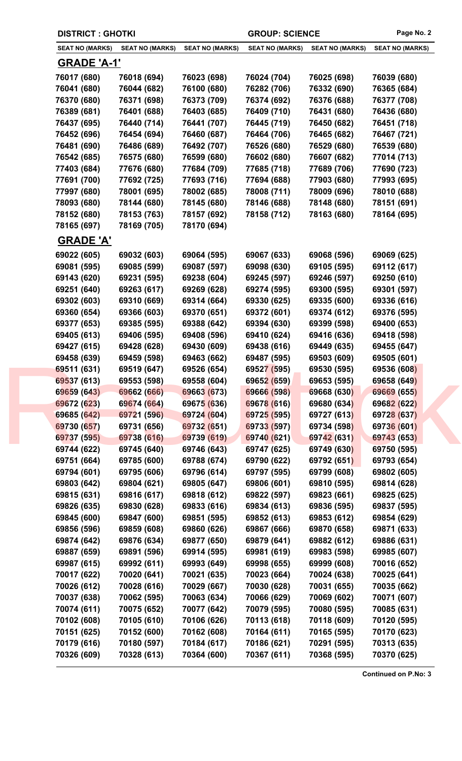DISTRICT : GHOTKI | GROUP: SCIENCE

| SEAT NO (MARKS) | SEAT NO (MARKS) | SEAT NO (MARKS) | SEAT NO (MARKS) | SEAT NO (MARKS) | SEAT NO (MARKS) |
|---|---|---|---|---|---|

## GRADE 'A-1'

| SEAT NO (MARKS) | SEAT NO (MARKS) | SEAT NO (MARKS) | SEAT NO (MARKS) | SEAT NO (MARKS) | SEAT NO (MARKS) |
|---|---|---|---|---|---|
| 76017 (680) | 76018 (694) | 76023 (698) | 76024 (704) | 76025 (698) | 76039 (680) |
| 76041 (680) | 76044 (682) | 76100 (680) | 76282 (706) | 76332 (690) | 76365 (684) |
| 76370 (680) | 76371 (698) | 76373 (709) | 76374 (692) | 76376 (688) | 76377 (708) |
| 76389 (681) | 76401 (688) | 76403 (685) | 76409 (710) | 76431 (680) | 76436 (680) |
| 76437 (695) | 76440 (714) | 76441 (707) | 76445 (719) | 76450 (682) | 76451 (718) |
| 76452 (696) | 76454 (694) | 76460 (687) | 76464 (706) | 76465 (682) | 76467 (721) |
| 76481 (690) | 76486 (689) | 76492 (707) | 76526 (680) | 76529 (680) | 76539 (680) |
| 76542 (685) | 76575 (680) | 76599 (680) | 76602 (680) | 76607 (682) | 77014 (713) |
| 77403 (684) | 77676 (680) | 77684 (709) | 77685 (718) | 77689 (706) | 77690 (723) |
| 77691 (700) | 77692 (725) | 77693 (716) | 77694 (688) | 77903 (680) | 77993 (695) |
| 77997 (680) | 78001 (695) | 78002 (685) | 78008 (711) | 78009 (696) | 78010 (688) |
| 78093 (680) | 78144 (680) | 78145 (680) | 78146 (688) | 78148 (680) | 78151 (691) |
| 78152 (680) | 78153 (763) | 78157 (692) | 78158 (712) | 78163 (680) | 78164 (695) |
| 78165 (697) | 78169 (705) | 78170 (694) | | | |

## GRADE 'A'

| SEAT NO (MARKS) | SEAT NO (MARKS) | SEAT NO (MARKS) | SEAT NO (MARKS) | SEAT NO (MARKS) | SEAT NO (MARKS) |
|---|---|---|---|---|---|
| 69022 (605) | 69032 (603) | 69064 (595) | 69067 (633) | 69068 (596) | 69069 (625) |
| 69081 (595) | 69085 (599) | 69087 (597) | 69098 (630) | 69105 (595) | 69112 (617) |
| 69143 (620) | 69231 (595) | 69238 (604) | 69245 (597) | 69246 (597) | 69250 (610) |
| 69251 (640) | 69263 (617) | 69269 (628) | 69274 (595) | 69300 (595) | 69301 (597) |
| 69302 (603) | 69310 (669) | 69314 (664) | 69330 (625) | 69335 (600) | 69336 (616) |
| 69360 (654) | 69366 (603) | 69370 (651) | 69372 (601) | 69374 (612) | 69376 (595) |
| 69377 (653) | 69385 (595) | 69388 (642) | 69394 (630) | 69399 (598) | 69400 (653) |
| 69405 (613) | 69406 (595) | 69408 (596) | 69410 (624) | 69416 (636) | 69418 (598) |
| 69427 (615) | 69428 (628) | 69430 (609) | 69438 (616) | 69449 (635) | 69455 (647) |
| 69458 (639) | 69459 (598) | 69463 (662) | 69487 (595) | 69503 (609) | 69505 (601) |
| 69511 (631) | 69519 (647) | 69526 (654) | 69527 (595) | 69530 (595) | 69536 (608) |
| 69537 (613) | 69553 (598) | 69558 (604) | 69652 (659) | 69653 (595) | 69658 (649) |
| 69659 (643) | 69662 (666) | 69663 (673) | 69666 (598) | 69668 (630) | 69669 (655) |
| 69672 (623) | 69674 (664) | 69675 (636) | 69678 (616) | 69680 (634) | 69682 (622) |
| 69685 (642) | 69721 (596) | 69724 (604) | 69725 (595) | 69727 (613) | 69728 (637) |
| 69730 (657) | 69731 (656) | 69732 (651) | 69733 (597) | 69734 (598) | 69736 (601) |
| 69737 (595) | 69738 (616) | 69739 (619) | 69740 (621) | 69742 (631) | 69743 (653) |
| 69744 (622) | 69745 (640) | 69746 (643) | 69747 (625) | 69749 (630) | 69750 (595) |
| 69751 (664) | 69785 (600) | 69788 (674) | 69790 (622) | 69792 (651) | 69793 (654) |
| 69794 (601) | 69795 (606) | 69796 (614) | 69797 (595) | 69799 (608) | 69802 (605) |
| 69803 (642) | 69804 (621) | 69805 (647) | 69806 (601) | 69810 (595) | 69814 (628) |
| 69815 (631) | 69816 (617) | 69818 (612) | 69822 (597) | 69823 (661) | 69825 (625) |
| 69826 (635) | 69830 (628) | 69833 (616) | 69834 (613) | 69836 (595) | 69837 (595) |
| 69845 (600) | 69847 (600) | 69851 (595) | 69852 (613) | 69853 (612) | 69854 (629) |
| 69856 (596) | 69859 (608) | 69860 (626) | 69867 (666) | 69870 (658) | 69871 (633) |
| 69874 (642) | 69876 (634) | 69877 (650) | 69879 (641) | 69882 (612) | 69886 (631) |
| 69887 (659) | 69891 (596) | 69914 (595) | 69981 (619) | 69983 (598) | 69985 (607) |
| 69987 (615) | 69992 (611) | 69993 (649) | 69998 (655) | 69999 (608) | 70016 (652) |
| 70017 (622) | 70020 (641) | 70021 (635) | 70023 (664) | 70024 (638) | 70025 (641) |
| 70026 (612) | 70028 (616) | 70029 (667) | 70030 (628) | 70031 (655) | 70035 (662) |
| 70037 (638) | 70062 (595) | 70063 (634) | 70066 (629) | 70069 (602) | 70071 (607) |
| 70074 (611) | 70075 (652) | 70077 (642) | 70079 (595) | 70080 (595) | 70085 (631) |
| 70102 (608) | 70105 (610) | 70106 (626) | 70113 (618) | 70118 (609) | 70120 (595) |
| 70151 (625) | 70152 (600) | 70162 (608) | 70164 (611) | 70165 (595) | 70170 (623) |
| 70179 (616) | 70180 (597) | 70184 (617) | 70186 (621) | 70291 (595) | 70313 (635) |
| 70326 (609) | 70328 (613) | 70364 (600) | 70367 (611) | 70368 (595) | 70370 (625) |

**Continued on P.No: 3**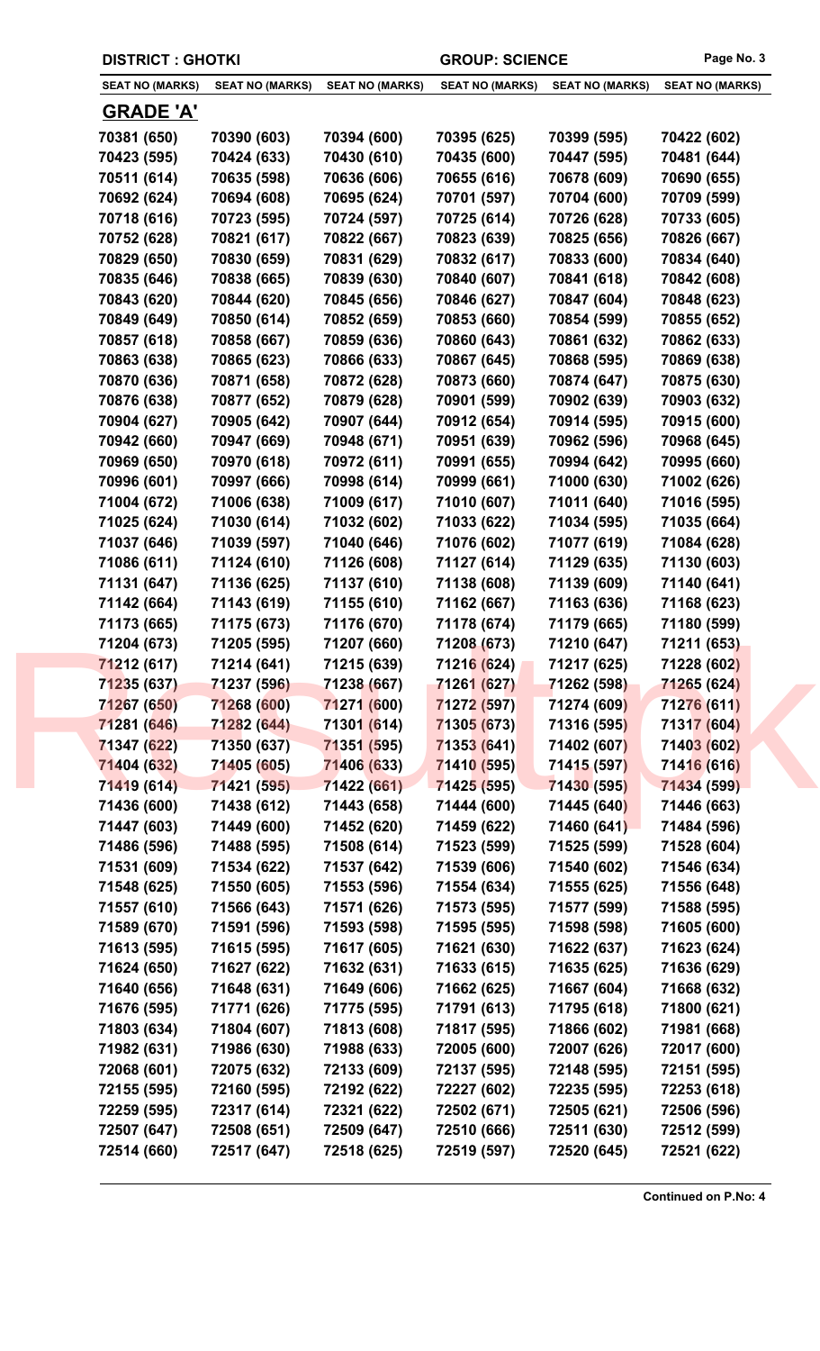**DISTRICT : GHOTKI** **GROUP: SCIENCE**

| SEAT NO (MARKS) | SEAT NO (MARKS) | SEAT NO (MARKS) | SEAT NO (MARKS) | SEAT NO (MARKS) | SEAT NO (MARKS) |
|---|---|---|---|---|---|

## GRADE 'A'

| SEAT NO (MARKS) | SEAT NO (MARKS) | SEAT NO (MARKS) | SEAT NO (MARKS) | SEAT NO (MARKS) | SEAT NO (MARKS) |
|---|---|---|---|---|---|
| 70381 (650) | 70390 (603) | 70394 (600) | 70395 (625) | 70399 (595) | 70422 (602) |
| 70423 (595) | 70424 (633) | 70430 (610) | 70435 (600) | 70447 (595) | 70481 (644) |
| 70511 (614) | 70635 (598) | 70636 (606) | 70655 (616) | 70678 (609) | 70690 (655) |
| 70692 (624) | 70694 (608) | 70695 (624) | 70701 (597) | 70704 (600) | 70709 (599) |
| 70718 (616) | 70723 (595) | 70724 (597) | 70725 (614) | 70726 (628) | 70733 (605) |
| 70752 (628) | 70821 (617) | 70822 (667) | 70823 (639) | 70825 (656) | 70826 (667) |
| 70829 (650) | 70830 (659) | 70831 (629) | 70832 (617) | 70833 (600) | 70834 (640) |
| 70835 (646) | 70838 (665) | 70839 (630) | 70840 (607) | 70841 (618) | 70842 (608) |
| 70843 (620) | 70844 (620) | 70845 (656) | 70846 (627) | 70847 (604) | 70848 (623) |
| 70849 (649) | 70850 (614) | 70852 (659) | 70853 (660) | 70854 (599) | 70855 (652) |
| 70857 (618) | 70858 (667) | 70859 (636) | 70860 (643) | 70861 (632) | 70862 (633) |
| 70863 (638) | 70865 (623) | 70866 (633) | 70867 (645) | 70868 (595) | 70869 (638) |
| 70870 (636) | 70871 (658) | 70872 (628) | 70873 (660) | 70874 (647) | 70875 (630) |
| 70876 (638) | 70877 (652) | 70879 (628) | 70901 (599) | 70902 (639) | 70903 (632) |
| 70904 (627) | 70905 (642) | 70907 (644) | 70912 (654) | 70914 (595) | 70915 (600) |
| 70942 (660) | 70947 (669) | 70948 (671) | 70951 (639) | 70962 (596) | 70968 (645) |
| 70969 (650) | 70970 (618) | 70972 (611) | 70991 (655) | 70994 (642) | 70995 (660) |
| 70996 (601) | 70997 (666) | 70998 (614) | 70999 (661) | 71000 (630) | 71002 (626) |
| 71004 (672) | 71006 (638) | 71009 (617) | 71010 (607) | 71011 (640) | 71016 (595) |
| 71025 (624) | 71030 (614) | 71032 (602) | 71033 (622) | 71034 (595) | 71035 (664) |
| 71037 (646) | 71039 (597) | 71040 (646) | 71076 (602) | 71077 (619) | 71084 (628) |
| 71086 (611) | 71124 (610) | 71126 (608) | 71127 (614) | 71129 (635) | 71130 (603) |
| 71131 (647) | 71136 (625) | 71137 (610) | 71138 (608) | 71139 (609) | 71140 (641) |
| 71142 (664) | 71143 (619) | 71155 (610) | 71162 (667) | 71163 (636) | 71168 (623) |
| 71173 (665) | 71175 (673) | 71176 (670) | 71178 (674) | 71179 (665) | 71180 (599) |
| 71204 (673) | 71205 (595) | 71207 (660) | 71208 (673) | 71210 (647) | 71211 (653) |
| 71212 (617) | 71214 (641) | 71215 (639) | 71216 (624) | 71217 (625) | 71228 (602) |
| 71235 (637) | 71237 (596) | 71238 (667) | 71261 (627) | 71262 (598) | 71265 (624) |
| 71267 (650) | 71268 (600) | 71271 (600) | 71272 (597) | 71274 (609) | 71276 (611) |
| 71281 (646) | 71282 (644) | 71301 (614) | 71305 (673) | 71316 (595) | 71317 (604) |
| 71347 (622) | 71350 (637) | 71351 (595) | 71353 (641) | 71402 (607) | 71403 (602) |
| 71404 (632) | 71405 (605) | 71406 (633) | 71410 (595) | 71415 (597) | 71416 (616) |
| 71419 (614) | 71421 (595) | 71422 (661) | 71425 (595) | 71430 (595) | 71434 (599) |
| 71436 (600) | 71438 (612) | 71443 (658) | 71444 (600) | 71445 (640) | 71446 (663) |
| 71447 (603) | 71449 (600) | 71452 (620) | 71459 (622) | 71460 (641) | 71484 (596) |
| 71486 (596) | 71488 (595) | 71508 (614) | 71523 (599) | 71525 (599) | 71528 (604) |
| 71531 (609) | 71534 (622) | 71537 (642) | 71539 (606) | 71540 (602) | 71546 (634) |
| 71548 (625) | 71550 (605) | 71553 (596) | 71554 (634) | 71555 (625) | 71556 (648) |
| 71557 (610) | 71566 (643) | 71571 (626) | 71573 (595) | 71577 (599) | 71588 (595) |
| 71589 (670) | 71591 (596) | 71593 (598) | 71595 (595) | 71598 (598) | 71605 (600) |
| 71613 (595) | 71615 (595) | 71617 (605) | 71621 (630) | 71622 (637) | 71623 (624) |
| 71624 (650) | 71627 (622) | 71632 (631) | 71633 (615) | 71635 (625) | 71636 (629) |
| 71640 (656) | 71648 (631) | 71649 (606) | 71662 (625) | 71667 (604) | 71668 (632) |
| 71676 (595) | 71771 (626) | 71775 (595) | 71791 (613) | 71795 (618) | 71800 (621) |
| 71803 (634) | 71804 (607) | 71813 (608) | 71817 (595) | 71866 (602) | 71981 (668) |
| 71982 (631) | 71986 (630) | 71988 (633) | 72005 (600) | 72007 (626) | 72017 (600) |
| 72068 (601) | 72075 (632) | 72133 (609) | 72137 (595) | 72148 (595) | 72151 (595) |
| 72155 (595) | 72160 (595) | 72192 (622) | 72227 (602) | 72235 (595) | 72253 (618) |
| 72259 (595) | 72317 (614) | 72321 (622) | 72502 (671) | 72505 (621) | 72506 (596) |
| 72507 (647) | 72508 (651) | 72509 (647) | 72510 (666) | 72511 (630) | 72512 (599) |
| 72514 (660) | 72517 (647) | 72518 (625) | 72519 (597) | 72520 (645) | 72521 (622) |

**Continued on P.No: 4**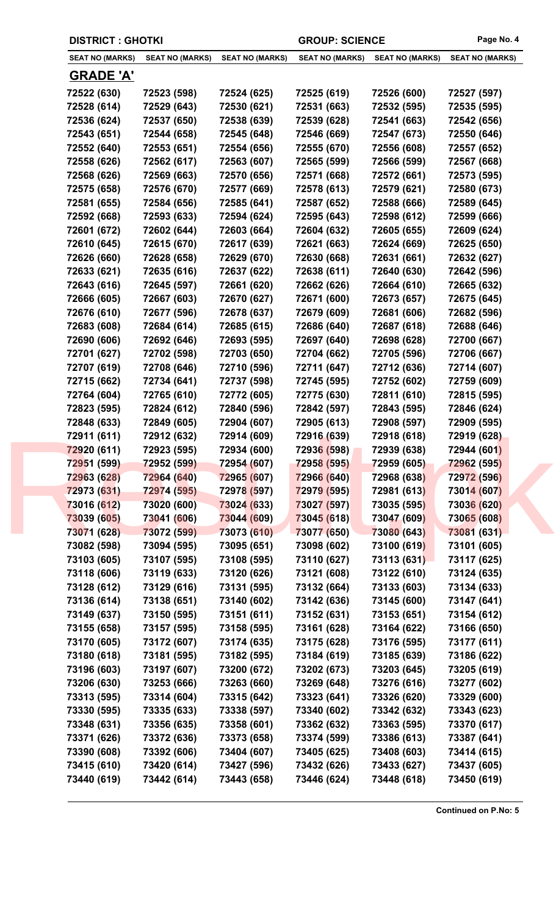DISTRICT : GHOTKI | GROUP: SCIENCE

| SEAT NO (MARKS) | SEAT NO (MARKS) | SEAT NO (MARKS) | SEAT NO (MARKS) | SEAT NO (MARKS) | SEAT NO (MARKS) |
|---|---|---|---|---|---|

## GRADE 'A'

| | | | | | |
|---|---|---|---|---|---|
| 72522 (630) | 72523 (598) | 72524 (625) | 72525 (619) | 72526 (600) | 72527 (597) |
| 72528 (614) | 72529 (643) | 72530 (621) | 72531 (663) | 72532 (595) | 72535 (595) |
| 72536 (624) | 72537 (650) | 72538 (639) | 72539 (628) | 72541 (663) | 72542 (656) |
| 72543 (651) | 72544 (658) | 72545 (648) | 72546 (669) | 72547 (673) | 72550 (646) |
| 72552 (640) | 72553 (651) | 72554 (656) | 72555 (670) | 72556 (608) | 72557 (652) |
| 72558 (626) | 72562 (617) | 72563 (607) | 72565 (599) | 72566 (599) | 72567 (668) |
| 72568 (626) | 72569 (663) | 72570 (656) | 72571 (668) | 72572 (661) | 72573 (595) |
| 72575 (658) | 72576 (670) | 72577 (669) | 72578 (613) | 72579 (621) | 72580 (673) |
| 72581 (655) | 72584 (656) | 72585 (641) | 72587 (652) | 72588 (666) | 72589 (645) |
| 72592 (668) | 72593 (633) | 72594 (624) | 72595 (643) | 72598 (612) | 72599 (666) |
| 72601 (672) | 72602 (644) | 72603 (664) | 72604 (632) | 72605 (655) | 72609 (624) |
| 72610 (645) | 72615 (670) | 72617 (639) | 72621 (663) | 72624 (669) | 72625 (650) |
| 72626 (660) | 72628 (658) | 72629 (670) | 72630 (668) | 72631 (661) | 72632 (627) |
| 72633 (621) | 72635 (616) | 72637 (622) | 72638 (611) | 72640 (630) | 72642 (596) |
| 72643 (616) | 72645 (597) | 72661 (620) | 72662 (626) | 72664 (610) | 72665 (632) |
| 72666 (605) | 72667 (603) | 72670 (627) | 72671 (600) | 72673 (657) | 72675 (645) |
| 72676 (610) | 72677 (596) | 72678 (637) | 72679 (609) | 72681 (606) | 72682 (596) |
| 72683 (608) | 72684 (614) | 72685 (615) | 72686 (640) | 72687 (618) | 72688 (646) |
| 72690 (606) | 72692 (646) | 72693 (595) | 72697 (640) | 72698 (628) | 72700 (667) |
| 72701 (627) | 72702 (598) | 72703 (650) | 72704 (662) | 72705 (596) | 72706 (667) |
| 72707 (619) | 72708 (646) | 72710 (596) | 72711 (647) | 72712 (636) | 72714 (607) |
| 72715 (662) | 72734 (641) | 72737 (598) | 72745 (595) | 72752 (602) | 72759 (609) |
| 72764 (604) | 72765 (610) | 72772 (605) | 72775 (630) | 72811 (610) | 72815 (595) |
| 72823 (595) | 72824 (612) | 72840 (596) | 72842 (597) | 72843 (595) | 72846 (624) |
| 72848 (633) | 72849 (605) | 72904 (607) | 72905 (613) | 72908 (597) | 72909 (595) |
| 72911 (611) | 72912 (632) | 72914 (609) | 72916 (639) | 72918 (618) | 72919 (628) |
| 72920 (611) | 72923 (595) | 72934 (600) | 72936 (598) | 72939 (638) | 72944 (601) |
| 72951 (599) | 72952 (599) | 72954 (607) | 72958 (595) | 72959 (605) | 72962 (595) |
| 72963 (628) | 72964 (640) | 72965 (607) | 72966 (640) | 72968 (638) | 72972 (596) |
| 72973 (631) | 72974 (595) | 72978 (597) | 72979 (595) | 72981 (613) | 73014 (607) |
| 73016 (612) | 73020 (600) | 73024 (633) | 73027 (597) | 73035 (595) | 73036 (620) |
| 73039 (605) | 73041 (606) | 73044 (609) | 73045 (618) | 73047 (609) | 73065 (608) |
| 73071 (628) | 73072 (599) | 73073 (610) | 73077 (650) | 73080 (643) | 73081 (631) |
| 73082 (598) | 73094 (595) | 73095 (651) | 73098 (602) | 73100 (619) | 73101 (605) |
| 73103 (605) | 73107 (595) | 73108 (595) | 73110 (627) | 73113 (631) | 73117 (625) |
| 73118 (606) | 73119 (633) | 73120 (626) | 73121 (608) | 73122 (610) | 73124 (635) |
| 73128 (612) | 73129 (616) | 73131 (595) | 73132 (664) | 73133 (603) | 73134 (633) |
| 73136 (614) | 73138 (651) | 73140 (602) | 73142 (636) | 73145 (600) | 73147 (641) |
| 73149 (637) | 73150 (595) | 73151 (611) | 73152 (631) | 73153 (651) | 73154 (612) |
| 73155 (658) | 73157 (595) | 73158 (595) | 73161 (628) | 73164 (622) | 73166 (650) |
| 73170 (605) | 73172 (607) | 73174 (635) | 73175 (628) | 73176 (595) | 73177 (611) |
| 73180 (618) | 73181 (595) | 73182 (595) | 73184 (619) | 73185 (639) | 73186 (622) |
| 73196 (603) | 73197 (607) | 73200 (672) | 73202 (673) | 73203 (645) | 73205 (619) |
| 73206 (630) | 73253 (666) | 73263 (660) | 73269 (648) | 73276 (616) | 73277 (602) |
| 73313 (595) | 73314 (604) | 73315 (642) | 73323 (641) | 73326 (620) | 73329 (600) |
| 73330 (595) | 73335 (633) | 73338 (597) | 73340 (602) | 73342 (632) | 73343 (623) |
| 73348 (631) | 73356 (635) | 73358 (601) | 73362 (632) | 73363 (595) | 73370 (617) |
| 73371 (626) | 73372 (636) | 73373 (658) | 73374 (599) | 73386 (613) | 73387 (641) |
| 73390 (608) | 73392 (606) | 73404 (607) | 73405 (625) | 73408 (603) | 73414 (615) |
| 73415 (610) | 73420 (614) | 73427 (596) | 73432 (626) | 73433 (627) | 73437 (605) |
| 73440 (619) | 73442 (614) | 73443 (658) | 73446 (624) | 73448 (618) | 73450 (619) |

**Continued on P.No: 5**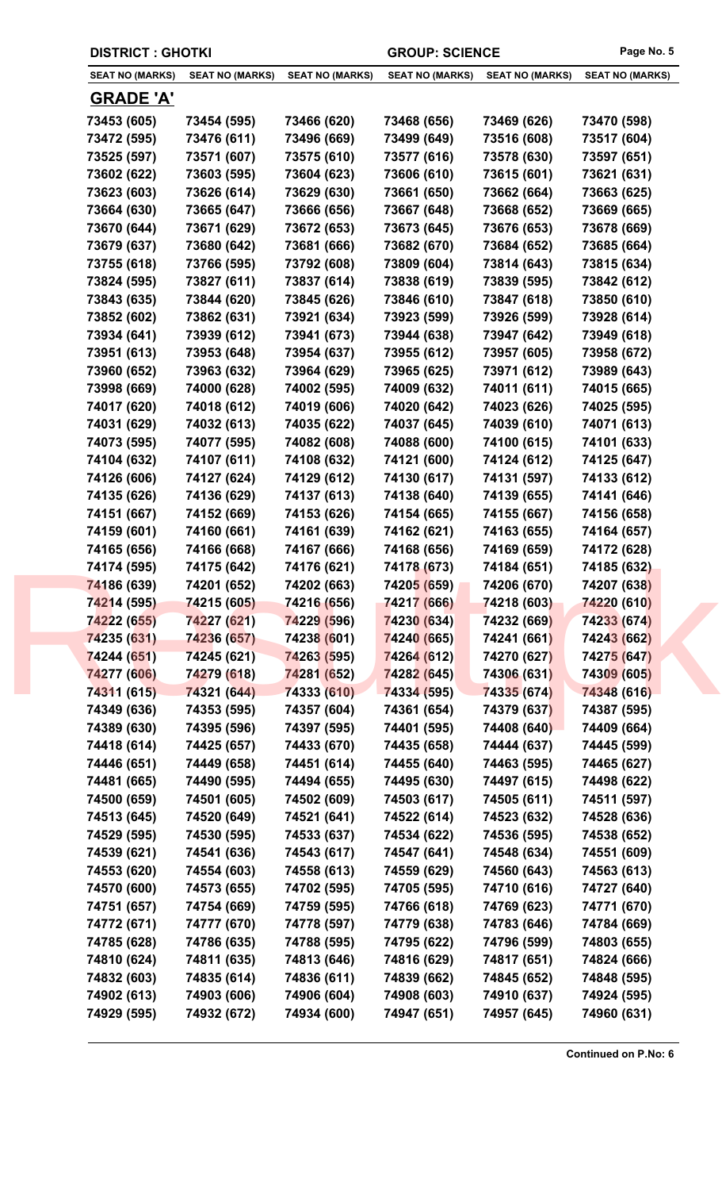**DISTRICT : GHOTKI** | **GROUP: SCIENCE**

| SEAT NO (MARKS) | SEAT NO (MARKS) | SEAT NO (MARKS) | SEAT NO (MARKS) | SEAT NO (MARKS) | SEAT NO (MARKS) |
|---|---|---|---|---|---|

## GRADE 'A'

| SEAT NO (MARKS) | SEAT NO (MARKS) | SEAT NO (MARKS) | SEAT NO (MARKS) | SEAT NO (MARKS) | SEAT NO (MARKS) |
|---|---|---|---|---|---|
| 73453 (605) | 73454 (595) | 73466 (620) | 73468 (656) | 73469 (626) | 73470 (598) |
| 73472 (595) | 73476 (611) | 73496 (669) | 73499 (649) | 73516 (608) | 73517 (604) |
| 73525 (597) | 73571 (607) | 73575 (610) | 73577 (616) | 73578 (630) | 73597 (651) |
| 73602 (622) | 73603 (595) | 73604 (623) | 73606 (610) | 73615 (601) | 73621 (631) |
| 73623 (603) | 73626 (614) | 73629 (630) | 73661 (650) | 73662 (664) | 73663 (625) |
| 73664 (630) | 73665 (647) | 73666 (656) | 73667 (648) | 73668 (652) | 73669 (665) |
| 73670 (644) | 73671 (629) | 73672 (653) | 73673 (645) | 73676 (653) | 73678 (669) |
| 73679 (637) | 73680 (642) | 73681 (666) | 73682 (670) | 73684 (652) | 73685 (664) |
| 73755 (618) | 73766 (595) | 73792 (608) | 73809 (604) | 73814 (643) | 73815 (634) |
| 73824 (595) | 73827 (611) | 73837 (614) | 73838 (619) | 73839 (595) | 73842 (612) |
| 73843 (635) | 73844 (620) | 73845 (626) | 73846 (610) | 73847 (618) | 73850 (610) |
| 73852 (602) | 73862 (631) | 73921 (634) | 73923 (599) | 73926 (599) | 73928 (614) |
| 73934 (641) | 73939 (612) | 73941 (673) | 73944 (638) | 73947 (642) | 73949 (618) |
| 73951 (613) | 73953 (648) | 73954 (637) | 73955 (612) | 73957 (605) | 73958 (672) |
| 73960 (652) | 73963 (632) | 73964 (629) | 73965 (625) | 73971 (612) | 73989 (643) |
| 73998 (669) | 74000 (628) | 74002 (595) | 74009 (632) | 74011 (611) | 74015 (665) |
| 74017 (620) | 74018 (612) | 74019 (606) | 74020 (642) | 74023 (626) | 74025 (595) |
| 74031 (629) | 74032 (613) | 74035 (622) | 74037 (645) | 74039 (610) | 74071 (613) |
| 74073 (595) | 74077 (595) | 74082 (608) | 74088 (600) | 74100 (615) | 74101 (633) |
| 74104 (632) | 74107 (611) | 74108 (632) | 74121 (600) | 74124 (612) | 74125 (647) |
| 74126 (606) | 74127 (624) | 74129 (612) | 74130 (617) | 74131 (597) | 74133 (612) |
| 74135 (626) | 74136 (629) | 74137 (613) | 74138 (640) | 74139 (655) | 74141 (646) |
| 74151 (667) | 74152 (669) | 74153 (626) | 74154 (665) | 74155 (667) | 74156 (658) |
| 74159 (601) | 74160 (661) | 74161 (639) | 74162 (621) | 74163 (655) | 74164 (657) |
| 74165 (656) | 74166 (668) | 74167 (666) | 74168 (656) | 74169 (659) | 74172 (628) |
| 74174 (595) | 74175 (642) | 74176 (621) | 74178 (673) | 74184 (651) | 74185 (632) |
| 74186 (639) | 74201 (652) | 74202 (663) | 74205 (659) | 74206 (670) | 74207 (638) |
| 74214 (595) | 74215 (605) | 74216 (656) | 74217 (666) | 74218 (603) | 74220 (610) |
| 74222 (655) | 74227 (621) | 74229 (596) | 74230 (634) | 74232 (669) | 74233 (674) |
| 74235 (631) | 74236 (657) | 74238 (601) | 74240 (665) | 74241 (661) | 74243 (662) |
| 74244 (651) | 74245 (621) | 74263 (595) | 74264 (612) | 74270 (627) | 74275 (647) |
| 74277 (606) | 74279 (618) | 74281 (652) | 74282 (645) | 74306 (631) | 74309 (605) |
| 74311 (615) | 74321 (644) | 74333 (610) | 74334 (595) | 74335 (674) | 74348 (616) |
| 74349 (636) | 74353 (595) | 74357 (604) | 74361 (654) | 74379 (637) | 74387 (595) |
| 74389 (630) | 74395 (596) | 74397 (595) | 74401 (595) | 74408 (640) | 74409 (664) |
| 74418 (614) | 74425 (657) | 74433 (670) | 74435 (658) | 74444 (637) | 74445 (599) |
| 74446 (651) | 74449 (658) | 74451 (614) | 74455 (640) | 74463 (595) | 74465 (627) |
| 74481 (665) | 74490 (595) | 74494 (655) | 74495 (630) | 74497 (615) | 74498 (622) |
| 74500 (659) | 74501 (605) | 74502 (609) | 74503 (617) | 74505 (611) | 74511 (597) |
| 74513 (645) | 74520 (649) | 74521 (641) | 74522 (614) | 74523 (632) | 74528 (636) |
| 74529 (595) | 74530 (595) | 74533 (637) | 74534 (622) | 74536 (595) | 74538 (652) |
| 74539 (621) | 74541 (636) | 74543 (617) | 74547 (641) | 74548 (634) | 74551 (609) |
| 74553 (620) | 74554 (603) | 74558 (613) | 74559 (629) | 74560 (643) | 74563 (613) |
| 74570 (600) | 74573 (655) | 74702 (595) | 74705 (595) | 74710 (616) | 74727 (640) |
| 74751 (657) | 74754 (669) | 74759 (595) | 74766 (618) | 74769 (623) | 74771 (670) |
| 74772 (671) | 74777 (670) | 74778 (597) | 74779 (638) | 74783 (646) | 74784 (669) |
| 74785 (628) | 74786 (635) | 74788 (595) | 74795 (622) | 74796 (599) | 74803 (655) |
| 74810 (624) | 74811 (635) | 74813 (646) | 74816 (629) | 74817 (651) | 74824 (666) |
| 74832 (603) | 74835 (614) | 74836 (611) | 74839 (662) | 74845 (652) | 74848 (595) |
| 74902 (613) | 74903 (606) | 74906 (604) | 74908 (603) | 74910 (637) | 74924 (595) |
| 74929 (595) | 74932 (672) | 74934 (600) | 74947 (651) | 74957 (645) | 74960 (631) |

**Continued on P.No: 6**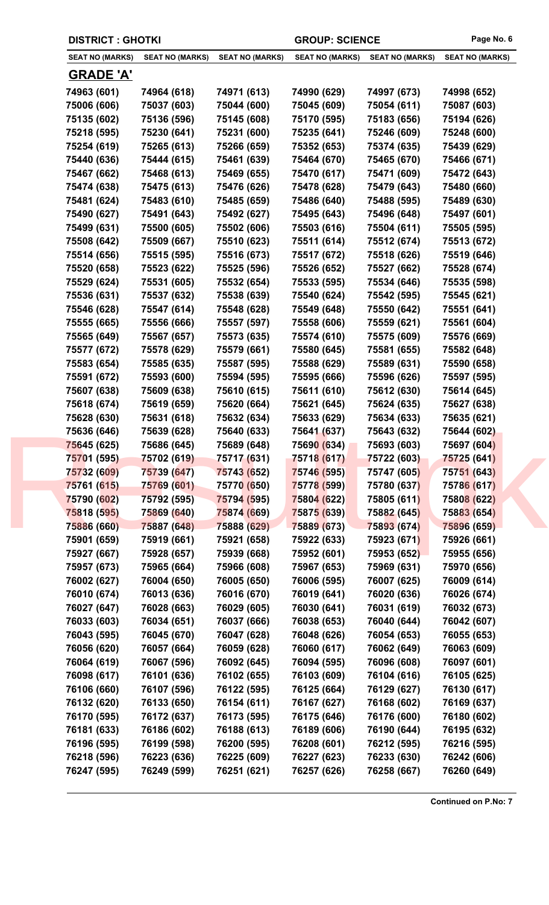**DISTRICT : GHOTKI** **GROUP: SCIENCE**

| SEAT NO (MARKS) | SEAT NO (MARKS) | SEAT NO (MARKS) | SEAT NO (MARKS) | SEAT NO (MARKS) | SEAT NO (MARKS) |
|---|---|---|---|---|---|

## GRADE 'A'

| SEAT NO (MARKS) | SEAT NO (MARKS) | SEAT NO (MARKS) | SEAT NO (MARKS) | SEAT NO (MARKS) | SEAT NO (MARKS) |
|---|---|---|---|---|---|
| 74963 (601) | 74964 (618) | 74971 (613) | 74990 (629) | 74997 (673) | 74998 (652) |
| 75006 (606) | 75037 (603) | 75044 (600) | 75045 (609) | 75054 (611) | 75087 (603) |
| 75135 (602) | 75136 (596) | 75145 (608) | 75170 (595) | 75183 (656) | 75194 (626) |
| 75218 (595) | 75230 (641) | 75231 (600) | 75235 (641) | 75246 (609) | 75248 (600) |
| 75254 (619) | 75265 (613) | 75266 (659) | 75352 (653) | 75374 (635) | 75439 (629) |
| 75440 (636) | 75444 (615) | 75461 (639) | 75464 (670) | 75465 (670) | 75466 (671) |
| 75467 (662) | 75468 (613) | 75469 (655) | 75470 (617) | 75471 (609) | 75472 (643) |
| 75474 (638) | 75475 (613) | 75476 (626) | 75478 (628) | 75479 (643) | 75480 (660) |
| 75481 (624) | 75483 (610) | 75485 (659) | 75486 (640) | 75488 (595) | 75489 (630) |
| 75490 (627) | 75491 (643) | 75492 (627) | 75495 (643) | 75496 (648) | 75497 (601) |
| 75499 (631) | 75500 (605) | 75502 (606) | 75503 (616) | 75504 (611) | 75505 (595) |
| 75508 (642) | 75509 (667) | 75510 (623) | 75511 (614) | 75512 (674) | 75513 (672) |
| 75514 (656) | 75515 (595) | 75516 (673) | 75517 (672) | 75518 (626) | 75519 (646) |
| 75520 (658) | 75523 (622) | 75525 (596) | 75526 (652) | 75527 (662) | 75528 (674) |
| 75529 (624) | 75531 (605) | 75532 (654) | 75533 (595) | 75534 (646) | 75535 (598) |
| 75536 (631) | 75537 (632) | 75538 (639) | 75540 (624) | 75542 (595) | 75545 (621) |
| 75546 (628) | 75547 (614) | 75548 (628) | 75549 (648) | 75550 (642) | 75551 (641) |
| 75555 (665) | 75556 (666) | 75557 (597) | 75558 (606) | 75559 (621) | 75561 (604) |
| 75565 (649) | 75567 (657) | 75573 (635) | 75574 (610) | 75575 (609) | 75576 (669) |
| 75577 (672) | 75578 (629) | 75579 (661) | 75580 (645) | 75581 (655) | 75582 (648) |
| 75583 (654) | 75585 (635) | 75587 (595) | 75588 (629) | 75589 (631) | 75590 (658) |
| 75591 (672) | 75593 (600) | 75594 (595) | 75595 (666) | 75596 (626) | 75597 (595) |
| 75607 (638) | 75609 (638) | 75610 (615) | 75611 (610) | 75612 (630) | 75614 (645) |
| 75618 (674) | 75619 (659) | 75620 (664) | 75621 (645) | 75624 (635) | 75627 (638) |
| 75628 (630) | 75631 (618) | 75632 (634) | 75633 (629) | 75634 (633) | 75635 (621) |
| 75636 (646) | 75639 (628) | 75640 (633) | 75641 (637) | 75643 (632) | 75644 (602) |
| 75645 (625) | 75686 (645) | 75689 (648) | 75690 (634) | 75693 (603) | 75697 (604) |
| 75701 (595) | 75702 (619) | 75717 (631) | 75718 (617) | 75722 (603) | 75725 (641) |
| 75732 (609) | 75739 (647) | 75743 (652) | 75746 (595) | 75747 (605) | 75751 (643) |
| 75761 (615) | 75769 (601) | 75770 (650) | 75778 (599) | 75780 (637) | 75786 (617) |
| 75790 (602) | 75792 (595) | 75794 (595) | 75804 (622) | 75805 (611) | 75808 (622) |
| 75818 (595) | 75869 (640) | 75874 (669) | 75875 (639) | 75882 (645) | 75883 (654) |
| 75886 (660) | 75887 (648) | 75888 (629) | 75889 (673) | 75893 (674) | 75896 (659) |
| 75901 (659) | 75919 (661) | 75921 (658) | 75922 (633) | 75923 (671) | 75926 (661) |
| 75927 (667) | 75928 (657) | 75939 (668) | 75952 (601) | 75953 (652) | 75955 (656) |
| 75957 (673) | 75965 (664) | 75966 (608) | 75967 (653) | 75969 (631) | 75970 (656) |
| 76002 (627) | 76004 (650) | 76005 (650) | 76006 (595) | 76007 (625) | 76009 (614) |
| 76010 (674) | 76013 (636) | 76016 (670) | 76019 (641) | 76020 (636) | 76026 (674) |
| 76027 (647) | 76028 (663) | 76029 (605) | 76030 (641) | 76031 (619) | 76032 (673) |
| 76033 (603) | 76034 (651) | 76037 (666) | 76038 (653) | 76040 (644) | 76042 (607) |
| 76043 (595) | 76045 (670) | 76047 (628) | 76048 (626) | 76054 (653) | 76055 (653) |
| 76056 (620) | 76057 (664) | 76059 (628) | 76060 (617) | 76062 (649) | 76063 (609) |
| 76064 (619) | 76067 (596) | 76092 (645) | 76094 (595) | 76096 (608) | 76097 (601) |
| 76098 (617) | 76101 (636) | 76102 (655) | 76103 (609) | 76104 (616) | 76105 (625) |
| 76106 (660) | 76107 (596) | 76122 (595) | 76125 (664) | 76129 (627) | 76130 (617) |
| 76132 (620) | 76133 (650) | 76154 (611) | 76167 (627) | 76168 (602) | 76169 (637) |
| 76170 (595) | 76172 (637) | 76173 (595) | 76175 (646) | 76176 (600) | 76180 (602) |
| 76181 (633) | 76186 (602) | 76188 (613) | 76189 (606) | 76190 (644) | 76195 (632) |
| 76196 (595) | 76199 (598) | 76200 (595) | 76208 (601) | 76212 (595) | 76216 (595) |
| 76218 (596) | 76223 (636) | 76225 (609) | 76227 (623) | 76233 (630) | 76242 (606) |
| 76247 (595) | 76249 (599) | 76251 (621) | 76257 (626) | 76258 (667) | 76260 (649) |

**Continued on P.No: 7**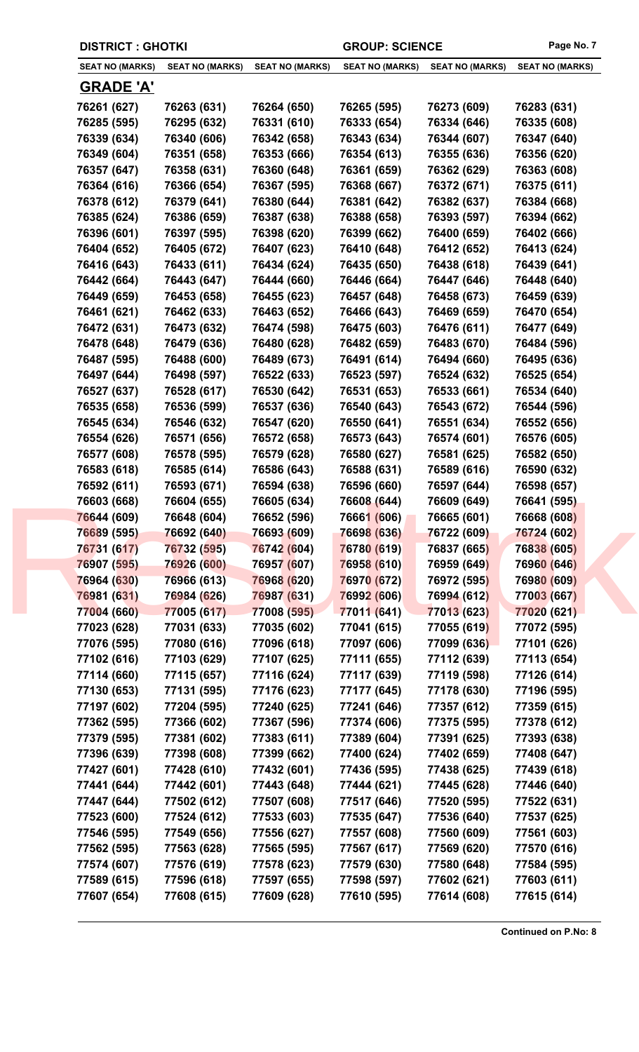**DISTRICT : GHOTKI** **GROUP: SCIENCE**

| SEAT NO (MARKS) | SEAT NO (MARKS) | SEAT NO (MARKS) | SEAT NO (MARKS) | SEAT NO (MARKS) | SEAT NO (MARKS) |
|---|---|---|---|---|---|

## GRADE 'A'

| | | | | | |
|---|---|---|---|---|---|
| 76261 (627) | 76263 (631) | 76264 (650) | 76265 (595) | 76273 (609) | 76283 (631) |
| 76285 (595) | 76295 (632) | 76331 (610) | 76333 (654) | 76334 (646) | 76335 (608) |
| 76339 (634) | 76340 (606) | 76342 (658) | 76343 (634) | 76344 (607) | 76347 (640) |
| 76349 (604) | 76351 (658) | 76353 (666) | 76354 (613) | 76355 (636) | 76356 (620) |
| 76357 (647) | 76358 (631) | 76360 (648) | 76361 (659) | 76362 (629) | 76363 (608) |
| 76364 (616) | 76366 (654) | 76367 (595) | 76368 (667) | 76372 (671) | 76375 (611) |
| 76378 (612) | 76379 (641) | 76380 (644) | 76381 (642) | 76382 (637) | 76384 (668) |
| 76385 (624) | 76386 (659) | 76387 (638) | 76388 (658) | 76393 (597) | 76394 (662) |
| 76396 (601) | 76397 (595) | 76398 (620) | 76399 (662) | 76400 (659) | 76402 (666) |
| 76404 (652) | 76405 (672) | 76407 (623) | 76410 (648) | 76412 (652) | 76413 (624) |
| 76416 (643) | 76433 (611) | 76434 (624) | 76435 (650) | 76438 (618) | 76439 (641) |
| 76442 (664) | 76443 (647) | 76444 (660) | 76446 (664) | 76447 (646) | 76448 (640) |
| 76449 (659) | 76453 (658) | 76455 (623) | 76457 (648) | 76458 (673) | 76459 (639) |
| 76461 (621) | 76462 (633) | 76463 (652) | 76466 (643) | 76469 (659) | 76470 (654) |
| 76472 (631) | 76473 (632) | 76474 (598) | 76475 (603) | 76476 (611) | 76477 (649) |
| 76478 (648) | 76479 (636) | 76480 (628) | 76482 (659) | 76483 (670) | 76484 (596) |
| 76487 (595) | 76488 (600) | 76489 (673) | 76491 (614) | 76494 (660) | 76495 (636) |
| 76497 (644) | 76498 (597) | 76522 (633) | 76523 (597) | 76524 (632) | 76525 (654) |
| 76527 (637) | 76528 (617) | 76530 (642) | 76531 (653) | 76533 (661) | 76534 (640) |
| 76535 (658) | 76536 (599) | 76537 (636) | 76540 (643) | 76543 (672) | 76544 (596) |
| 76545 (634) | 76546 (632) | 76547 (620) | 76550 (641) | 76551 (634) | 76552 (656) |
| 76554 (626) | 76571 (656) | 76572 (658) | 76573 (643) | 76574 (601) | 76576 (605) |
| 76577 (608) | 76578 (595) | 76579 (628) | 76580 (627) | 76581 (625) | 76582 (650) |
| 76583 (618) | 76585 (614) | 76586 (643) | 76588 (631) | 76589 (616) | 76590 (632) |
| 76592 (611) | 76593 (671) | 76594 (638) | 76596 (660) | 76597 (644) | 76598 (657) |
| 76603 (668) | 76604 (655) | 76605 (634) | 76608 (644) | 76609 (649) | 76641 (595) |
| 76644 (609) | 76648 (604) | 76652 (596) | 76661 (606) | 76665 (601) | 76668 (608) |
| 76689 (595) | 76692 (640) | 76693 (609) | 76698 (636) | 76722 (609) | 76724 (602) |
| 76731 (617) | 76732 (595) | 76742 (604) | 76780 (619) | 76837 (665) | 76838 (605) |
| 76907 (595) | 76926 (600) | 76957 (607) | 76958 (610) | 76959 (649) | 76960 (646) |
| 76964 (630) | 76966 (613) | 76968 (620) | 76970 (672) | 76972 (595) | 76980 (609) |
| 76981 (631) | 76984 (626) | 76987 (631) | 76992 (606) | 76994 (612) | 77003 (667) |
| 77004 (660) | 77005 (617) | 77008 (595) | 77011 (641) | 77013 (623) | 77020 (621) |
| 77023 (628) | 77031 (633) | 77035 (602) | 77041 (615) | 77055 (619) | 77072 (595) |
| 77076 (595) | 77080 (616) | 77096 (618) | 77097 (606) | 77099 (636) | 77101 (626) |
| 77102 (616) | 77103 (629) | 77107 (625) | 77111 (655) | 77112 (639) | 77113 (654) |
| 77114 (660) | 77115 (657) | 77116 (624) | 77117 (639) | 77119 (598) | 77126 (614) |
| 77130 (653) | 77131 (595) | 77176 (623) | 77177 (645) | 77178 (630) | 77196 (595) |
| 77197 (602) | 77204 (595) | 77240 (625) | 77241 (646) | 77357 (612) | 77359 (615) |
| 77362 (595) | 77366 (602) | 77367 (596) | 77374 (606) | 77375 (595) | 77378 (612) |
| 77379 (595) | 77381 (602) | 77383 (611) | 77389 (604) | 77391 (625) | 77393 (638) |
| 77396 (639) | 77398 (608) | 77399 (662) | 77400 (624) | 77402 (659) | 77408 (647) |
| 77427 (601) | 77428 (610) | 77432 (601) | 77436 (595) | 77438 (625) | 77439 (618) |
| 77441 (644) | 77442 (601) | 77443 (648) | 77444 (621) | 77445 (628) | 77446 (640) |
| 77447 (644) | 77502 (612) | 77507 (608) | 77517 (646) | 77520 (595) | 77522 (631) |
| 77523 (600) | 77524 (612) | 77533 (603) | 77535 (647) | 77536 (640) | 77537 (625) |
| 77546 (595) | 77549 (656) | 77556 (627) | 77557 (608) | 77560 (609) | 77561 (603) |
| 77562 (595) | 77563 (628) | 77565 (595) | 77567 (617) | 77569 (620) | 77570 (616) |
| 77574 (607) | 77576 (619) | 77578 (623) | 77579 (630) | 77580 (648) | 77584 (595) |
| 77589 (615) | 77596 (618) | 77597 (655) | 77598 (597) | 77602 (621) | 77603 (611) |
| 77607 (654) | 77608 (615) | 77609 (628) | 77610 (595) | 77614 (608) | 77615 (614) |

**Continued on P.No: 8**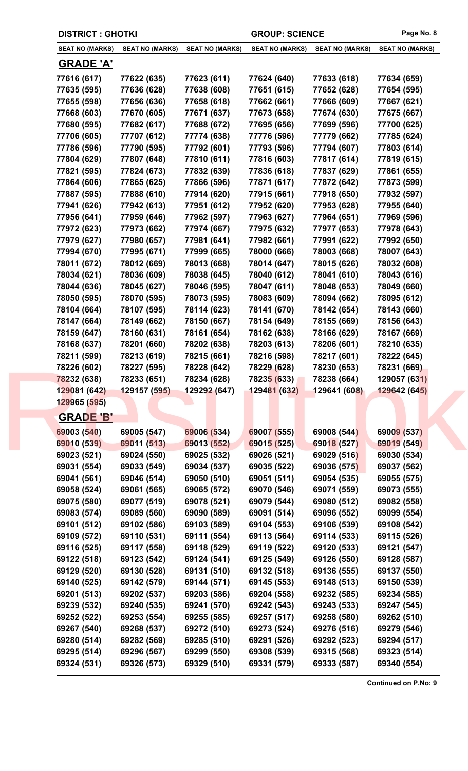**DISTRICT : GHOTKI** **GROUP: SCIENCE**

| SEAT NO (MARKS) | SEAT NO (MARKS) | SEAT NO (MARKS) | SEAT NO (MARKS) | SEAT NO (MARKS) | SEAT NO (MARKS) |
|---|---|---|---|---|---|

## GRADE 'A'

| | | | | | |
|---|---|---|---|---|---|
| 77616 (617) | 77622 (635) | 77623 (611) | 77624 (640) | 77633 (618) | 77634 (659) |
| 77635 (595) | 77636 (628) | 77638 (608) | 77651 (615) | 77652 (628) | 77654 (595) |
| 77655 (598) | 77656 (636) | 77658 (618) | 77662 (661) | 77666 (609) | 77667 (621) |
| 77668 (603) | 77670 (605) | 77671 (637) | 77673 (658) | 77674 (630) | 77675 (667) |
| 77680 (595) | 77682 (617) | 77688 (672) | 77695 (656) | 77699 (596) | 77700 (625) |
| 77706 (605) | 77707 (612) | 77774 (638) | 77776 (596) | 77779 (662) | 77785 (624) |
| 77786 (596) | 77790 (595) | 77792 (601) | 77793 (596) | 77794 (607) | 77803 (614) |
| 77804 (629) | 77807 (648) | 77810 (611) | 77816 (603) | 77817 (614) | 77819 (615) |
| 77821 (595) | 77824 (673) | 77832 (639) | 77836 (618) | 77837 (629) | 77861 (655) |
| 77864 (606) | 77865 (625) | 77866 (596) | 77871 (617) | 77872 (642) | 77873 (599) |
| 77887 (595) | 77888 (610) | 77914 (620) | 77915 (661) | 77918 (650) | 77932 (597) |
| 77941 (626) | 77942 (613) | 77951 (612) | 77952 (620) | 77953 (628) | 77955 (640) |
| 77956 (641) | 77959 (646) | 77962 (597) | 77963 (627) | 77964 (651) | 77969 (596) |
| 77972 (623) | 77973 (662) | 77974 (667) | 77975 (632) | 77977 (653) | 77978 (643) |
| 77979 (627) | 77980 (657) | 77981 (641) | 77982 (661) | 77991 (622) | 77992 (650) |
| 77994 (670) | 77995 (671) | 77999 (665) | 78000 (666) | 78003 (668) | 78007 (643) |
| 78011 (672) | 78012 (669) | 78013 (668) | 78014 (647) | 78015 (626) | 78032 (608) |
| 78034 (621) | 78036 (609) | 78038 (645) | 78040 (612) | 78041 (610) | 78043 (616) |
| 78044 (636) | 78045 (627) | 78046 (595) | 78047 (611) | 78048 (653) | 78049 (660) |
| 78050 (595) | 78070 (595) | 78073 (595) | 78083 (609) | 78094 (662) | 78095 (612) |
| 78104 (664) | 78107 (595) | 78114 (623) | 78141 (670) | 78142 (654) | 78143 (660) |
| 78147 (664) | 78149 (662) | 78150 (667) | 78154 (649) | 78155 (669) | 78156 (643) |
| 78159 (647) | 78160 (631) | 78161 (654) | 78162 (638) | 78166 (629) | 78167 (669) |
| 78168 (637) | 78201 (660) | 78202 (638) | 78203 (613) | 78206 (601) | 78210 (635) |
| 78211 (599) | 78213 (619) | 78215 (661) | 78216 (598) | 78217 (601) | 78222 (645) |
| 78226 (602) | 78227 (595) | 78228 (642) | 78229 (628) | 78230 (653) | 78231 (669) |
| 78232 (638) | 78233 (651) | 78234 (628) | 78235 (633) | 78238 (664) | 129057 (631) |
| 129081 (642) | 129157 (595) | 129292 (647) | 129481 (632) | 129641 (608) | 129642 (645) |
| 129965 (595) | | | | | |

## GRADE 'B'

| | | | | | |
|---|---|---|---|---|---|
| 69003 (540) | 69005 (547) | 69006 (534) | 69007 (555) | 69008 (544) | 69009 (537) |
| 69010 (539) | 69011 (513) | 69013 (552) | 69015 (525) | 69018 (527) | 69019 (549) |
| 69023 (521) | 69024 (550) | 69025 (532) | 69026 (521) | 69029 (516) | 69030 (534) |
| 69031 (554) | 69033 (549) | 69034 (537) | 69035 (522) | 69036 (575) | 69037 (562) |
| 69041 (561) | 69046 (514) | 69050 (510) | 69051 (511) | 69054 (535) | 69055 (575) |
| 69058 (524) | 69061 (565) | 69065 (572) | 69070 (546) | 69071 (559) | 69073 (555) |
| 69075 (580) | 69077 (519) | 69078 (521) | 69079 (544) | 69080 (512) | 69082 (558) |
| 69083 (574) | 69089 (560) | 69090 (589) | 69091 (514) | 69096 (552) | 69099 (554) |
| 69101 (512) | 69102 (586) | 69103 (589) | 69104 (553) | 69106 (539) | 69108 (542) |
| 69109 (572) | 69110 (531) | 69111 (554) | 69113 (564) | 69114 (533) | 69115 (526) |
| 69116 (525) | 69117 (558) | 69118 (529) | 69119 (522) | 69120 (533) | 69121 (547) |
| 69122 (518) | 69123 (542) | 69124 (541) | 69125 (549) | 69126 (550) | 69128 (587) |
| 69129 (520) | 69130 (528) | 69131 (510) | 69132 (518) | 69136 (555) | 69137 (550) |
| 69140 (525) | 69142 (579) | 69144 (571) | 69145 (553) | 69148 (513) | 69150 (539) |
| 69201 (513) | 69202 (537) | 69203 (586) | 69204 (558) | 69232 (585) | 69234 (585) |
| 69239 (532) | 69240 (535) | 69241 (570) | 69242 (543) | 69243 (533) | 69247 (545) |
| 69252 (522) | 69253 (554) | 69255 (585) | 69257 (517) | 69258 (580) | 69262 (510) |
| 69267 (540) | 69268 (537) | 69272 (510) | 69273 (524) | 69276 (516) | 69279 (546) |
| 69280 (514) | 69282 (569) | 69285 (510) | 69291 (526) | 69292 (523) | 69294 (517) |
| 69295 (514) | 69296 (567) | 69299 (550) | 69308 (539) | 69315 (568) | 69323 (514) |
| 69324 (531) | 69326 (573) | 69329 (510) | 69331 (579) | 69333 (587) | 69340 (554) |

**Continued on P.No: 9**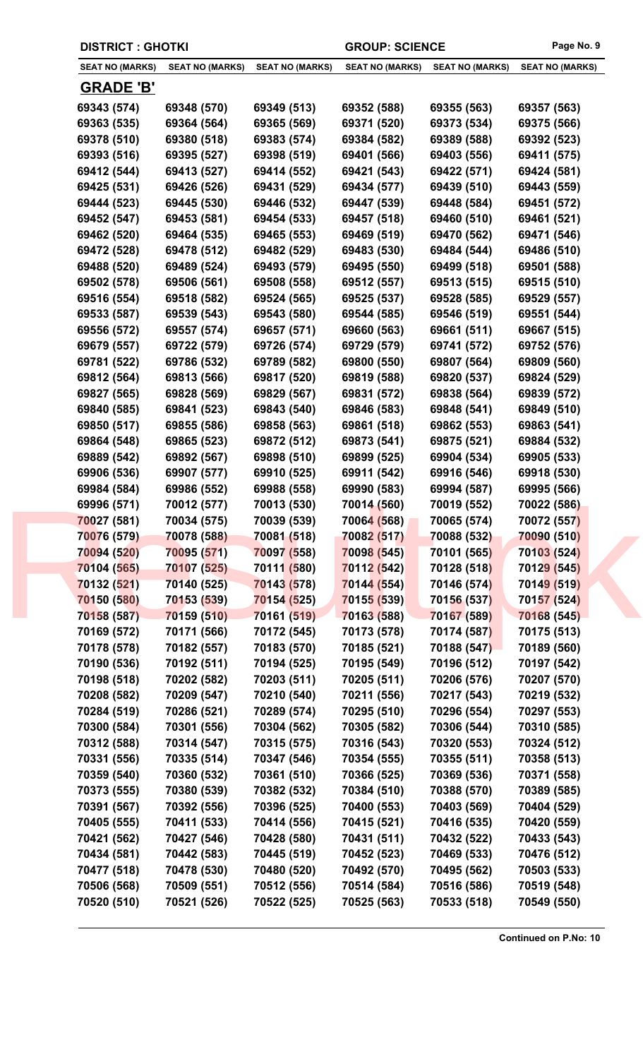DISTRICT : GHOTKI | GROUP: SCIENCE

| SEAT NO (MARKS) | SEAT NO (MARKS) | SEAT NO (MARKS) | SEAT NO (MARKS) | SEAT NO (MARKS) | SEAT NO (MARKS) |
|---|---|---|---|---|---|

## GRADE 'B'

| | | | | | |
|---|---|---|---|---|---|
| 69343 (574) | 69348 (570) | 69349 (513) | 69352 (588) | 69355 (563) | 69357 (563) |
| 69363 (535) | 69364 (564) | 69365 (569) | 69371 (520) | 69373 (534) | 69375 (566) |
| 69378 (510) | 69380 (518) | 69383 (574) | 69384 (582) | 69389 (588) | 69392 (523) |
| 69393 (516) | 69395 (527) | 69398 (519) | 69401 (566) | 69403 (556) | 69411 (575) |
| 69412 (544) | 69413 (527) | 69414 (552) | 69421 (543) | 69422 (571) | 69424 (581) |
| 69425 (531) | 69426 (526) | 69431 (529) | 69434 (577) | 69439 (510) | 69443 (559) |
| 69444 (523) | 69445 (530) | 69446 (532) | 69447 (539) | 69448 (584) | 69451 (572) |
| 69452 (547) | 69453 (581) | 69454 (533) | 69457 (518) | 69460 (510) | 69461 (521) |
| 69462 (520) | 69464 (535) | 69465 (553) | 69469 (519) | 69470 (562) | 69471 (546) |
| 69472 (528) | 69478 (512) | 69482 (529) | 69483 (530) | 69484 (544) | 69486 (510) |
| 69488 (520) | 69489 (524) | 69493 (579) | 69495 (550) | 69499 (518) | 69501 (588) |
| 69502 (578) | 69506 (561) | 69508 (558) | 69512 (557) | 69513 (515) | 69515 (510) |
| 69516 (554) | 69518 (582) | 69524 (565) | 69525 (537) | 69528 (585) | 69529 (557) |
| 69533 (587) | 69539 (543) | 69543 (580) | 69544 (585) | 69546 (519) | 69551 (544) |
| 69556 (572) | 69557 (574) | 69657 (571) | 69660 (563) | 69661 (511) | 69667 (515) |
| 69679 (557) | 69722 (579) | 69726 (574) | 69729 (579) | 69741 (572) | 69752 (576) |
| 69781 (522) | 69786 (532) | 69789 (582) | 69800 (550) | 69807 (564) | 69809 (560) |
| 69812 (564) | 69813 (566) | 69817 (520) | 69819 (588) | 69820 (537) | 69824 (529) |
| 69827 (565) | 69828 (569) | 69829 (567) | 69831 (572) | 69838 (564) | 69839 (572) |
| 69840 (585) | 69841 (523) | 69843 (540) | 69846 (583) | 69848 (541) | 69849 (510) |
| 69850 (517) | 69855 (586) | 69858 (563) | 69861 (518) | 69862 (553) | 69863 (541) |
| 69864 (548) | 69865 (523) | 69872 (512) | 69873 (541) | 69875 (521) | 69884 (532) |
| 69889 (542) | 69892 (567) | 69898 (510) | 69899 (525) | 69904 (534) | 69905 (533) |
| 69906 (536) | 69907 (577) | 69910 (525) | 69911 (542) | 69916 (546) | 69918 (530) |
| 69984 (584) | 69986 (552) | 69988 (558) | 69990 (583) | 69994 (587) | 69995 (566) |
| 69996 (571) | 70012 (577) | 70013 (530) | 70014 (560) | 70019 (552) | 70022 (586) |
| 70027 (581) | 70034 (575) | 70039 (539) | 70064 (568) | 70065 (574) | 70072 (557) |
| 70076 (579) | 70078 (588) | 70081 (518) | 70082 (517) | 70088 (532) | 70090 (510) |
| 70094 (520) | 70095 (571) | 70097 (558) | 70098 (545) | 70101 (565) | 70103 (524) |
| 70104 (565) | 70107 (525) | 70111 (580) | 70112 (542) | 70128 (518) | 70129 (545) |
| 70132 (521) | 70140 (525) | 70143 (578) | 70144 (554) | 70146 (574) | 70149 (519) |
| 70150 (580) | 70153 (539) | 70154 (525) | 70155 (539) | 70156 (537) | 70157 (524) |
| 70158 (587) | 70159 (510) | 70161 (519) | 70163 (588) | 70167 (589) | 70168 (545) |
| 70169 (572) | 70171 (566) | 70172 (545) | 70173 (578) | 70174 (587) | 70175 (513) |
| 70178 (578) | 70182 (557) | 70183 (570) | 70185 (521) | 70188 (547) | 70189 (560) |
| 70190 (536) | 70192 (511) | 70194 (525) | 70195 (549) | 70196 (512) | 70197 (542) |
| 70198 (518) | 70202 (582) | 70203 (511) | 70205 (511) | 70206 (576) | 70207 (570) |
| 70208 (582) | 70209 (547) | 70210 (540) | 70211 (556) | 70217 (543) | 70219 (532) |
| 70284 (519) | 70286 (521) | 70289 (574) | 70295 (510) | 70296 (554) | 70297 (553) |
| 70300 (584) | 70301 (556) | 70304 (562) | 70305 (582) | 70306 (544) | 70310 (585) |
| 70312 (588) | 70314 (547) | 70315 (575) | 70316 (543) | 70320 (553) | 70324 (512) |
| 70331 (556) | 70335 (514) | 70347 (546) | 70354 (555) | 70355 (511) | 70358 (513) |
| 70359 (540) | 70360 (532) | 70361 (510) | 70366 (525) | 70369 (536) | 70371 (558) |
| 70373 (555) | 70380 (539) | 70382 (532) | 70384 (510) | 70388 (570) | 70389 (585) |
| 70391 (567) | 70392 (556) | 70396 (525) | 70400 (553) | 70403 (569) | 70404 (529) |
| 70405 (555) | 70411 (533) | 70414 (556) | 70415 (521) | 70416 (535) | 70420 (559) |
| 70421 (562) | 70427 (546) | 70428 (580) | 70431 (511) | 70432 (522) | 70433 (543) |
| 70434 (581) | 70442 (523) | 70445 (519) | 70452 (523) | 70469 (533) | 70476 (512) |
| 70477 (518) | 70478 (530) | 70480 (520) | 70492 (570) | 70495 (562) | 70503 (533) |
| 70506 (568) | 70509 (551) | 70512 (556) | 70514 (584) | 70516 (586) | 70519 (548) |
| 70520 (510) | 70521 (526) | 70522 (525) | 70525 (563) | 70533 (518) | 70549 (550) |

**Continued on P.No: 10**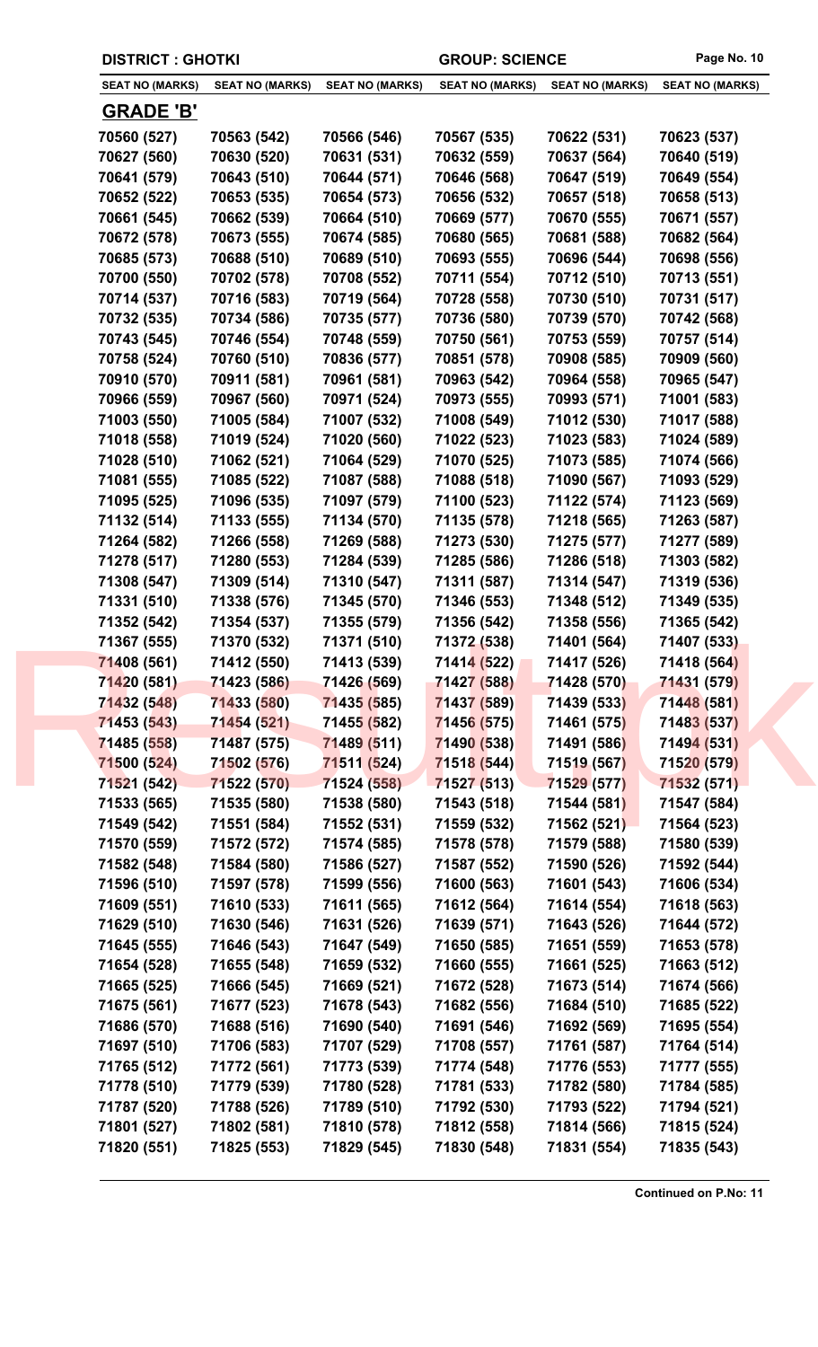**DISTRICT : GHOTKI** **GROUP: SCIENCE**

| SEAT NO (MARKS) | SEAT NO (MARKS) | SEAT NO (MARKS) | SEAT NO (MARKS) | SEAT NO (MARKS) | SEAT NO (MARKS) |
|---|---|---|---|---|---|

## GRADE 'B'

| | | | | | |
|---|---|---|---|---|---|
| 70560 (527) | 70563 (542) | 70566 (546) | 70567 (535) | 70622 (531) | 70623 (537) |
| 70627 (560) | 70630 (520) | 70631 (531) | 70632 (559) | 70637 (564) | 70640 (519) |
| 70641 (579) | 70643 (510) | 70644 (571) | 70646 (568) | 70647 (519) | 70649 (554) |
| 70652 (522) | 70653 (535) | 70654 (573) | 70656 (532) | 70657 (518) | 70658 (513) |
| 70661 (545) | 70662 (539) | 70664 (510) | 70669 (577) | 70670 (555) | 70671 (557) |
| 70672 (578) | 70673 (555) | 70674 (585) | 70680 (565) | 70681 (588) | 70682 (564) |
| 70685 (573) | 70688 (510) | 70689 (510) | 70693 (555) | 70696 (544) | 70698 (556) |
| 70700 (550) | 70702 (578) | 70708 (552) | 70711 (554) | 70712 (510) | 70713 (551) |
| 70714 (537) | 70716 (583) | 70719 (564) | 70728 (558) | 70730 (510) | 70731 (517) |
| 70732 (535) | 70734 (586) | 70735 (577) | 70736 (580) | 70739 (570) | 70742 (568) |
| 70743 (545) | 70746 (554) | 70748 (559) | 70750 (561) | 70753 (559) | 70757 (514) |
| 70758 (524) | 70760 (510) | 70836 (577) | 70851 (578) | 70908 (585) | 70909 (560) |
| 70910 (570) | 70911 (581) | 70961 (581) | 70963 (542) | 70964 (558) | 70965 (547) |
| 70966 (559) | 70967 (560) | 70971 (524) | 70973 (555) | 70993 (571) | 71001 (583) |
| 71003 (550) | 71005 (584) | 71007 (532) | 71008 (549) | 71012 (530) | 71017 (588) |
| 71018 (558) | 71019 (524) | 71020 (560) | 71022 (523) | 71023 (583) | 71024 (589) |
| 71028 (510) | 71062 (521) | 71064 (529) | 71070 (525) | 71073 (585) | 71074 (566) |
| 71081 (555) | 71085 (522) | 71087 (588) | 71088 (518) | 71090 (567) | 71093 (529) |
| 71095 (525) | 71096 (535) | 71097 (579) | 71100 (523) | 71122 (574) | 71123 (569) |
| 71132 (514) | 71133 (555) | 71134 (570) | 71135 (578) | 71218 (565) | 71263 (587) |
| 71264 (582) | 71266 (558) | 71269 (588) | 71273 (530) | 71275 (577) | 71277 (589) |
| 71278 (517) | 71280 (553) | 71284 (539) | 71285 (586) | 71286 (518) | 71303 (582) |
| 71308 (547) | 71309 (514) | 71310 (547) | 71311 (587) | 71314 (547) | 71319 (536) |
| 71331 (510) | 71338 (576) | 71345 (570) | 71346 (553) | 71348 (512) | 71349 (535) |
| 71352 (542) | 71354 (537) | 71355 (579) | 71356 (542) | 71358 (556) | 71365 (542) |
| 71367 (555) | 71370 (532) | 71371 (510) | 71372 (538) | 71401 (564) | 71407 (533) |
| 71408 (561) | 71412 (550) | 71413 (539) | 71414 (522) | 71417 (526) | 71418 (564) |
| 71420 (581) | 71423 (586) | 71426 (569) | 71427 (588) | 71428 (570) | 71431 (579) |
| 71432 (548) | 71433 (580) | 71435 (585) | 71437 (589) | 71439 (533) | 71448 (581) |
| 71453 (543) | 71454 (521) | 71455 (582) | 71456 (575) | 71461 (575) | 71483 (537) |
| 71485 (558) | 71487 (575) | 71489 (511) | 71490 (538) | 71491 (586) | 71494 (531) |
| 71500 (524) | 71502 (576) | 71511 (524) | 71518 (544) | 71519 (567) | 71520 (579) |
| 71521 (542) | 71522 (570) | 71524 (558) | 71527 (513) | 71529 (577) | 71532 (571) |
| 71533 (565) | 71535 (580) | 71538 (580) | 71543 (518) | 71544 (581) | 71547 (584) |
| 71549 (542) | 71551 (584) | 71552 (531) | 71559 (532) | 71562 (521) | 71564 (523) |
| 71570 (559) | 71572 (572) | 71574 (585) | 71578 (578) | 71579 (588) | 71580 (539) |
| 71582 (548) | 71584 (580) | 71586 (527) | 71587 (552) | 71590 (526) | 71592 (544) |
| 71596 (510) | 71597 (578) | 71599 (556) | 71600 (563) | 71601 (543) | 71606 (534) |
| 71609 (551) | 71610 (533) | 71611 (565) | 71612 (564) | 71614 (554) | 71618 (563) |
| 71629 (510) | 71630 (546) | 71631 (526) | 71639 (571) | 71643 (526) | 71644 (572) |
| 71645 (555) | 71646 (543) | 71647 (549) | 71650 (585) | 71651 (559) | 71653 (578) |
| 71654 (528) | 71655 (548) | 71659 (532) | 71660 (555) | 71661 (525) | 71663 (512) |
| 71665 (525) | 71666 (545) | 71669 (521) | 71672 (528) | 71673 (514) | 71674 (566) |
| 71675 (561) | 71677 (523) | 71678 (543) | 71682 (556) | 71684 (510) | 71685 (522) |
| 71686 (570) | 71688 (516) | 71690 (540) | 71691 (546) | 71692 (569) | 71695 (554) |
| 71697 (510) | 71706 (583) | 71707 (529) | 71708 (557) | 71761 (587) | 71764 (514) |
| 71765 (512) | 71772 (561) | 71773 (539) | 71774 (548) | 71776 (553) | 71777 (555) |
| 71778 (510) | 71779 (539) | 71780 (528) | 71781 (533) | 71782 (580) | 71784 (585) |
| 71787 (520) | 71788 (526) | 71789 (510) | 71792 (530) | 71793 (522) | 71794 (521) |
| 71801 (527) | 71802 (581) | 71810 (578) | 71812 (558) | 71814 (566) | 71815 (524) |
| 71820 (551) | 71825 (553) | 71829 (545) | 71830 (548) | 71831 (554) | 71835 (543) |

**Continued on P.No: 11**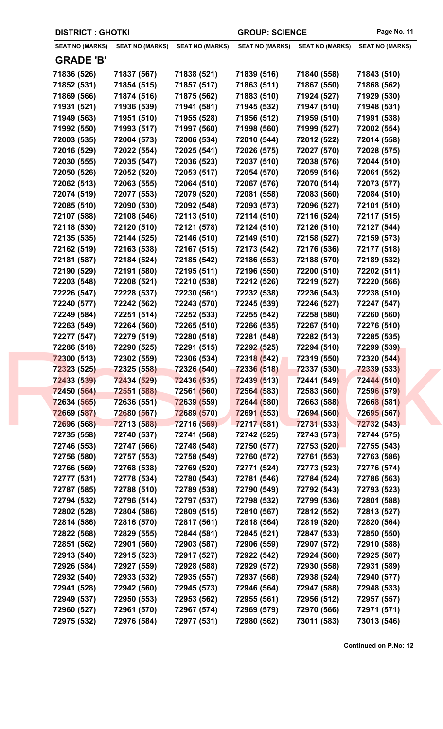| DISTRICT : GHOTKI | | | GROUP: SCIENCE | | |
|---|---|---|---|---|---|
| SEAT NO (MARKS) | SEAT NO (MARKS) | SEAT NO (MARKS) | SEAT NO (MARKS) | SEAT NO (MARKS) | SEAT NO (MARKS) |

## GRADE 'B'

| | | | | | |
|---|---|---|---|---|---|
| 71836 (526) | 71837 (567) | 71838 (521) | 71839 (516) | 71840 (558) | 71843 (510) |
| 71852 (531) | 71854 (515) | 71857 (517) | 71863 (511) | 71867 (550) | 71868 (562) |
| 71869 (566) | 71874 (516) | 71875 (562) | 71883 (510) | 71924 (527) | 71929 (530) |
| 71931 (521) | 71936 (539) | 71941 (581) | 71945 (532) | 71947 (510) | 71948 (531) |
| 71949 (563) | 71951 (510) | 71955 (528) | 71956 (512) | 71959 (510) | 71991 (538) |
| 71992 (550) | 71993 (517) | 71997 (560) | 71998 (560) | 71999 (527) | 72002 (554) |
| 72003 (535) | 72004 (573) | 72006 (534) | 72010 (544) | 72012 (522) | 72014 (558) |
| 72016 (529) | 72022 (554) | 72025 (541) | 72026 (575) | 72027 (570) | 72028 (575) |
| 72030 (555) | 72035 (547) | 72036 (523) | 72037 (510) | 72038 (576) | 72044 (510) |
| 72050 (526) | 72052 (520) | 72053 (517) | 72054 (570) | 72059 (516) | 72061 (552) |
| 72062 (513) | 72063 (555) | 72064 (510) | 72067 (576) | 72070 (514) | 72073 (577) |
| 72074 (519) | 72077 (553) | 72079 (520) | 72081 (558) | 72083 (560) | 72084 (510) |
| 72085 (510) | 72090 (530) | 72092 (548) | 72093 (573) | 72096 (527) | 72101 (510) |
| 72107 (588) | 72108 (546) | 72113 (510) | 72114 (510) | 72116 (524) | 72117 (515) |
| 72118 (530) | 72120 (510) | 72121 (578) | 72124 (510) | 72126 (510) | 72127 (544) |
| 72135 (535) | 72144 (525) | 72146 (510) | 72149 (510) | 72158 (527) | 72159 (573) |
| 72162 (519) | 72163 (538) | 72167 (515) | 72173 (542) | 72176 (536) | 72177 (518) |
| 72181 (587) | 72184 (524) | 72185 (542) | 72186 (553) | 72188 (570) | 72189 (532) |
| 72190 (529) | 72191 (580) | 72195 (511) | 72196 (550) | 72200 (510) | 72202 (511) |
| 72203 (548) | 72208 (521) | 72210 (538) | 72212 (526) | 72219 (527) | 72220 (566) |
| 72226 (547) | 72228 (537) | 72230 (561) | 72232 (538) | 72236 (543) | 72238 (510) |
| 72240 (577) | 72242 (562) | 72243 (570) | 72245 (539) | 72246 (527) | 72247 (547) |
| 72249 (584) | 72251 (514) | 72252 (533) | 72255 (542) | 72258 (580) | 72260 (560) |
| 72263 (549) | 72264 (560) | 72265 (510) | 72266 (535) | 72267 (510) | 72276 (510) |
| 72277 (547) | 72279 (519) | 72280 (518) | 72281 (548) | 72282 (513) | 72285 (535) |
| 72286 (518) | 72290 (525) | 72291 (515) | 72292 (525) | 72294 (510) | 72299 (539) |
| 72300 (513) | 72302 (559) | 72306 (534) | 72318 (542) | 72319 (550) | 72320 (544) |
| 72323 (525) | 72325 (558) | 72326 (540) | 72336 (518) | 72337 (530) | 72339 (533) |
| 72433 (539) | 72434 (529) | 72436 (535) | 72439 (513) | 72441 (549) | 72444 (510) |
| 72450 (564) | 72551 (588) | 72561 (560) | 72564 (583) | 72583 (560) | 72596 (579) |
| 72634 (565) | 72636 (551) | 72639 (559) | 72644 (580) | 72663 (588) | 72668 (581) |
| 72669 (587) | 72680 (567) | 72689 (570) | 72691 (553) | 72694 (560) | 72695 (567) |
| 72696 (568) | 72713 (588) | 72716 (569) | 72717 (581) | 72731 (533) | 72732 (543) |
| 72735 (558) | 72740 (537) | 72741 (568) | 72742 (525) | 72743 (573) | 72744 (575) |
| 72746 (553) | 72747 (566) | 72748 (548) | 72750 (577) | 72753 (520) | 72755 (543) |
| 72756 (580) | 72757 (553) | 72758 (549) | 72760 (572) | 72761 (553) | 72763 (586) |
| 72766 (569) | 72768 (538) | 72769 (520) | 72771 (524) | 72773 (523) | 72776 (574) |
| 72777 (531) | 72778 (534) | 72780 (543) | 72781 (546) | 72784 (524) | 72786 (563) |
| 72787 (585) | 72788 (510) | 72789 (538) | 72790 (549) | 72792 (543) | 72793 (523) |
| 72794 (532) | 72796 (514) | 72797 (537) | 72798 (532) | 72799 (536) | 72801 (588) |
| 72802 (528) | 72804 (586) | 72809 (515) | 72810 (567) | 72812 (552) | 72813 (527) |
| 72814 (586) | 72816 (570) | 72817 (561) | 72818 (564) | 72819 (520) | 72820 (564) |
| 72822 (568) | 72829 (555) | 72844 (581) | 72845 (521) | 72847 (533) | 72850 (550) |
| 72851 (562) | 72901 (560) | 72903 (587) | 72906 (559) | 72907 (572) | 72910 (588) |
| 72913 (540) | 72915 (523) | 72917 (527) | 72922 (542) | 72924 (560) | 72925 (587) |
| 72926 (584) | 72927 (559) | 72928 (588) | 72929 (572) | 72930 (558) | 72931 (589) |
| 72932 (540) | 72933 (532) | 72935 (557) | 72937 (568) | 72938 (524) | 72940 (577) |
| 72941 (528) | 72942 (560) | 72945 (573) | 72946 (564) | 72947 (588) | 72948 (533) |
| 72949 (537) | 72950 (553) | 72953 (562) | 72955 (561) | 72956 (512) | 72957 (557) |
| 72960 (527) | 72961 (570) | 72967 (574) | 72969 (579) | 72970 (566) | 72971 (571) |
| 72975 (532) | 72976 (584) | 72977 (531) | 72980 (562) | 73011 (583) | 73013 (546) |

**Continued on P.No: 12**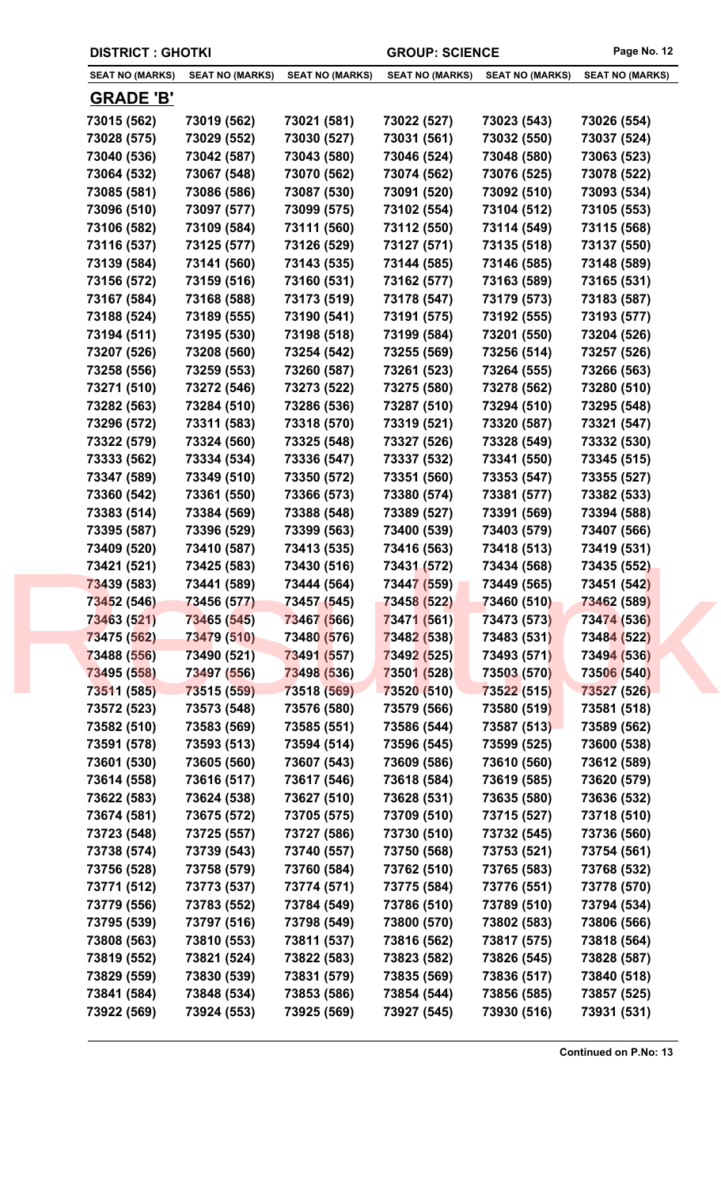DISTRICT : GHOTKI — GROUP: SCIENCE

| SEAT NO (MARKS) | SEAT NO (MARKS) | SEAT NO (MARKS) | SEAT NO (MARKS) | SEAT NO (MARKS) | SEAT NO (MARKS) |
|---|---|---|---|---|---|
| **GRADE 'B'** | | | | | |
| 73015 (562) | 73019 (562) | 73021 (581) | 73022 (527) | 73023 (543) | 73026 (554) |
| 73028 (575) | 73029 (552) | 73030 (527) | 73031 (561) | 73032 (550) | 73037 (524) |
| 73040 (536) | 73042 (587) | 73043 (580) | 73046 (524) | 73048 (580) | 73063 (523) |
| 73064 (532) | 73067 (548) | 73070 (562) | 73074 (562) | 73076 (525) | 73078 (522) |
| 73085 (581) | 73086 (586) | 73087 (530) | 73091 (520) | 73092 (510) | 73093 (534) |
| 73096 (510) | 73097 (577) | 73099 (575) | 73102 (554) | 73104 (512) | 73105 (553) |
| 73106 (582) | 73109 (584) | 73111 (560) | 73112 (550) | 73114 (549) | 73115 (568) |
| 73116 (537) | 73125 (577) | 73126 (529) | 73127 (571) | 73135 (518) | 73137 (550) |
| 73139 (584) | 73141 (560) | 73143 (535) | 73144 (585) | 73146 (585) | 73148 (589) |
| 73156 (572) | 73159 (516) | 73160 (531) | 73162 (577) | 73163 (589) | 73165 (531) |
| 73167 (584) | 73168 (588) | 73173 (519) | 73178 (547) | 73179 (573) | 73183 (587) |
| 73188 (524) | 73189 (555) | 73190 (541) | 73191 (575) | 73192 (555) | 73193 (577) |
| 73194 (511) | 73195 (530) | 73198 (518) | 73199 (584) | 73201 (550) | 73204 (526) |
| 73207 (526) | 73208 (560) | 73254 (542) | 73255 (569) | 73256 (514) | 73257 (526) |
| 73258 (556) | 73259 (553) | 73260 (587) | 73261 (523) | 73264 (555) | 73266 (563) |
| 73271 (510) | 73272 (546) | 73273 (522) | 73275 (580) | 73278 (562) | 73280 (510) |
| 73282 (563) | 73284 (510) | 73286 (536) | 73287 (510) | 73294 (510) | 73295 (548) |
| 73296 (572) | 73311 (583) | 73318 (570) | 73319 (521) | 73320 (587) | 73321 (547) |
| 73322 (579) | 73324 (560) | 73325 (548) | 73327 (526) | 73328 (549) | 73332 (530) |
| 73333 (562) | 73334 (534) | 73336 (547) | 73337 (532) | 73341 (550) | 73345 (515) |
| 73347 (589) | 73349 (510) | 73350 (572) | 73351 (560) | 73353 (547) | 73355 (527) |
| 73360 (542) | 73361 (550) | 73366 (573) | 73380 (574) | 73381 (577) | 73382 (533) |
| 73383 (514) | 73384 (569) | 73388 (548) | 73389 (527) | 73391 (569) | 73394 (588) |
| 73395 (587) | 73396 (529) | 73399 (563) | 73400 (539) | 73403 (579) | 73407 (566) |
| 73409 (520) | 73410 (587) | 73413 (535) | 73416 (563) | 73418 (513) | 73419 (531) |
| 73421 (521) | 73425 (583) | 73430 (516) | 73431 (572) | 73434 (568) | 73435 (552) |
| 73439 (583) | 73441 (589) | 73444 (564) | 73447 (559) | 73449 (565) | 73451 (542) |
| 73452 (546) | 73456 (577) | 73457 (545) | 73458 (522) | 73460 (510) | 73462 (589) |
| 73463 (521) | 73465 (545) | 73467 (566) | 73471 (561) | 73473 (573) | 73474 (536) |
| 73475 (562) | 73479 (510) | 73480 (576) | 73482 (538) | 73483 (531) | 73484 (522) |
| 73488 (556) | 73490 (521) | 73491 (557) | 73492 (525) | 73493 (571) | 73494 (536) |
| 73495 (558) | 73497 (556) | 73498 (536) | 73501 (528) | 73503 (570) | 73506 (540) |
| 73511 (585) | 73515 (559) | 73518 (569) | 73520 (510) | 73522 (515) | 73527 (526) |
| 73572 (523) | 73573 (548) | 73576 (580) | 73579 (566) | 73580 (519) | 73581 (518) |
| 73582 (510) | 73583 (569) | 73585 (551) | 73586 (544) | 73587 (513) | 73589 (562) |
| 73591 (578) | 73593 (513) | 73594 (514) | 73596 (545) | 73599 (525) | 73600 (538) |
| 73601 (530) | 73605 (560) | 73607 (543) | 73609 (586) | 73610 (560) | 73612 (589) |
| 73614 (558) | 73616 (517) | 73617 (546) | 73618 (584) | 73619 (585) | 73620 (579) |
| 73622 (583) | 73624 (538) | 73627 (510) | 73628 (531) | 73635 (580) | 73636 (532) |
| 73674 (581) | 73675 (572) | 73705 (575) | 73709 (510) | 73715 (527) | 73718 (510) |
| 73723 (548) | 73725 (557) | 73727 (586) | 73730 (510) | 73732 (545) | 73736 (560) |
| 73738 (574) | 73739 (543) | 73740 (557) | 73750 (568) | 73753 (521) | 73754 (561) |
| 73756 (528) | 73758 (579) | 73760 (584) | 73762 (510) | 73765 (583) | 73768 (532) |
| 73771 (512) | 73773 (537) | 73774 (571) | 73775 (584) | 73776 (551) | 73778 (570) |
| 73779 (556) | 73783 (552) | 73784 (549) | 73786 (510) | 73789 (510) | 73794 (534) |
| 73795 (539) | 73797 (516) | 73798 (549) | 73800 (570) | 73802 (583) | 73806 (566) |
| 73808 (563) | 73810 (553) | 73811 (537) | 73816 (562) | 73817 (575) | 73818 (564) |
| 73819 (552) | 73821 (524) | 73822 (583) | 73823 (582) | 73826 (545) | 73828 (587) |
| 73829 (559) | 73830 (539) | 73831 (579) | 73835 (569) | 73836 (517) | 73840 (518) |
| 73841 (584) | 73848 (534) | 73853 (586) | 73854 (544) | 73856 (585) | 73857 (525) |
| 73922 (569) | 73924 (553) | 73925 (569) | 73927 (545) | 73930 (516) | 73931 (531) |

**Continued on P.No: 13**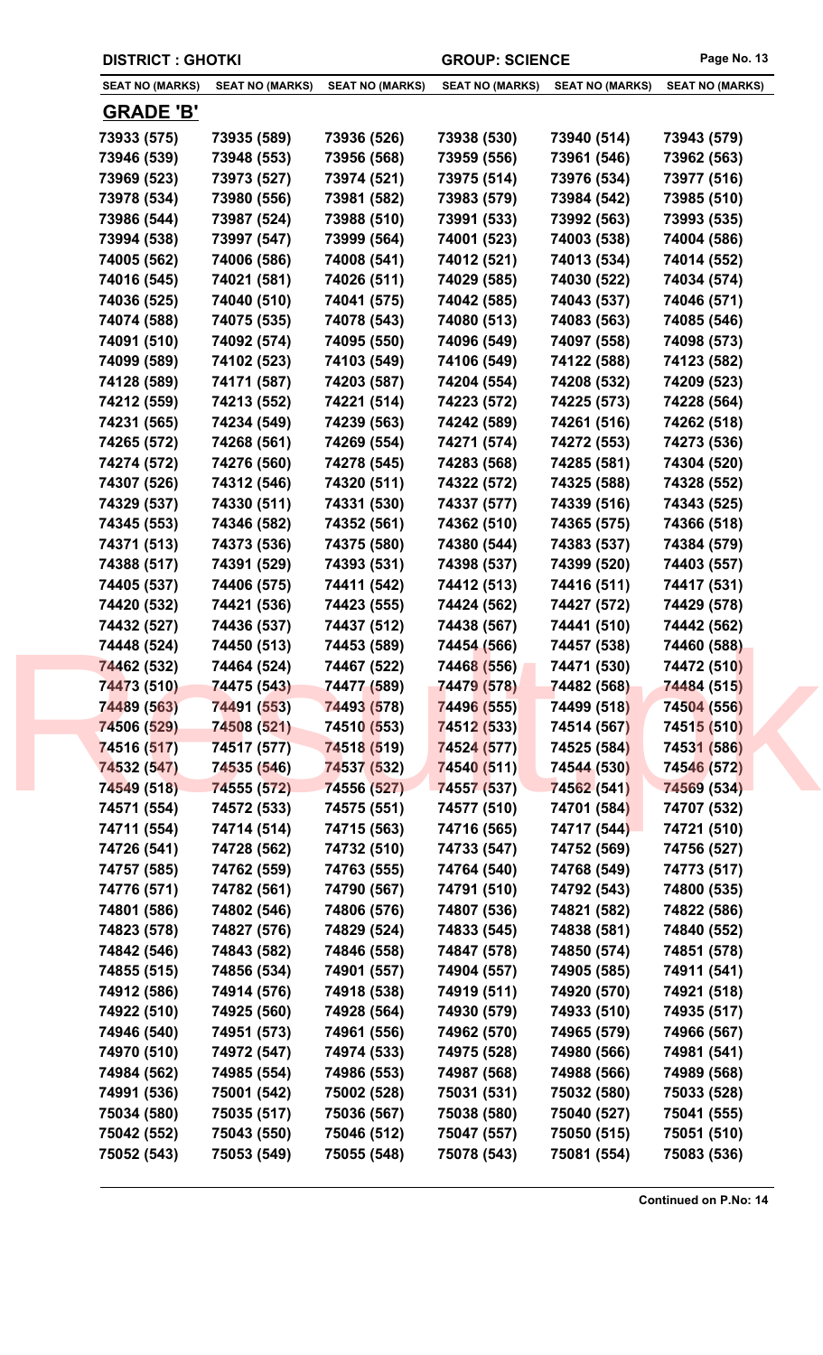| DISTRICT : GHOTKI | | | GROUP: SCIENCE | | |
|---|---|---|---|---|---|
| **SEAT NO (MARKS)** | **SEAT NO (MARKS)** | **SEAT NO (MARKS)** | **SEAT NO (MARKS)** | **SEAT NO (MARKS)** | **SEAT NO (MARKS)** |

## GRADE 'B'

| | | | | | |
|---|---|---|---|---|---|
| 73933 (575) | 73935 (589) | 73936 (526) | 73938 (530) | 73940 (514) | 73943 (579) |
| 73946 (539) | 73948 (553) | 73956 (568) | 73959 (556) | 73961 (546) | 73962 (563) |
| 73969 (523) | 73973 (527) | 73974 (521) | 73975 (514) | 73976 (534) | 73977 (516) |
| 73978 (534) | 73980 (556) | 73981 (582) | 73983 (579) | 73984 (542) | 73985 (510) |
| 73986 (544) | 73987 (524) | 73988 (510) | 73991 (533) | 73992 (563) | 73993 (535) |
| 73994 (538) | 73997 (547) | 73999 (564) | 74001 (523) | 74003 (538) | 74004 (586) |
| 74005 (562) | 74006 (586) | 74008 (541) | 74012 (521) | 74013 (534) | 74014 (552) |
| 74016 (545) | 74021 (581) | 74026 (511) | 74029 (585) | 74030 (522) | 74034 (574) |
| 74036 (525) | 74040 (510) | 74041 (575) | 74042 (585) | 74043 (537) | 74046 (571) |
| 74074 (588) | 74075 (535) | 74078 (543) | 74080 (513) | 74083 (563) | 74085 (546) |
| 74091 (510) | 74092 (574) | 74095 (550) | 74096 (549) | 74097 (558) | 74098 (573) |
| 74099 (589) | 74102 (523) | 74103 (549) | 74106 (549) | 74122 (588) | 74123 (582) |
| 74128 (589) | 74171 (587) | 74203 (587) | 74204 (554) | 74208 (532) | 74209 (523) |
| 74212 (559) | 74213 (552) | 74221 (514) | 74223 (572) | 74225 (573) | 74228 (564) |
| 74231 (565) | 74234 (549) | 74239 (563) | 74242 (589) | 74261 (516) | 74262 (518) |
| 74265 (572) | 74268 (561) | 74269 (554) | 74271 (574) | 74272 (553) | 74273 (536) |
| 74274 (572) | 74276 (560) | 74278 (545) | 74283 (568) | 74285 (581) | 74304 (520) |
| 74307 (526) | 74312 (546) | 74320 (511) | 74322 (572) | 74325 (588) | 74328 (552) |
| 74329 (537) | 74330 (511) | 74331 (530) | 74337 (577) | 74339 (516) | 74343 (525) |
| 74345 (553) | 74346 (582) | 74352 (561) | 74362 (510) | 74365 (575) | 74366 (518) |
| 74371 (513) | 74373 (536) | 74375 (580) | 74380 (544) | 74383 (537) | 74384 (579) |
| 74388 (517) | 74391 (529) | 74393 (531) | 74398 (537) | 74399 (520) | 74403 (557) |
| 74405 (537) | 74406 (575) | 74411 (542) | 74412 (513) | 74416 (511) | 74417 (531) |
| 74420 (532) | 74421 (536) | 74423 (555) | 74424 (562) | 74427 (572) | 74429 (578) |
| 74432 (527) | 74436 (537) | 74437 (512) | 74438 (567) | 74441 (510) | 74442 (562) |
| 74448 (524) | 74450 (513) | 74453 (589) | 74454 (566) | 74457 (538) | 74460 (588) |
| 74462 (532) | 74464 (524) | 74467 (522) | 74468 (556) | 74471 (530) | 74472 (510) |
| 74473 (510) | 74475 (543) | 74477 (589) | 74479 (578) | 74482 (568) | 74484 (515) |
| 74489 (563) | 74491 (553) | 74493 (578) | 74496 (555) | 74499 (518) | 74504 (556) |
| 74506 (529) | 74508 (521) | 74510 (553) | 74512 (533) | 74514 (567) | 74515 (510) |
| 74516 (517) | 74517 (577) | 74518 (519) | 74524 (577) | 74525 (584) | 74531 (586) |
| 74532 (547) | 74535 (546) | 74537 (532) | 74540 (511) | 74544 (530) | 74546 (572) |
| 74549 (518) | 74555 (572) | 74556 (527) | 74557 (537) | 74562 (541) | 74569 (534) |
| 74571 (554) | 74572 (533) | 74575 (551) | 74577 (510) | 74701 (584) | 74707 (532) |
| 74711 (554) | 74714 (514) | 74715 (563) | 74716 (565) | 74717 (544) | 74721 (510) |
| 74726 (541) | 74728 (562) | 74732 (510) | 74733 (547) | 74752 (569) | 74756 (527) |
| 74757 (585) | 74762 (559) | 74763 (555) | 74764 (540) | 74768 (549) | 74773 (517) |
| 74776 (571) | 74782 (561) | 74790 (567) | 74791 (510) | 74792 (543) | 74800 (535) |
| 74801 (586) | 74802 (546) | 74806 (576) | 74807 (536) | 74821 (582) | 74822 (586) |
| 74823 (578) | 74827 (576) | 74829 (524) | 74833 (545) | 74838 (581) | 74840 (552) |
| 74842 (546) | 74843 (582) | 74846 (558) | 74847 (578) | 74850 (574) | 74851 (578) |
| 74855 (515) | 74856 (534) | 74901 (557) | 74904 (557) | 74905 (585) | 74911 (541) |
| 74912 (586) | 74914 (576) | 74918 (538) | 74919 (511) | 74920 (570) | 74921 (518) |
| 74922 (510) | 74925 (560) | 74928 (564) | 74930 (579) | 74933 (510) | 74935 (517) |
| 74946 (540) | 74951 (573) | 74961 (556) | 74962 (570) | 74965 (579) | 74966 (567) |
| 74970 (510) | 74972 (547) | 74974 (533) | 74975 (528) | 74980 (566) | 74981 (541) |
| 74984 (562) | 74985 (554) | 74986 (553) | 74987 (568) | 74988 (566) | 74989 (568) |
| 74991 (536) | 75001 (542) | 75002 (528) | 75031 (531) | 75032 (580) | 75033 (528) |
| 75034 (580) | 75035 (517) | 75036 (567) | 75038 (580) | 75040 (527) | 75041 (555) |
| 75042 (552) | 75043 (550) | 75046 (512) | 75047 (557) | 75050 (515) | 75051 (510) |
| 75052 (543) | 75053 (549) | 75055 (548) | 75078 (543) | 75081 (554) | 75083 (536) |

**Continued on P.No: 14**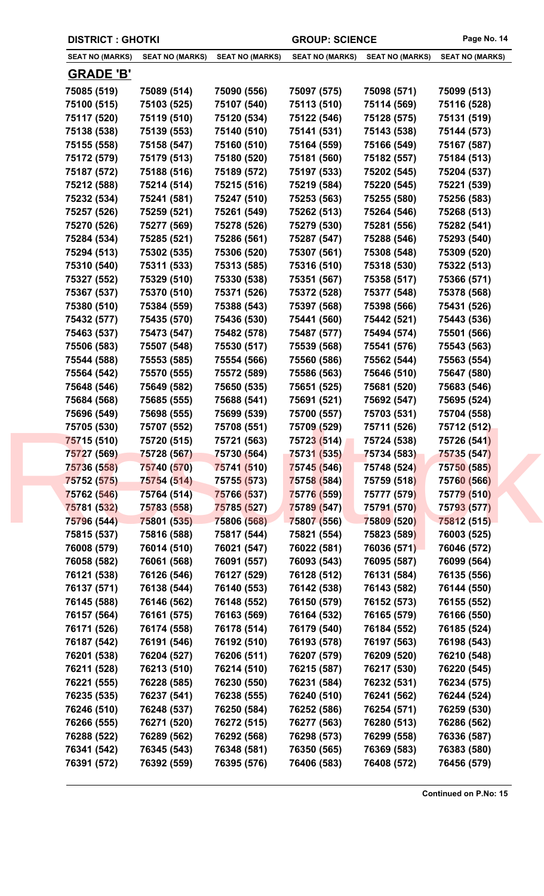**DISTRICT : GHOTKI** | **GROUP: SCIENCE**

| SEAT NO (MARKS) | SEAT NO (MARKS) | SEAT NO (MARKS) | SEAT NO (MARKS) | SEAT NO (MARKS) | SEAT NO (MARKS) |
|---|---|---|---|---|---|

## GRADE 'B'

| | | | | | |
|---|---|---|---|---|---|
| 75085 (519) | 75089 (514) | 75090 (556) | 75097 (575) | 75098 (571) | 75099 (513) |
| 75100 (515) | 75103 (525) | 75107 (540) | 75113 (510) | 75114 (569) | 75116 (528) |
| 75117 (520) | 75119 (510) | 75120 (534) | 75122 (546) | 75128 (575) | 75131 (519) |
| 75138 (538) | 75139 (553) | 75140 (510) | 75141 (531) | 75143 (538) | 75144 (573) |
| 75155 (558) | 75158 (547) | 75160 (510) | 75164 (559) | 75166 (549) | 75167 (587) |
| 75172 (579) | 75179 (513) | 75180 (520) | 75181 (560) | 75182 (557) | 75184 (513) |
| 75187 (572) | 75188 (516) | 75189 (572) | 75197 (533) | 75202 (545) | 75204 (537) |
| 75212 (588) | 75214 (514) | 75215 (516) | 75219 (584) | 75220 (545) | 75221 (539) |
| 75232 (534) | 75241 (581) | 75247 (510) | 75253 (563) | 75255 (580) | 75256 (583) |
| 75257 (526) | 75259 (521) | 75261 (549) | 75262 (513) | 75264 (546) | 75268 (513) |
| 75270 (526) | 75277 (569) | 75278 (526) | 75279 (530) | 75281 (556) | 75282 (541) |
| 75284 (534) | 75285 (521) | 75286 (561) | 75287 (547) | 75288 (546) | 75293 (540) |
| 75294 (513) | 75302 (535) | 75306 (520) | 75307 (561) | 75308 (548) | 75309 (520) |
| 75310 (540) | 75311 (533) | 75313 (585) | 75316 (510) | 75318 (530) | 75322 (513) |
| 75327 (552) | 75329 (510) | 75330 (538) | 75351 (567) | 75358 (517) | 75366 (571) |
| 75367 (537) | 75370 (510) | 75371 (526) | 75372 (528) | 75377 (548) | 75378 (568) |
| 75380 (510) | 75384 (559) | 75388 (543) | 75397 (568) | 75398 (566) | 75431 (526) |
| 75432 (577) | 75435 (570) | 75436 (530) | 75441 (560) | 75442 (521) | 75443 (536) |
| 75463 (537) | 75473 (547) | 75482 (578) | 75487 (577) | 75494 (574) | 75501 (566) |
| 75506 (583) | 75507 (548) | 75530 (517) | 75539 (568) | 75541 (576) | 75543 (563) |
| 75544 (588) | 75553 (585) | 75554 (566) | 75560 (586) | 75562 (544) | 75563 (554) |
| 75564 (542) | 75570 (555) | 75572 (589) | 75586 (563) | 75646 (510) | 75647 (580) |
| 75648 (546) | 75649 (582) | 75650 (535) | 75651 (525) | 75681 (520) | 75683 (546) |
| 75684 (568) | 75685 (555) | 75688 (541) | 75691 (521) | 75692 (547) | 75695 (524) |
| 75696 (549) | 75698 (555) | 75699 (539) | 75700 (557) | 75703 (531) | 75704 (558) |
| 75705 (530) | 75707 (552) | 75708 (551) | 75709 (529) | 75711 (526) | 75712 (512) |
| 75715 (510) | 75720 (515) | 75721 (563) | 75723 (514) | 75724 (538) | 75726 (541) |
| 75727 (569) | 75728 (567) | 75730 (564) | 75731 (535) | 75734 (583) | 75735 (547) |
| 75736 (558) | 75740 (570) | 75741 (510) | 75745 (546) | 75748 (524) | 75750 (585) |
| 75752 (575) | 75754 (514) | 75755 (573) | 75758 (584) | 75759 (518) | 75760 (566) |
| 75762 (546) | 75764 (514) | 75766 (537) | 75776 (559) | 75777 (579) | 75779 (510) |
| 75781 (532) | 75783 (558) | 75785 (527) | 75789 (547) | 75791 (570) | 75793 (577) |
| 75796 (544) | 75801 (535) | 75806 (568) | 75807 (556) | 75809 (520) | 75812 (515) |
| 75815 (537) | 75816 (588) | 75817 (544) | 75821 (554) | 75823 (589) | 76003 (525) |
| 76008 (579) | 76014 (510) | 76021 (547) | 76022 (581) | 76036 (571) | 76046 (572) |
| 76058 (582) | 76061 (568) | 76091 (557) | 76093 (543) | 76095 (587) | 76099 (564) |
| 76121 (538) | 76126 (546) | 76127 (529) | 76128 (512) | 76131 (584) | 76135 (556) |
| 76137 (571) | 76138 (544) | 76140 (553) | 76142 (538) | 76143 (582) | 76144 (550) |
| 76145 (588) | 76146 (562) | 76148 (552) | 76150 (579) | 76152 (573) | 76155 (552) |
| 76157 (564) | 76161 (575) | 76163 (569) | 76164 (532) | 76165 (579) | 76166 (550) |
| 76171 (526) | 76174 (558) | 76178 (514) | 76179 (540) | 76184 (552) | 76185 (524) |
| 76187 (542) | 76191 (546) | 76192 (510) | 76193 (578) | 76197 (563) | 76198 (543) |
| 76201 (538) | 76204 (527) | 76206 (511) | 76207 (579) | 76209 (520) | 76210 (548) |
| 76211 (528) | 76213 (510) | 76214 (510) | 76215 (587) | 76217 (530) | 76220 (545) |
| 76221 (555) | 76228 (585) | 76230 (550) | 76231 (584) | 76232 (531) | 76234 (575) |
| 76235 (535) | 76237 (541) | 76238 (555) | 76240 (510) | 76241 (562) | 76244 (524) |
| 76246 (510) | 76248 (537) | 76250 (584) | 76252 (586) | 76254 (571) | 76259 (530) |
| 76266 (555) | 76271 (520) | 76272 (515) | 76277 (563) | 76280 (513) | 76286 (562) |
| 76288 (522) | 76289 (562) | 76292 (568) | 76298 (573) | 76299 (558) | 76336 (587) |
| 76341 (542) | 76345 (543) | 76348 (581) | 76350 (565) | 76369 (583) | 76383 (580) |
| 76391 (572) | 76392 (559) | 76395 (576) | 76406 (583) | 76408 (572) | 76456 (579) |

**Continued on P.No: 15**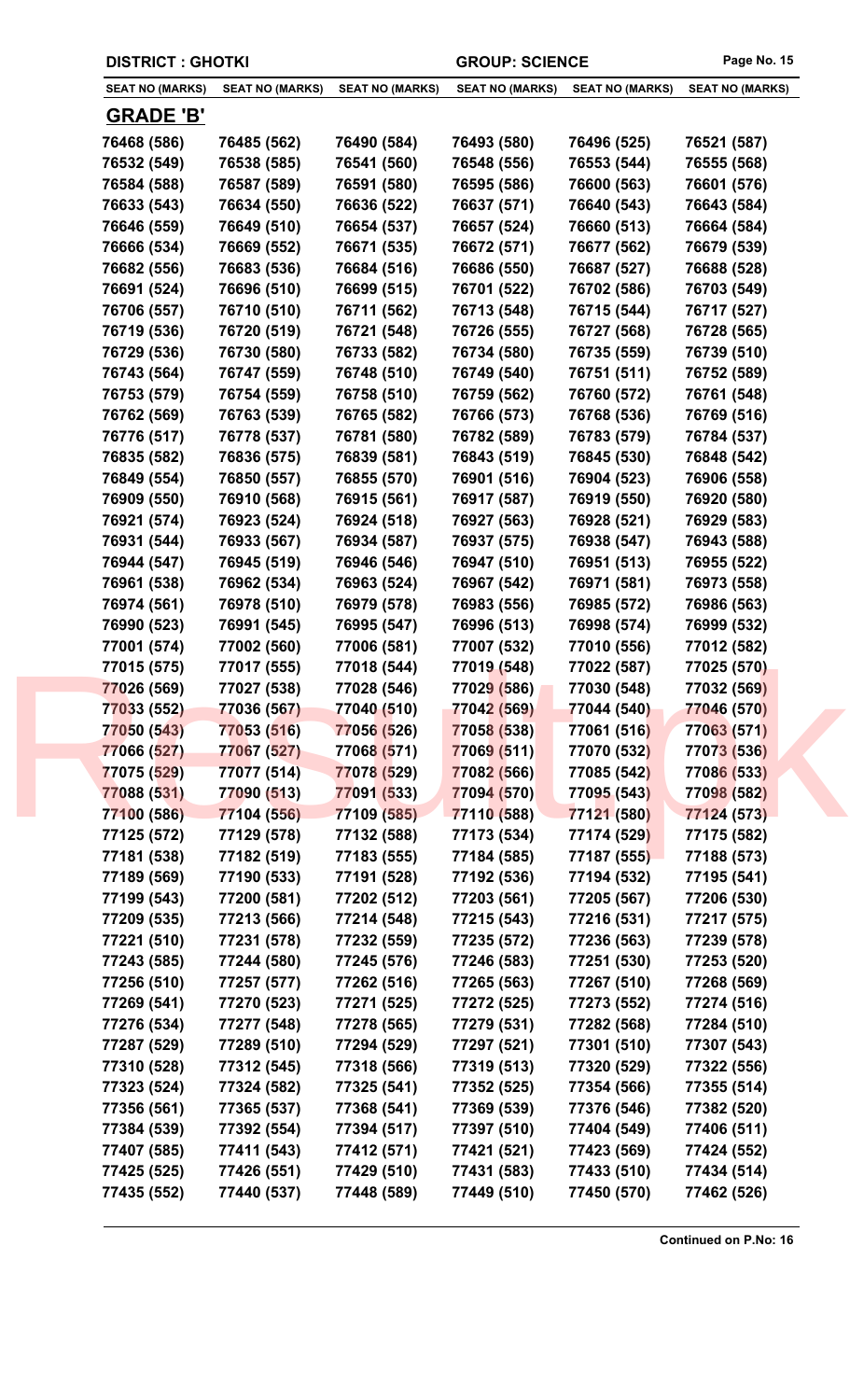**DISTRICT : GHOTKI** **GROUP: SCIENCE**

| SEAT NO (MARKS) | SEAT NO (MARKS) | SEAT NO (MARKS) | SEAT NO (MARKS) | SEAT NO (MARKS) | SEAT NO (MARKS) |
|---|---|---|---|---|---|

## GRADE 'B'

| SEAT NO (MARKS) | SEAT NO (MARKS) | SEAT NO (MARKS) | SEAT NO (MARKS) | SEAT NO (MARKS) | SEAT NO (MARKS) |
|---|---|---|---|---|---|
| 76468 (586) | 76485 (562) | 76490 (584) | 76493 (580) | 76496 (525) | 76521 (587) |
| 76532 (549) | 76538 (585) | 76541 (560) | 76548 (556) | 76553 (544) | 76555 (568) |
| 76584 (588) | 76587 (589) | 76591 (580) | 76595 (586) | 76600 (563) | 76601 (576) |
| 76633 (543) | 76634 (550) | 76636 (522) | 76637 (571) | 76640 (543) | 76643 (584) |
| 76646 (559) | 76649 (510) | 76654 (537) | 76657 (524) | 76660 (513) | 76664 (584) |
| 76666 (534) | 76669 (552) | 76671 (535) | 76672 (571) | 76677 (562) | 76679 (539) |
| 76682 (556) | 76683 (536) | 76684 (516) | 76686 (550) | 76687 (527) | 76688 (528) |
| 76691 (524) | 76696 (510) | 76699 (515) | 76701 (522) | 76702 (586) | 76703 (549) |
| 76706 (557) | 76710 (510) | 76711 (562) | 76713 (548) | 76715 (544) | 76717 (527) |
| 76719 (536) | 76720 (519) | 76721 (548) | 76726 (555) | 76727 (568) | 76728 (565) |
| 76729 (536) | 76730 (580) | 76733 (582) | 76734 (580) | 76735 (559) | 76739 (510) |
| 76743 (564) | 76747 (559) | 76748 (510) | 76749 (540) | 76751 (511) | 76752 (589) |
| 76753 (579) | 76754 (559) | 76758 (510) | 76759 (562) | 76760 (572) | 76761 (548) |
| 76762 (569) | 76763 (539) | 76765 (582) | 76766 (573) | 76768 (536) | 76769 (516) |
| 76776 (517) | 76778 (537) | 76781 (580) | 76782 (589) | 76783 (579) | 76784 (537) |
| 76835 (582) | 76836 (575) | 76839 (581) | 76843 (519) | 76845 (530) | 76848 (542) |
| 76849 (554) | 76850 (557) | 76855 (570) | 76901 (516) | 76904 (523) | 76906 (558) |
| 76909 (550) | 76910 (568) | 76915 (561) | 76917 (587) | 76919 (550) | 76920 (580) |
| 76921 (574) | 76923 (524) | 76924 (518) | 76927 (563) | 76928 (521) | 76929 (583) |
| 76931 (544) | 76933 (567) | 76934 (587) | 76937 (575) | 76938 (547) | 76943 (588) |
| 76944 (547) | 76945 (519) | 76946 (546) | 76947 (510) | 76951 (513) | 76955 (522) |
| 76961 (538) | 76962 (534) | 76963 (524) | 76967 (542) | 76971 (581) | 76973 (558) |
| 76974 (561) | 76978 (510) | 76979 (578) | 76983 (556) | 76985 (572) | 76986 (563) |
| 76990 (523) | 76991 (545) | 76995 (547) | 76996 (513) | 76998 (574) | 76999 (532) |
| 77001 (574) | 77002 (560) | 77006 (581) | 77007 (532) | 77010 (556) | 77012 (582) |
| 77015 (575) | 77017 (555) | 77018 (544) | 77019 (548) | 77022 (587) | 77025 (570) |
| 77026 (569) | 77027 (538) | 77028 (546) | 77029 (586) | 77030 (548) | 77032 (569) |
| 77033 (552) | 77036 (567) | 77040 (510) | 77042 (569) | 77044 (540) | 77046 (570) |
| 77050 (543) | 77053 (516) | 77056 (526) | 77058 (538) | 77061 (516) | 77063 (571) |
| 77066 (527) | 77067 (527) | 77068 (571) | 77069 (511) | 77070 (532) | 77073 (536) |
| 77075 (529) | 77077 (514) | 77078 (529) | 77082 (566) | 77085 (542) | 77086 (533) |
| 77088 (531) | 77090 (513) | 77091 (533) | 77094 (570) | 77095 (543) | 77098 (582) |
| 77100 (586) | 77104 (556) | 77109 (585) | 77110 (588) | 77121 (580) | 77124 (573) |
| 77125 (572) | 77129 (578) | 77132 (588) | 77173 (534) | 77174 (529) | 77175 (582) |
| 77181 (538) | 77182 (519) | 77183 (555) | 77184 (585) | 77187 (555) | 77188 (573) |
| 77189 (569) | 77190 (533) | 77191 (528) | 77192 (536) | 77194 (532) | 77195 (541) |
| 77199 (543) | 77200 (581) | 77202 (512) | 77203 (561) | 77205 (567) | 77206 (530) |
| 77209 (535) | 77213 (566) | 77214 (548) | 77215 (543) | 77216 (531) | 77217 (575) |
| 77221 (510) | 77231 (578) | 77232 (559) | 77235 (572) | 77236 (563) | 77239 (578) |
| 77243 (585) | 77244 (580) | 77245 (576) | 77246 (583) | 77251 (530) | 77253 (520) |
| 77256 (510) | 77257 (577) | 77262 (516) | 77265 (563) | 77267 (510) | 77268 (569) |
| 77269 (541) | 77270 (523) | 77271 (525) | 77272 (525) | 77273 (552) | 77274 (516) |
| 77276 (534) | 77277 (548) | 77278 (565) | 77279 (531) | 77282 (568) | 77284 (510) |
| 77287 (529) | 77289 (510) | 77294 (529) | 77297 (521) | 77301 (510) | 77307 (543) |
| 77310 (528) | 77312 (545) | 77318 (566) | 77319 (513) | 77320 (529) | 77322 (556) |
| 77323 (524) | 77324 (582) | 77325 (541) | 77352 (525) | 77354 (566) | 77355 (514) |
| 77356 (561) | 77365 (537) | 77368 (541) | 77369 (539) | 77376 (546) | 77382 (520) |
| 77384 (539) | 77392 (554) | 77394 (517) | 77397 (510) | 77404 (549) | 77406 (511) |
| 77407 (585) | 77411 (543) | 77412 (571) | 77421 (521) | 77423 (569) | 77424 (552) |
| 77425 (525) | 77426 (551) | 77429 (510) | 77431 (583) | 77433 (510) | 77434 (514) |
| 77435 (552) | 77440 (537) | 77448 (589) | 77449 (510) | 77450 (570) | 77462 (526) |

**Continued on P.No: 16**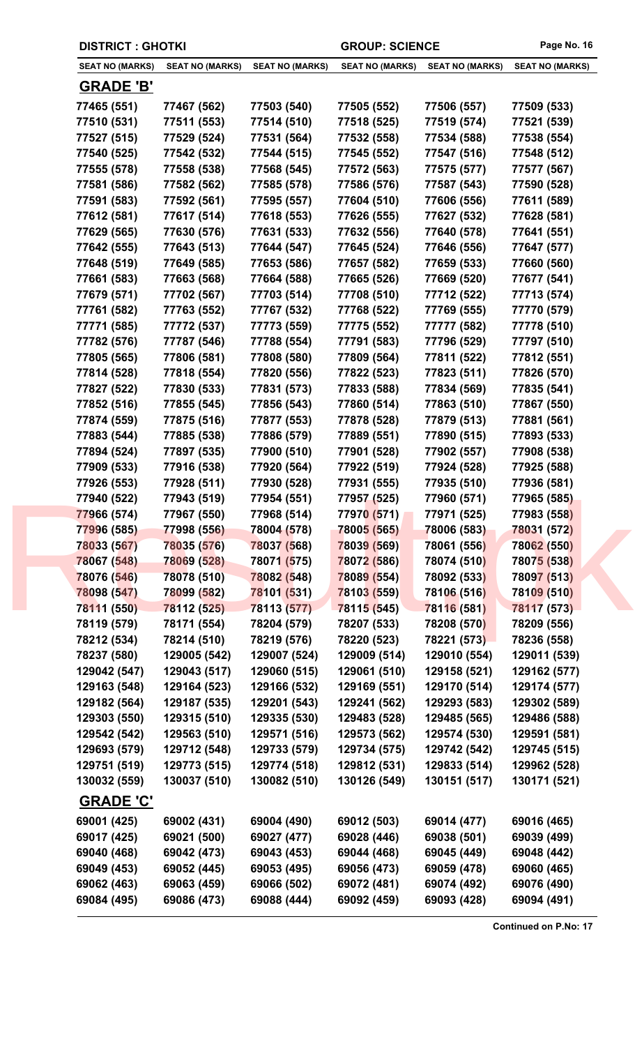**DISTRICT : GHOTKI** **GROUP: SCIENCE**

| SEAT NO (MARKS) | SEAT NO (MARKS) | SEAT NO (MARKS) | SEAT NO (MARKS) | SEAT NO (MARKS) | SEAT NO (MARKS) |
|---|---|---|---|---|---|

## GRADE 'B'

| | | | | | |
|---|---|---|---|---|---|
| 77465 (551) | 77467 (562) | 77503 (540) | 77505 (552) | 77506 (557) | 77509 (533) |
| 77510 (531) | 77511 (553) | 77514 (510) | 77518 (525) | 77519 (574) | 77521 (539) |
| 77527 (515) | 77529 (524) | 77531 (564) | 77532 (558) | 77534 (588) | 77538 (554) |
| 77540 (525) | 77542 (532) | 77544 (515) | 77545 (552) | 77547 (516) | 77548 (512) |
| 77555 (578) | 77558 (538) | 77568 (545) | 77572 (563) | 77575 (577) | 77577 (567) |
| 77581 (586) | 77582 (562) | 77585 (578) | 77586 (576) | 77587 (543) | 77590 (528) |
| 77591 (583) | 77592 (561) | 77595 (557) | 77604 (510) | 77606 (556) | 77611 (589) |
| 77612 (581) | 77617 (514) | 77618 (553) | 77626 (555) | 77627 (532) | 77628 (581) |
| 77629 (565) | 77630 (576) | 77631 (533) | 77632 (556) | 77640 (578) | 77641 (551) |
| 77642 (555) | 77643 (513) | 77644 (547) | 77645 (524) | 77646 (556) | 77647 (577) |
| 77648 (519) | 77649 (585) | 77653 (586) | 77657 (582) | 77659 (533) | 77660 (560) |
| 77661 (583) | 77663 (568) | 77664 (588) | 77665 (526) | 77669 (520) | 77677 (541) |
| 77679 (571) | 77702 (567) | 77703 (514) | 77708 (510) | 77712 (522) | 77713 (574) |
| 77761 (582) | 77763 (552) | 77767 (532) | 77768 (522) | 77769 (555) | 77770 (579) |
| 77771 (585) | 77772 (537) | 77773 (559) | 77775 (552) | 77777 (582) | 77778 (510) |
| 77782 (576) | 77787 (546) | 77788 (554) | 77791 (583) | 77796 (529) | 77797 (510) |
| 77805 (565) | 77806 (581) | 77808 (580) | 77809 (564) | 77811 (522) | 77812 (551) |
| 77814 (528) | 77818 (554) | 77820 (556) | 77822 (523) | 77823 (511) | 77826 (570) |
| 77827 (522) | 77830 (533) | 77831 (573) | 77833 (588) | 77834 (569) | 77835 (541) |
| 77852 (516) | 77855 (545) | 77856 (543) | 77860 (514) | 77863 (510) | 77867 (550) |
| 77874 (559) | 77875 (516) | 77877 (553) | 77878 (528) | 77879 (513) | 77881 (561) |
| 77883 (544) | 77885 (538) | 77886 (579) | 77889 (551) | 77890 (515) | 77893 (533) |
| 77894 (524) | 77897 (535) | 77900 (510) | 77901 (528) | 77902 (557) | 77908 (538) |
| 77909 (533) | 77916 (538) | 77920 (564) | 77922 (519) | 77924 (528) | 77925 (588) |
| 77926 (553) | 77928 (511) | 77930 (528) | 77931 (555) | 77935 (510) | 77936 (581) |
| 77940 (522) | 77943 (519) | 77954 (551) | 77957 (525) | 77960 (571) | 77965 (585) |
| 77966 (574) | 77967 (550) | 77968 (514) | 77970 (571) | 77971 (525) | 77983 (558) |
| 77996 (585) | 77998 (556) | 78004 (578) | 78005 (565) | 78006 (583) | 78031 (572) |
| 78033 (567) | 78035 (576) | 78037 (568) | 78039 (569) | 78061 (556) | 78062 (550) |
| 78067 (548) | 78069 (528) | 78071 (575) | 78072 (586) | 78074 (510) | 78075 (538) |
| 78076 (546) | 78078 (510) | 78082 (548) | 78089 (554) | 78092 (533) | 78097 (513) |
| 78098 (547) | 78099 (582) | 78101 (531) | 78103 (559) | 78106 (516) | 78109 (510) |
| 78111 (550) | 78112 (525) | 78113 (577) | 78115 (545) | 78116 (581) | 78117 (573) |
| 78119 (579) | 78171 (554) | 78204 (579) | 78207 (533) | 78208 (570) | 78209 (556) |
| 78212 (534) | 78214 (510) | 78219 (576) | 78220 (523) | 78221 (573) | 78236 (558) |
| 78237 (580) | 129005 (542) | 129007 (524) | 129009 (514) | 129010 (554) | 129011 (539) |
| 129042 (547) | 129043 (517) | 129060 (515) | 129061 (510) | 129158 (521) | 129162 (577) |
| 129163 (548) | 129164 (523) | 129166 (532) | 129169 (551) | 129170 (514) | 129174 (577) |
| 129182 (564) | 129187 (535) | 129201 (543) | 129241 (562) | 129293 (583) | 129302 (589) |
| 129303 (550) | 129315 (510) | 129335 (530) | 129483 (528) | 129485 (565) | 129486 (588) |
| 129542 (542) | 129563 (510) | 129571 (516) | 129573 (562) | 129574 (530) | 129591 (581) |
| 129693 (579) | 129712 (548) | 129733 (579) | 129734 (575) | 129742 (542) | 129745 (515) |
| 129751 (519) | 129773 (515) | 129774 (518) | 129812 (531) | 129833 (514) | 129962 (528) |
| 130032 (559) | 130037 (510) | 130082 (510) | 130126 (549) | 130151 (517) | 130171 (521) |

## GRADE 'C'

| | | | | | |
|---|---|---|---|---|---|
| 69001 (425) | 69002 (431) | 69004 (490) | 69012 (503) | 69014 (477) | 69016 (465) |
| 69017 (425) | 69021 (500) | 69027 (477) | 69028 (446) | 69038 (501) | 69039 (499) |
| 69040 (468) | 69042 (473) | 69043 (453) | 69044 (468) | 69045 (449) | 69048 (442) |
| 69049 (453) | 69052 (445) | 69053 (495) | 69056 (473) | 69059 (478) | 69060 (465) |
| 69062 (463) | 69063 (459) | 69066 (502) | 69072 (481) | 69074 (492) | 69076 (490) |
| 69084 (495) | 69086 (473) | 69088 (444) | 69092 (459) | 69093 (428) | 69094 (491) |

**Continued on P.No: 17**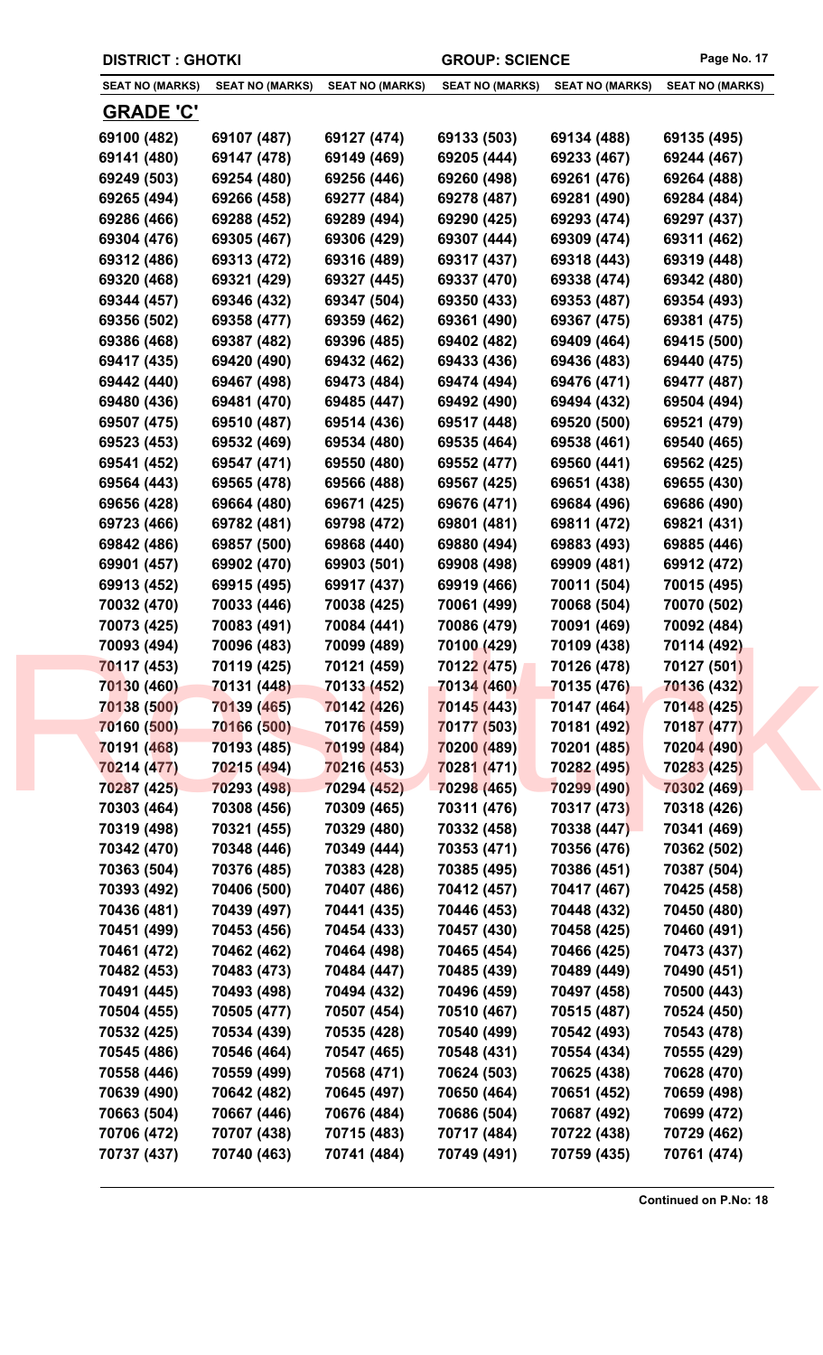**DISTRICT : GHOTKI** **GROUP: SCIENCE**

| SEAT NO (MARKS) | SEAT NO (MARKS) | SEAT NO (MARKS) | SEAT NO (MARKS) | SEAT NO (MARKS) | SEAT NO (MARKS) |
|---|---|---|---|---|---|

## GRADE 'C'

| SEAT NO (MARKS) | SEAT NO (MARKS) | SEAT NO (MARKS) | SEAT NO (MARKS) | SEAT NO (MARKS) | SEAT NO (MARKS) |
|---|---|---|---|---|---|
| 69100 (482) | 69107 (487) | 69127 (474) | 69133 (503) | 69134 (488) | 69135 (495) |
| 69141 (480) | 69147 (478) | 69149 (469) | 69205 (444) | 69233 (467) | 69244 (467) |
| 69249 (503) | 69254 (480) | 69256 (446) | 69260 (498) | 69261 (476) | 69264 (488) |
| 69265 (494) | 69266 (458) | 69277 (484) | 69278 (487) | 69281 (490) | 69284 (484) |
| 69286 (466) | 69288 (452) | 69289 (494) | 69290 (425) | 69293 (474) | 69297 (437) |
| 69304 (476) | 69305 (467) | 69306 (429) | 69307 (444) | 69309 (474) | 69311 (462) |
| 69312 (486) | 69313 (472) | 69316 (489) | 69317 (437) | 69318 (443) | 69319 (448) |
| 69320 (468) | 69321 (429) | 69327 (445) | 69337 (470) | 69338 (474) | 69342 (480) |
| 69344 (457) | 69346 (432) | 69347 (504) | 69350 (433) | 69353 (487) | 69354 (493) |
| 69356 (502) | 69358 (477) | 69359 (462) | 69361 (490) | 69367 (475) | 69381 (475) |
| 69386 (468) | 69387 (482) | 69396 (485) | 69402 (482) | 69409 (464) | 69415 (500) |
| 69417 (435) | 69420 (490) | 69432 (462) | 69433 (436) | 69436 (483) | 69440 (475) |
| 69442 (440) | 69467 (498) | 69473 (484) | 69474 (494) | 69476 (471) | 69477 (487) |
| 69480 (436) | 69481 (470) | 69485 (447) | 69492 (490) | 69494 (432) | 69504 (494) |
| 69507 (475) | 69510 (487) | 69514 (436) | 69517 (448) | 69520 (500) | 69521 (479) |
| 69523 (453) | 69532 (469) | 69534 (480) | 69535 (464) | 69538 (461) | 69540 (465) |
| 69541 (452) | 69547 (471) | 69550 (480) | 69552 (477) | 69560 (441) | 69562 (425) |
| 69564 (443) | 69565 (478) | 69566 (488) | 69567 (425) | 69651 (438) | 69655 (430) |
| 69656 (428) | 69664 (480) | 69671 (425) | 69676 (471) | 69684 (496) | 69686 (490) |
| 69723 (466) | 69782 (481) | 69798 (472) | 69801 (481) | 69811 (472) | 69821 (431) |
| 69842 (486) | 69857 (500) | 69868 (440) | 69880 (494) | 69883 (493) | 69885 (446) |
| 69901 (457) | 69902 (470) | 69903 (501) | 69908 (498) | 69909 (481) | 69912 (472) |
| 69913 (452) | 69915 (495) | 69917 (437) | 69919 (466) | 70011 (504) | 70015 (495) |
| 70032 (470) | 70033 (446) | 70038 (425) | 70061 (499) | 70068 (504) | 70070 (502) |
| 70073 (425) | 70083 (491) | 70084 (441) | 70086 (479) | 70091 (469) | 70092 (484) |
| 70093 (494) | 70096 (483) | 70099 (489) | 70100 (429) | 70109 (438) | 70114 (492) |
| 70117 (453) | 70119 (425) | 70121 (459) | 70122 (475) | 70126 (478) | 70127 (501) |
| 70130 (460) | 70131 (448) | 70133 (452) | 70134 (460) | 70135 (476) | 70136 (432) |
| 70138 (500) | 70139 (465) | 70142 (426) | 70145 (443) | 70147 (464) | 70148 (425) |
| 70160 (500) | 70166 (500) | 70176 (459) | 70177 (503) | 70181 (492) | 70187 (477) |
| 70191 (468) | 70193 (485) | 70199 (484) | 70200 (489) | 70201 (485) | 70204 (490) |
| 70214 (477) | 70215 (494) | 70216 (453) | 70281 (471) | 70282 (495) | 70283 (425) |
| 70287 (425) | 70293 (498) | 70294 (452) | 70298 (465) | 70299 (490) | 70302 (469) |
| 70303 (464) | 70308 (456) | 70309 (465) | 70311 (476) | 70317 (473) | 70318 (426) |
| 70319 (498) | 70321 (455) | 70329 (480) | 70332 (458) | 70338 (447) | 70341 (469) |
| 70342 (470) | 70348 (446) | 70349 (444) | 70353 (471) | 70356 (476) | 70362 (502) |
| 70363 (504) | 70376 (485) | 70383 (428) | 70385 (495) | 70386 (451) | 70387 (504) |
| 70393 (492) | 70406 (500) | 70407 (486) | 70412 (457) | 70417 (467) | 70425 (458) |
| 70436 (481) | 70439 (497) | 70441 (435) | 70446 (453) | 70448 (432) | 70450 (480) |
| 70451 (499) | 70453 (456) | 70454 (433) | 70457 (430) | 70458 (425) | 70460 (491) |
| 70461 (472) | 70462 (462) | 70464 (498) | 70465 (454) | 70466 (425) | 70473 (437) |
| 70482 (453) | 70483 (473) | 70484 (447) | 70485 (439) | 70489 (449) | 70490 (451) |
| 70491 (445) | 70493 (498) | 70494 (432) | 70496 (459) | 70497 (458) | 70500 (443) |
| 70504 (455) | 70505 (477) | 70507 (454) | 70510 (467) | 70515 (487) | 70524 (450) |
| 70532 (425) | 70534 (439) | 70535 (428) | 70540 (499) | 70542 (493) | 70543 (478) |
| 70545 (486) | 70546 (464) | 70547 (465) | 70548 (431) | 70554 (434) | 70555 (429) |
| 70558 (446) | 70559 (499) | 70568 (471) | 70624 (503) | 70625 (438) | 70628 (470) |
| 70639 (490) | 70642 (482) | 70645 (497) | 70650 (464) | 70651 (452) | 70659 (498) |
| 70663 (504) | 70667 (446) | 70676 (484) | 70686 (504) | 70687 (492) | 70699 (472) |
| 70706 (472) | 70707 (438) | 70715 (483) | 70717 (484) | 70722 (438) | 70729 (462) |
| 70737 (437) | 70740 (463) | 70741 (484) | 70749 (491) | 70759 (435) | 70761 (474) |

**Continued on P.No: 18**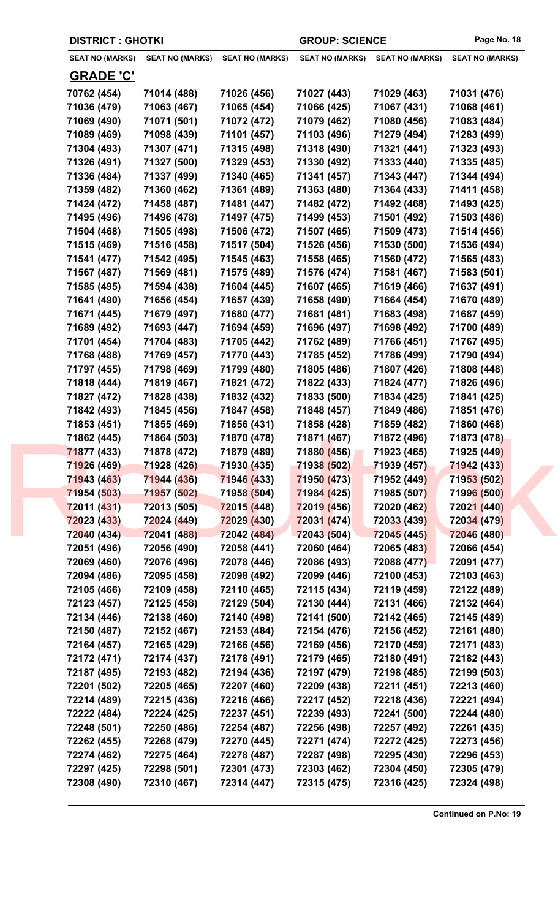| DISTRICT : GHOTKI | | | GROUP: SCIENCE | | |
|---|---|---|---|---|---|
| SEAT NO (MARKS) | SEAT NO (MARKS) | SEAT NO (MARKS) | SEAT NO (MARKS) | SEAT NO (MARKS) | SEAT NO (MARKS) |

## GRADE 'C'

| | | | | | |
|---|---|---|---|---|---|
| 70762 (454) | 71014 (488) | 71026 (456) | 71027 (443) | 71029 (463) | 71031 (476) |
| 71036 (479) | 71063 (467) | 71065 (454) | 71066 (425) | 71067 (431) | 71068 (461) |
| 71069 (490) | 71071 (501) | 71072 (472) | 71079 (462) | 71080 (456) | 71083 (484) |
| 71089 (469) | 71098 (439) | 71101 (457) | 71103 (496) | 71279 (494) | 71283 (499) |
| 71304 (493) | 71307 (471) | 71315 (498) | 71318 (490) | 71321 (441) | 71323 (493) |
| 71326 (491) | 71327 (500) | 71329 (453) | 71330 (492) | 71333 (440) | 71335 (485) |
| 71336 (484) | 71337 (499) | 71340 (465) | 71341 (457) | 71343 (447) | 71344 (494) |
| 71359 (482) | 71360 (462) | 71361 (489) | 71363 (480) | 71364 (433) | 71411 (458) |
| 71424 (472) | 71458 (487) | 71481 (447) | 71482 (472) | 71492 (468) | 71493 (425) |
| 71495 (496) | 71496 (478) | 71497 (475) | 71499 (453) | 71501 (492) | 71503 (486) |
| 71504 (468) | 71505 (498) | 71506 (472) | 71507 (465) | 71509 (473) | 71514 (456) |
| 71515 (469) | 71516 (458) | 71517 (504) | 71526 (456) | 71530 (500) | 71536 (494) |
| 71541 (477) | 71542 (495) | 71545 (463) | 71558 (465) | 71560 (472) | 71565 (483) |
| 71567 (487) | 71569 (481) | 71575 (489) | 71576 (474) | 71581 (467) | 71583 (501) |
| 71585 (495) | 71594 (438) | 71604 (445) | 71607 (465) | 71619 (466) | 71637 (491) |
| 71641 (490) | 71656 (454) | 71657 (439) | 71658 (490) | 71664 (454) | 71670 (489) |
| 71671 (445) | 71679 (497) | 71680 (477) | 71681 (481) | 71683 (498) | 71687 (459) |
| 71689 (492) | 71693 (447) | 71694 (459) | 71696 (497) | 71698 (492) | 71700 (489) |
| 71701 (454) | 71704 (483) | 71705 (442) | 71762 (489) | 71766 (451) | 71767 (495) |
| 71768 (488) | 71769 (457) | 71770 (443) | 71785 (452) | 71786 (499) | 71790 (494) |
| 71797 (455) | 71798 (469) | 71799 (480) | 71805 (486) | 71807 (426) | 71808 (448) |
| 71818 (444) | 71819 (467) | 71821 (472) | 71822 (433) | 71824 (477) | 71826 (496) |
| 71827 (472) | 71828 (438) | 71832 (432) | 71833 (500) | 71834 (425) | 71841 (425) |
| 71842 (493) | 71845 (456) | 71847 (458) | 71848 (457) | 71849 (486) | 71851 (476) |
| 71853 (451) | 71855 (469) | 71856 (431) | 71858 (428) | 71859 (482) | 71860 (468) |
| 71862 (445) | 71864 (503) | 71870 (478) | 71871 (467) | 71872 (496) | 71873 (478) |
| 71877 (433) | 71878 (472) | 71879 (489) | 71880 (456) | 71923 (465) | 71925 (449) |
| 71926 (469) | 71928 (426) | 71930 (435) | 71938 (502) | 71939 (457) | 71942 (433) |
| 71943 (463) | 71944 (436) | 71946 (433) | 71950 (473) | 71952 (449) | 71953 (502) |
| 71954 (503) | 71957 (502) | 71958 (504) | 71984 (425) | 71985 (507) | 71996 (500) |
| 72011 (431) | 72013 (505) | 72015 (448) | 72019 (456) | 72020 (462) | 72021 (440) |
| 72023 (433) | 72024 (449) | 72029 (430) | 72031 (474) | 72033 (439) | 72034 (479) |
| 72040 (434) | 72041 (488) | 72042 (484) | 72043 (504) | 72045 (445) | 72046 (480) |
| 72051 (496) | 72056 (490) | 72058 (441) | 72060 (464) | 72065 (483) | 72066 (454) |
| 72069 (460) | 72076 (496) | 72078 (446) | 72086 (493) | 72088 (477) | 72091 (477) |
| 72094 (486) | 72095 (458) | 72098 (492) | 72099 (446) | 72100 (453) | 72103 (463) |
| 72105 (466) | 72109 (458) | 72110 (465) | 72115 (434) | 72119 (459) | 72122 (489) |
| 72123 (457) | 72125 (458) | 72129 (504) | 72130 (444) | 72131 (466) | 72132 (464) |
| 72134 (446) | 72138 (460) | 72140 (498) | 72141 (500) | 72142 (465) | 72145 (489) |
| 72150 (487) | 72152 (467) | 72153 (484) | 72154 (476) | 72156 (452) | 72161 (480) |
| 72164 (457) | 72165 (429) | 72166 (456) | 72169 (456) | 72170 (459) | 72171 (483) |
| 72172 (471) | 72174 (437) | 72178 (491) | 72179 (465) | 72180 (491) | 72182 (443) |
| 72187 (495) | 72193 (482) | 72194 (436) | 72197 (479) | 72198 (485) | 72199 (503) |
| 72201 (502) | 72205 (465) | 72207 (460) | 72209 (438) | 72211 (451) | 72213 (460) |
| 72214 (489) | 72215 (436) | 72216 (466) | 72217 (452) | 72218 (436) | 72221 (494) |
| 72222 (484) | 72224 (425) | 72237 (451) | 72239 (493) | 72241 (500) | 72244 (480) |
| 72248 (501) | 72250 (486) | 72254 (487) | 72256 (498) | 72257 (492) | 72261 (435) |
| 72262 (455) | 72268 (479) | 72270 (445) | 72271 (474) | 72272 (425) | 72273 (456) |
| 72274 (462) | 72275 (464) | 72278 (487) | 72287 (498) | 72295 (430) | 72296 (453) |
| 72297 (425) | 72298 (501) | 72301 (473) | 72303 (462) | 72304 (450) | 72305 (479) |
| 72308 (490) | 72310 (467) | 72314 (447) | 72315 (475) | 72316 (425) | 72324 (498) |

**Continued on P.No: 19**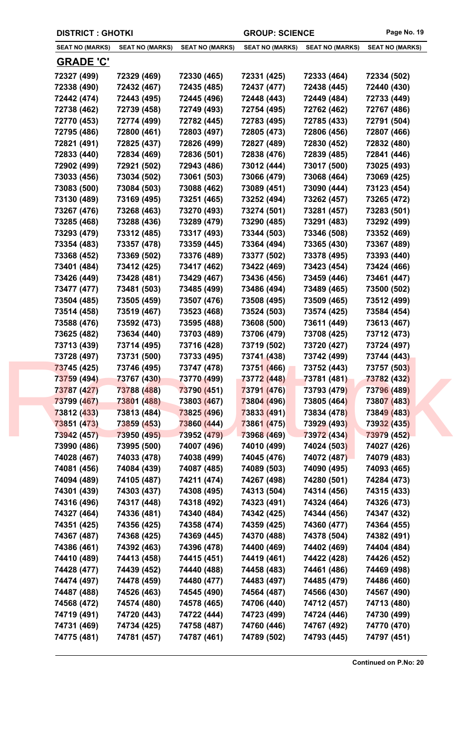**DISTRICT : GHOTKI** **GROUP: SCIENCE**

| SEAT NO (MARKS) | SEAT NO (MARKS) | SEAT NO (MARKS) | SEAT NO (MARKS) | SEAT NO (MARKS) | SEAT NO (MARKS) |
|---|---|---|---|---|---|

## GRADE 'C'

| | | | | | |
|---|---|---|---|---|---|
| 72327 (499) | 72329 (469) | 72330 (465) | 72331 (425) | 72333 (464) | 72334 (502) |
| 72338 (490) | 72432 (467) | 72435 (485) | 72437 (477) | 72438 (445) | 72440 (430) |
| 72442 (474) | 72443 (495) | 72445 (496) | 72448 (443) | 72449 (484) | 72733 (449) |
| 72738 (462) | 72739 (458) | 72749 (493) | 72754 (495) | 72762 (462) | 72767 (486) |
| 72770 (453) | 72774 (499) | 72782 (445) | 72783 (495) | 72785 (433) | 72791 (504) |
| 72795 (486) | 72800 (461) | 72803 (497) | 72805 (473) | 72806 (456) | 72807 (466) |
| 72821 (491) | 72825 (437) | 72826 (499) | 72827 (489) | 72830 (452) | 72832 (480) |
| 72833 (440) | 72834 (469) | 72836 (501) | 72838 (476) | 72839 (485) | 72841 (446) |
| 72902 (499) | 72921 (502) | 72943 (486) | 73012 (444) | 73017 (500) | 73025 (493) |
| 73033 (456) | 73034 (502) | 73061 (503) | 73066 (479) | 73068 (464) | 73069 (425) |
| 73083 (500) | 73084 (503) | 73088 (462) | 73089 (451) | 73090 (444) | 73123 (454) |
| 73130 (489) | 73169 (495) | 73251 (465) | 73252 (494) | 73262 (457) | 73265 (472) |
| 73267 (476) | 73268 (463) | 73270 (493) | 73274 (501) | 73281 (457) | 73283 (501) |
| 73285 (468) | 73288 (436) | 73289 (479) | 73290 (485) | 73291 (483) | 73292 (499) |
| 73293 (479) | 73312 (485) | 73317 (493) | 73344 (503) | 73346 (508) | 73352 (469) |
| 73354 (483) | 73357 (478) | 73359 (445) | 73364 (494) | 73365 (430) | 73367 (489) |
| 73368 (452) | 73369 (502) | 73376 (489) | 73377 (502) | 73378 (495) | 73393 (440) |
| 73401 (484) | 73412 (425) | 73417 (462) | 73422 (469) | 73423 (454) | 73424 (466) |
| 73426 (449) | 73428 (481) | 73429 (467) | 73436 (456) | 73459 (446) | 73461 (447) |
| 73477 (477) | 73481 (503) | 73485 (499) | 73486 (494) | 73489 (465) | 73500 (502) |
| 73504 (485) | 73505 (459) | 73507 (476) | 73508 (495) | 73509 (465) | 73512 (499) |
| 73514 (458) | 73519 (467) | 73523 (468) | 73524 (503) | 73574 (425) | 73584 (454) |
| 73588 (476) | 73592 (473) | 73595 (488) | 73608 (500) | 73611 (449) | 73613 (467) |
| 73625 (482) | 73634 (440) | 73703 (489) | 73706 (479) | 73708 (425) | 73712 (473) |
| 73713 (439) | 73714 (495) | 73716 (428) | 73719 (502) | 73720 (427) | 73724 (497) |
| 73728 (497) | 73731 (500) | 73733 (495) | 73741 (438) | 73742 (499) | 73744 (443) |
| 73745 (425) | 73746 (495) | 73747 (478) | 73751 (466) | 73752 (443) | 73757 (503) |
| 73759 (494) | 73767 (430) | 73770 (499) | 73772 (448) | 73781 (481) | 73782 (432) |
| 73787 (427) | 73788 (488) | 73790 (451) | 73791 (476) | 73793 (479) | 73796 (489) |
| 73799 (467) | 73801 (488) | 73803 (467) | 73804 (496) | 73805 (464) | 73807 (483) |
| 73812 (433) | 73813 (484) | 73825 (496) | 73833 (491) | 73834 (478) | 73849 (483) |
| 73851 (473) | 73859 (453) | 73860 (444) | 73861 (475) | 73929 (493) | 73932 (435) |
| 73942 (457) | 73950 (495) | 73952 (479) | 73968 (469) | 73972 (434) | 73979 (452) |
| 73990 (486) | 73995 (500) | 74007 (496) | 74010 (499) | 74024 (503) | 74027 (426) |
| 74028 (467) | 74033 (478) | 74038 (499) | 74045 (476) | 74072 (487) | 74079 (483) |
| 74081 (456) | 74084 (439) | 74087 (485) | 74089 (503) | 74090 (495) | 74093 (465) |
| 74094 (489) | 74105 (487) | 74211 (474) | 74267 (498) | 74280 (501) | 74284 (473) |
| 74301 (439) | 74303 (437) | 74308 (495) | 74313 (504) | 74314 (456) | 74315 (433) |
| 74316 (496) | 74317 (448) | 74318 (492) | 74323 (491) | 74324 (464) | 74326 (473) |
| 74327 (464) | 74336 (481) | 74340 (484) | 74342 (425) | 74344 (456) | 74347 (432) |
| 74351 (425) | 74356 (425) | 74358 (474) | 74359 (425) | 74360 (477) | 74364 (455) |
| 74367 (487) | 74368 (425) | 74369 (445) | 74370 (488) | 74378 (504) | 74382 (491) |
| 74386 (461) | 74392 (463) | 74396 (478) | 74400 (469) | 74402 (469) | 74404 (484) |
| 74410 (489) | 74413 (458) | 74415 (451) | 74419 (461) | 74422 (428) | 74426 (452) |
| 74428 (477) | 74439 (452) | 74440 (488) | 74458 (483) | 74461 (486) | 74469 (498) |
| 74474 (497) | 74478 (459) | 74480 (477) | 74483 (497) | 74485 (479) | 74486 (460) |
| 74487 (488) | 74526 (463) | 74545 (490) | 74564 (487) | 74566 (430) | 74567 (490) |
| 74568 (472) | 74574 (480) | 74578 (465) | 74706 (440) | 74712 (457) | 74713 (480) |
| 74719 (491) | 74720 (443) | 74722 (444) | 74723 (499) | 74724 (446) | 74730 (499) |
| 74731 (469) | 74734 (425) | 74758 (487) | 74760 (446) | 74767 (492) | 74770 (470) |
| 74775 (481) | 74781 (457) | 74787 (461) | 74789 (502) | 74793 (445) | 74797 (451) |

**Continued on P.No: 20**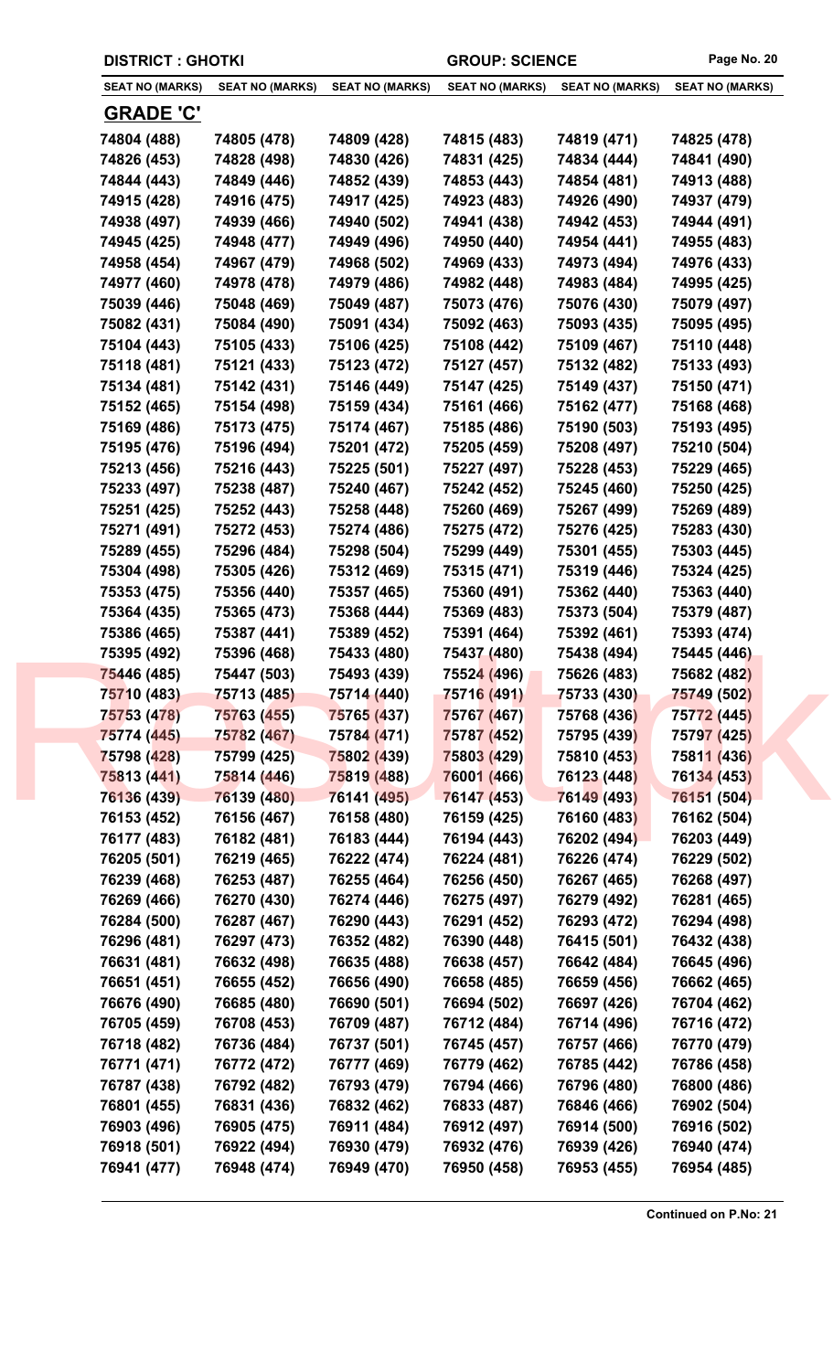**DISTRICT : GHOTKI** **GROUP: SCIENCE**

| SEAT NO (MARKS) | SEAT NO (MARKS) | SEAT NO (MARKS) | SEAT NO (MARKS) | SEAT NO (MARKS) | SEAT NO (MARKS) |
|---|---|---|---|---|---|

## GRADE 'C'

| | | | | | |
|---|---|---|---|---|---|
| 74804 (488) | 74805 (478) | 74809 (428) | 74815 (483) | 74819 (471) | 74825 (478) |
| 74826 (453) | 74828 (498) | 74830 (426) | 74831 (425) | 74834 (444) | 74841 (490) |
| 74844 (443) | 74849 (446) | 74852 (439) | 74853 (443) | 74854 (481) | 74913 (488) |
| 74915 (428) | 74916 (475) | 74917 (425) | 74923 (483) | 74926 (490) | 74937 (479) |
| 74938 (497) | 74939 (466) | 74940 (502) | 74941 (438) | 74942 (453) | 74944 (491) |
| 74945 (425) | 74948 (477) | 74949 (496) | 74950 (440) | 74954 (441) | 74955 (483) |
| 74958 (454) | 74967 (479) | 74968 (502) | 74969 (433) | 74973 (494) | 74976 (433) |
| 74977 (460) | 74978 (478) | 74979 (486) | 74982 (448) | 74983 (484) | 74995 (425) |
| 75039 (446) | 75048 (469) | 75049 (487) | 75073 (476) | 75076 (430) | 75079 (497) |
| 75082 (431) | 75084 (490) | 75091 (434) | 75092 (463) | 75093 (435) | 75095 (495) |
| 75104 (443) | 75105 (433) | 75106 (425) | 75108 (442) | 75109 (467) | 75110 (448) |
| 75118 (481) | 75121 (433) | 75123 (472) | 75127 (457) | 75132 (482) | 75133 (493) |
| 75134 (481) | 75142 (431) | 75146 (449) | 75147 (425) | 75149 (437) | 75150 (471) |
| 75152 (465) | 75154 (498) | 75159 (434) | 75161 (466) | 75162 (477) | 75168 (468) |
| 75169 (486) | 75173 (475) | 75174 (467) | 75185 (486) | 75190 (503) | 75193 (495) |
| 75195 (476) | 75196 (494) | 75201 (472) | 75205 (459) | 75208 (497) | 75210 (504) |
| 75213 (456) | 75216 (443) | 75225 (501) | 75227 (497) | 75228 (453) | 75229 (465) |
| 75233 (497) | 75238 (487) | 75240 (467) | 75242 (452) | 75245 (460) | 75250 (425) |
| 75251 (425) | 75252 (443) | 75258 (448) | 75260 (469) | 75267 (499) | 75269 (489) |
| 75271 (491) | 75272 (453) | 75274 (486) | 75275 (472) | 75276 (425) | 75283 (430) |
| 75289 (455) | 75296 (484) | 75298 (504) | 75299 (449) | 75301 (455) | 75303 (445) |
| 75304 (498) | 75305 (426) | 75312 (469) | 75315 (471) | 75319 (446) | 75324 (425) |
| 75353 (475) | 75356 (440) | 75357 (465) | 75360 (491) | 75362 (440) | 75363 (440) |
| 75364 (435) | 75365 (473) | 75368 (444) | 75369 (483) | 75373 (504) | 75379 (487) |
| 75386 (465) | 75387 (441) | 75389 (452) | 75391 (464) | 75392 (461) | 75393 (474) |
| 75395 (492) | 75396 (468) | 75433 (480) | 75437 (480) | 75438 (494) | 75445 (446) |
| 75446 (485) | 75447 (503) | 75493 (439) | 75524 (496) | 75626 (483) | 75682 (482) |
| 75710 (483) | 75713 (485) | 75714 (440) | 75716 (491) | 75733 (430) | 75749 (502) |
| 75753 (478) | 75763 (455) | 75765 (437) | 75767 (467) | 75768 (436) | 75772 (445) |
| 75774 (445) | 75782 (467) | 75784 (471) | 75787 (452) | 75795 (439) | 75797 (425) |
| 75798 (428) | 75799 (425) | 75802 (439) | 75803 (429) | 75810 (453) | 75811 (436) |
| 75813 (441) | 75814 (446) | 75819 (488) | 76001 (466) | 76123 (448) | 76134 (453) |
| 76136 (439) | 76139 (480) | 76141 (495) | 76147 (453) | 76149 (493) | 76151 (504) |
| 76153 (452) | 76156 (467) | 76158 (480) | 76159 (425) | 76160 (483) | 76162 (504) |
| 76177 (483) | 76182 (481) | 76183 (444) | 76194 (443) | 76202 (494) | 76203 (449) |
| 76205 (501) | 76219 (465) | 76222 (474) | 76224 (481) | 76226 (474) | 76229 (502) |
| 76239 (468) | 76253 (487) | 76255 (464) | 76256 (450) | 76267 (465) | 76268 (497) |
| 76269 (466) | 76270 (430) | 76274 (446) | 76275 (497) | 76279 (492) | 76281 (465) |
| 76284 (500) | 76287 (467) | 76290 (443) | 76291 (452) | 76293 (472) | 76294 (498) |
| 76296 (481) | 76297 (473) | 76352 (482) | 76390 (448) | 76415 (501) | 76432 (438) |
| 76631 (481) | 76632 (498) | 76635 (488) | 76638 (457) | 76642 (484) | 76645 (496) |
| 76651 (451) | 76655 (452) | 76656 (490) | 76658 (485) | 76659 (456) | 76662 (465) |
| 76676 (490) | 76685 (480) | 76690 (501) | 76694 (502) | 76697 (426) | 76704 (462) |
| 76705 (459) | 76708 (453) | 76709 (487) | 76712 (484) | 76714 (496) | 76716 (472) |
| 76718 (482) | 76736 (484) | 76737 (501) | 76745 (457) | 76757 (466) | 76770 (479) |
| 76771 (471) | 76772 (472) | 76777 (469) | 76779 (462) | 76785 (442) | 76786 (458) |
| 76787 (438) | 76792 (482) | 76793 (479) | 76794 (466) | 76796 (480) | 76800 (486) |
| 76801 (455) | 76831 (436) | 76832 (462) | 76833 (487) | 76846 (466) | 76902 (504) |
| 76903 (496) | 76905 (475) | 76911 (484) | 76912 (497) | 76914 (500) | 76916 (502) |
| 76918 (501) | 76922 (494) | 76930 (479) | 76932 (476) | 76939 (426) | 76940 (474) |
| 76941 (477) | 76948 (474) | 76949 (470) | 76950 (458) | 76953 (455) | 76954 (485) |

**Continued on P.No: 21**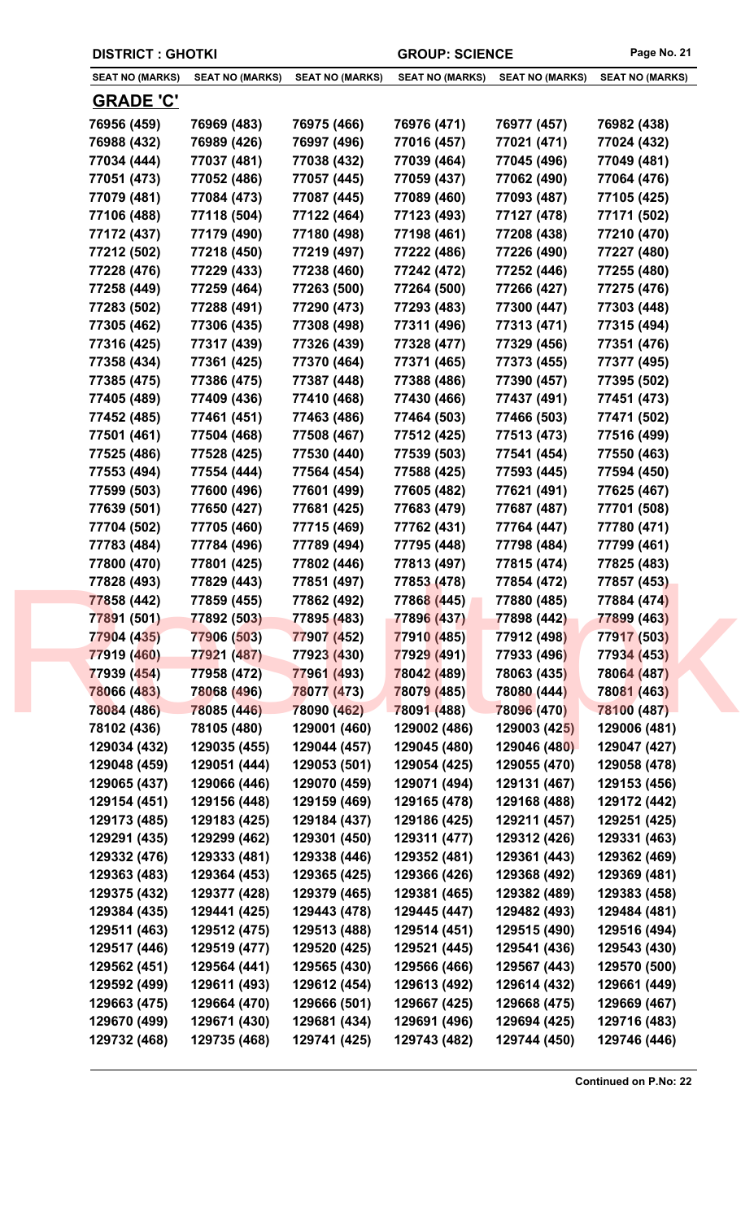**DISTRICT : GHOTKI** | **GROUP: SCIENCE**

| SEAT NO (MARKS) | SEAT NO (MARKS) | SEAT NO (MARKS) | SEAT NO (MARKS) | SEAT NO (MARKS) | SEAT NO (MARKS) |
|---|---|---|---|---|---|

## GRADE 'C'

| SEAT NO (MARKS) | SEAT NO (MARKS) | SEAT NO (MARKS) | SEAT NO (MARKS) | SEAT NO (MARKS) | SEAT NO (MARKS) |
|---|---|---|---|---|---|
| 76956 (459) | 76969 (483) | 76975 (466) | 76976 (471) | 76977 (457) | 76982 (438) |
| 76988 (432) | 76989 (426) | 76997 (496) | 77016 (457) | 77021 (471) | 77024 (432) |
| 77034 (444) | 77037 (481) | 77038 (432) | 77039 (464) | 77045 (496) | 77049 (481) |
| 77051 (473) | 77052 (486) | 77057 (445) | 77059 (437) | 77062 (490) | 77064 (476) |
| 77079 (481) | 77084 (473) | 77087 (445) | 77089 (460) | 77093 (487) | 77105 (425) |
| 77106 (488) | 77118 (504) | 77122 (464) | 77123 (493) | 77127 (478) | 77171 (502) |
| 77172 (437) | 77179 (490) | 77180 (498) | 77198 (461) | 77208 (438) | 77210 (470) |
| 77212 (502) | 77218 (450) | 77219 (497) | 77222 (486) | 77226 (490) | 77227 (480) |
| 77228 (476) | 77229 (433) | 77238 (460) | 77242 (472) | 77252 (446) | 77255 (480) |
| 77258 (449) | 77259 (464) | 77263 (500) | 77264 (500) | 77266 (427) | 77275 (476) |
| 77283 (502) | 77288 (491) | 77290 (473) | 77293 (483) | 77300 (447) | 77303 (448) |
| 77305 (462) | 77306 (435) | 77308 (498) | 77311 (496) | 77313 (471) | 77315 (494) |
| 77316 (425) | 77317 (439) | 77326 (439) | 77328 (477) | 77329 (456) | 77351 (476) |
| 77358 (434) | 77361 (425) | 77370 (464) | 77371 (465) | 77373 (455) | 77377 (495) |
| 77385 (475) | 77386 (475) | 77387 (448) | 77388 (486) | 77390 (457) | 77395 (502) |
| 77405 (489) | 77409 (436) | 77410 (468) | 77430 (466) | 77437 (491) | 77451 (473) |
| 77452 (485) | 77461 (451) | 77463 (486) | 77464 (503) | 77466 (503) | 77471 (502) |
| 77501 (461) | 77504 (468) | 77508 (467) | 77512 (425) | 77513 (473) | 77516 (499) |
| 77525 (486) | 77528 (425) | 77530 (440) | 77539 (503) | 77541 (454) | 77550 (463) |
| 77553 (494) | 77554 (444) | 77564 (454) | 77588 (425) | 77593 (445) | 77594 (450) |
| 77599 (503) | 77600 (496) | 77601 (499) | 77605 (482) | 77621 (491) | 77625 (467) |
| 77639 (501) | 77650 (427) | 77681 (425) | 77683 (479) | 77687 (487) | 77701 (508) |
| 77704 (502) | 77705 (460) | 77715 (469) | 77762 (431) | 77764 (447) | 77780 (471) |
| 77783 (484) | 77784 (496) | 77789 (494) | 77795 (448) | 77798 (484) | 77799 (461) |
| 77800 (470) | 77801 (425) | 77802 (446) | 77813 (497) | 77815 (474) | 77825 (483) |
| 77828 (493) | 77829 (443) | 77851 (497) | 77853 (478) | 77854 (472) | 77857 (453) |
| 77858 (442) | 77859 (455) | 77862 (492) | 77868 (445) | 77880 (485) | 77884 (474) |
| 77891 (501) | 77892 (503) | 77895 (483) | 77896 (437) | 77898 (442) | 77899 (463) |
| 77904 (435) | 77906 (503) | 77907 (452) | 77910 (485) | 77912 (498) | 77917 (503) |
| 77919 (460) | 77921 (487) | 77923 (430) | 77929 (491) | 77933 (496) | 77934 (453) |
| 77939 (454) | 77958 (472) | 77961 (493) | 78042 (489) | 78063 (435) | 78064 (487) |
| 78066 (483) | 78068 (496) | 78077 (473) | 78079 (485) | 78080 (444) | 78081 (463) |
| 78084 (486) | 78085 (446) | 78090 (462) | 78091 (488) | 78096 (470) | 78100 (487) |
| 78102 (436) | 78105 (480) | 129001 (460) | 129002 (486) | 129003 (425) | 129006 (481) |
| 129034 (432) | 129035 (455) | 129044 (457) | 129045 (480) | 129046 (480) | 129047 (427) |
| 129048 (459) | 129051 (444) | 129053 (501) | 129054 (425) | 129055 (470) | 129058 (478) |
| 129065 (437) | 129066 (446) | 129070 (459) | 129071 (494) | 129131 (467) | 129153 (456) |
| 129154 (451) | 129156 (448) | 129159 (469) | 129165 (478) | 129168 (488) | 129172 (442) |
| 129173 (485) | 129183 (425) | 129184 (437) | 129186 (425) | 129211 (457) | 129251 (425) |
| 129291 (435) | 129299 (462) | 129301 (450) | 129311 (477) | 129312 (426) | 129331 (463) |
| 129332 (476) | 129333 (481) | 129338 (446) | 129352 (481) | 129361 (443) | 129362 (469) |
| 129363 (483) | 129364 (453) | 129365 (425) | 129366 (426) | 129368 (492) | 129369 (481) |
| 129375 (432) | 129377 (428) | 129379 (465) | 129381 (465) | 129382 (489) | 129383 (458) |
| 129384 (435) | 129441 (425) | 129443 (478) | 129445 (447) | 129482 (493) | 129484 (481) |
| 129511 (463) | 129512 (475) | 129513 (488) | 129514 (451) | 129515 (490) | 129516 (494) |
| 129517 (446) | 129519 (477) | 129520 (425) | 129521 (445) | 129541 (436) | 129543 (430) |
| 129562 (451) | 129564 (441) | 129565 (430) | 129566 (466) | 129567 (443) | 129570 (500) |
| 129592 (499) | 129611 (493) | 129612 (454) | 129613 (492) | 129614 (432) | 129661 (449) |
| 129663 (475) | 129664 (470) | 129666 (501) | 129667 (425) | 129668 (475) | 129669 (467) |
| 129670 (499) | 129671 (430) | 129681 (434) | 129691 (496) | 129694 (425) | 129716 (483) |
| 129732 (468) | 129735 (468) | 129741 (425) | 129743 (482) | 129744 (450) | 129746 (446) |

**Continued on P.No: 22**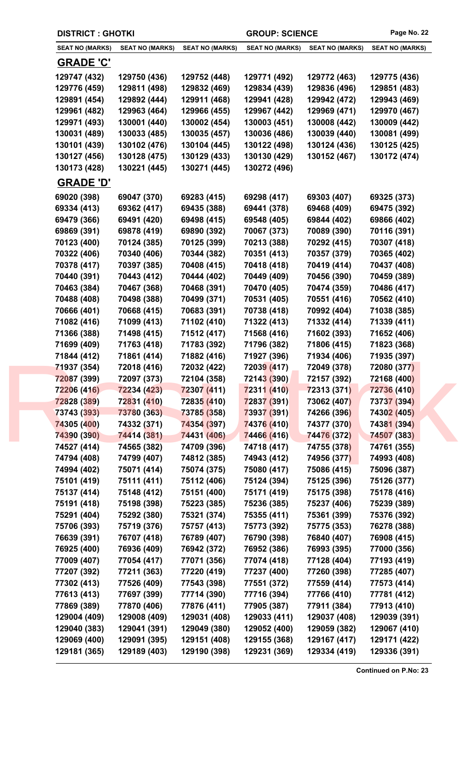**DISTRICT : GHOTKI** **GROUP: SCIENCE**

| SEAT NO (MARKS) | SEAT NO (MARKS) | SEAT NO (MARKS) | SEAT NO (MARKS) | SEAT NO (MARKS) | SEAT NO (MARKS) |
|---|---|---|---|---|---|
| **GRADE 'C'** | | | | | |
| 129747 (432) | 129750 (436) | 129752 (448) | 129771 (492) | 129772 (463) | 129775 (436) |
| 129776 (459) | 129811 (498) | 129832 (469) | 129834 (439) | 129836 (496) | 129851 (483) |
| 129891 (454) | 129892 (444) | 129911 (468) | 129941 (428) | 129942 (472) | 129943 (469) |
| 129961 (482) | 129963 (464) | 129966 (455) | 129967 (442) | 129969 (471) | 129970 (467) |
| 129971 (493) | 130001 (440) | 130002 (454) | 130003 (451) | 130008 (442) | 130009 (442) |
| 130031 (489) | 130033 (485) | 130035 (457) | 130036 (486) | 130039 (440) | 130081 (499) |
| 130101 (439) | 130102 (476) | 130104 (445) | 130122 (498) | 130124 (436) | 130125 (425) |
| 130127 (456) | 130128 (475) | 130129 (433) | 130130 (429) | 130152 (467) | 130172 (474) |
| 130173 (428) | 130221 (445) | 130271 (445) | 130272 (496) | | |
| **GRADE 'D'** | | | | | |
| 69020 (398) | 69047 (370) | 69283 (415) | 69298 (417) | 69303 (407) | 69325 (373) |
| 69334 (413) | 69362 (417) | 69435 (388) | 69441 (378) | 69468 (409) | 69475 (392) |
| 69479 (366) | 69491 (420) | 69498 (415) | 69548 (405) | 69844 (402) | 69866 (402) |
| 69869 (391) | 69878 (419) | 69890 (392) | 70067 (373) | 70089 (390) | 70116 (391) |
| 70123 (400) | 70124 (385) | 70125 (399) | 70213 (388) | 70292 (415) | 70307 (418) |
| 70322 (406) | 70340 (406) | 70344 (382) | 70351 (413) | 70357 (379) | 70365 (402) |
| 70378 (417) | 70397 (385) | 70408 (415) | 70418 (418) | 70419 (414) | 70437 (408) |
| 70440 (391) | 70443 (412) | 70444 (402) | 70449 (409) | 70456 (390) | 70459 (389) |
| 70463 (384) | 70467 (368) | 70468 (391) | 70470 (405) | 70474 (359) | 70486 (417) |
| 70488 (408) | 70498 (388) | 70499 (371) | 70531 (405) | 70551 (416) | 70562 (410) |
| 70666 (401) | 70668 (415) | 70683 (391) | 70738 (418) | 70992 (404) | 71038 (385) |
| 71082 (416) | 71099 (413) | 71102 (410) | 71322 (413) | 71332 (414) | 71339 (411) |
| 71366 (388) | 71498 (415) | 71512 (417) | 71568 (416) | 71602 (393) | 71652 (406) |
| 71699 (409) | 71763 (418) | 71783 (392) | 71796 (382) | 71806 (415) | 71823 (368) |
| 71844 (412) | 71861 (414) | 71882 (416) | 71927 (396) | 71934 (406) | 71935 (397) |
| 71937 (354) | 72018 (416) | 72032 (422) | 72039 (417) | 72049 (378) | 72080 (377) |
| 72087 (399) | 72097 (373) | 72104 (358) | 72143 (390) | 72157 (392) | 72168 (400) |
| 72206 (416) | 72234 (423) | 72307 (411) | 72311 (410) | 72313 (371) | 72736 (410) |
| 72828 (389) | 72831 (410) | 72835 (410) | 72837 (391) | 73062 (407) | 73737 (394) |
| 73743 (393) | 73780 (363) | 73785 (358) | 73937 (391) | 74266 (396) | 74302 (405) |
| 74305 (400) | 74332 (371) | 74354 (397) | 74376 (410) | 74377 (370) | 74381 (394) |
| 74390 (390) | 74414 (381) | 74431 (406) | 74466 (416) | 74476 (372) | 74507 (383) |
| 74527 (414) | 74565 (382) | 74709 (396) | 74718 (417) | 74755 (378) | 74761 (355) |
| 74794 (408) | 74799 (407) | 74812 (385) | 74943 (412) | 74956 (377) | 74993 (408) |
| 74994 (402) | 75071 (414) | 75074 (375) | 75080 (417) | 75086 (415) | 75096 (387) |
| 75101 (419) | 75111 (411) | 75112 (406) | 75124 (394) | 75125 (396) | 75126 (377) |
| 75137 (414) | 75148 (412) | 75151 (400) | 75171 (419) | 75175 (398) | 75178 (416) |
| 75191 (418) | 75198 (398) | 75223 (385) | 75236 (385) | 75237 (406) | 75239 (389) |
| 75291 (404) | 75292 (380) | 75321 (374) | 75355 (411) | 75361 (399) | 75376 (392) |
| 75706 (393) | 75719 (376) | 75757 (413) | 75773 (392) | 75775 (353) | 76278 (388) |
| 76639 (391) | 76707 (418) | 76789 (407) | 76790 (398) | 76840 (407) | 76908 (415) |
| 76925 (400) | 76936 (409) | 76942 (372) | 76952 (386) | 76993 (395) | 77000 (356) |
| 77009 (407) | 77054 (417) | 77071 (356) | 77074 (418) | 77128 (404) | 77193 (419) |
| 77207 (392) | 77211 (363) | 77220 (419) | 77237 (400) | 77260 (398) | 77285 (407) |
| 77302 (413) | 77526 (409) | 77543 (398) | 77551 (372) | 77559 (414) | 77573 (414) |
| 77613 (413) | 77697 (399) | 77714 (390) | 77716 (394) | 77766 (410) | 77781 (412) |
| 77869 (389) | 77870 (406) | 77876 (411) | 77905 (387) | 77911 (384) | 77913 (410) |
| 129004 (409) | 129008 (409) | 129031 (408) | 129033 (411) | 129037 (408) | 129039 (391) |
| 129040 (383) | 129041 (391) | 129049 (380) | 129052 (400) | 129059 (382) | 129067 (410) |
| 129069 (400) | 129091 (395) | 129151 (408) | 129155 (368) | 129167 (417) | 129171 (422) |
| 129181 (365) | 129189 (403) | 129190 (398) | 129231 (369) | 129334 (419) | 129336 (391) |

**Continued on P.No: 23**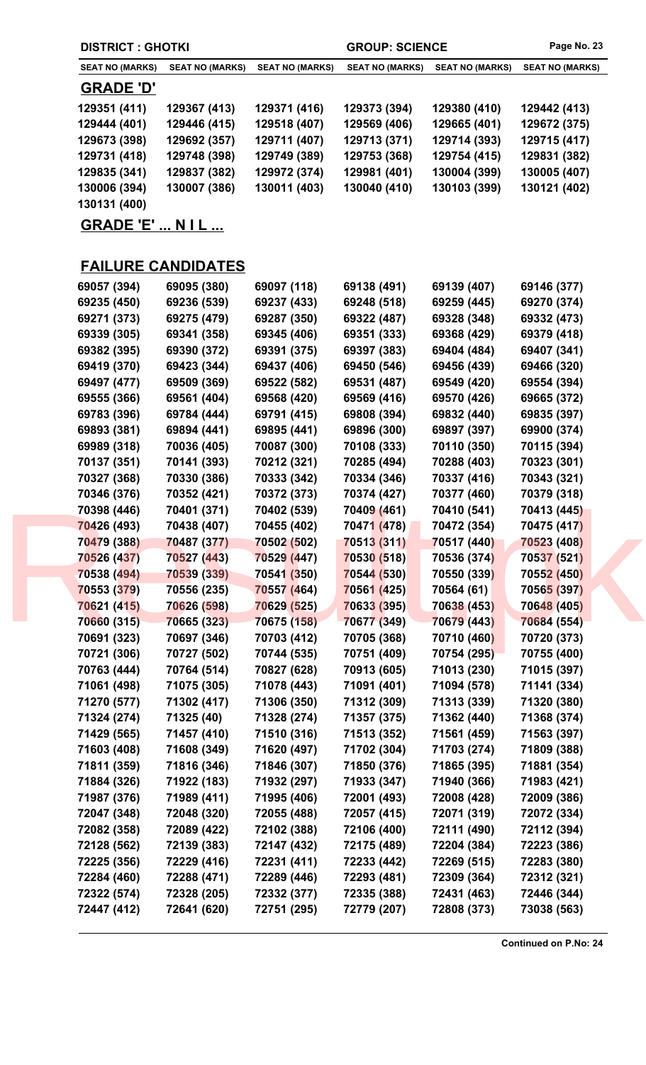**DISTRICT : GHOTKI** **GROUP: SCIENCE**

| SEAT NO (MARKS) | SEAT NO (MARKS) | SEAT NO (MARKS) | SEAT NO (MARKS) | SEAT NO (MARKS) | SEAT NO (MARKS) |
|---|---|---|---|---|---|

## GRADE 'D'

| | | | | | |
|---|---|---|---|---|---|
| 129351 (411) | 129367 (413) | 129371 (416) | 129373 (394) | 129380 (410) | 129442 (413) |
| 129444 (401) | 129446 (415) | 129518 (407) | 129569 (406) | 129665 (401) | 129672 (375) |
| 129673 (398) | 129692 (357) | 129711 (407) | 129713 (371) | 129714 (393) | 129715 (417) |
| 129731 (418) | 129748 (398) | 129749 (389) | 129753 (368) | 129754 (415) | 129831 (382) |
| 129835 (341) | 129837 (382) | 129972 (374) | 129981 (401) | 130004 (399) | 130005 (407) |
| 130006 (394) | 130007 (386) | 130011 (403) | 130040 (410) | 130103 (399) | 130121 (402) |
| 130131 (400) | | | | | |

## GRADE 'E' ... N I L ...

## FAILURE CANDIDATES

| | | | | | |
|---|---|---|---|---|---|
| 69057 (394) | 69095 (380) | 69097 (118) | 69138 (491) | 69139 (407) | 69146 (377) |
| 69235 (450) | 69236 (539) | 69237 (433) | 69248 (518) | 69259 (445) | 69270 (374) |
| 69271 (373) | 69275 (479) | 69287 (350) | 69322 (487) | 69328 (348) | 69332 (473) |
| 69339 (305) | 69341 (358) | 69345 (406) | 69351 (333) | 69368 (429) | 69379 (418) |
| 69382 (395) | 69390 (372) | 69391 (375) | 69397 (383) | 69404 (484) | 69407 (341) |
| 69419 (370) | 69423 (344) | 69437 (406) | 69450 (546) | 69456 (439) | 69466 (320) |
| 69497 (477) | 69509 (369) | 69522 (582) | 69531 (487) | 69549 (420) | 69554 (394) |
| 69555 (366) | 69561 (404) | 69568 (420) | 69569 (416) | 69570 (426) | 69665 (372) |
| 69783 (396) | 69784 (444) | 69791 (415) | 69808 (394) | 69832 (440) | 69835 (397) |
| 69893 (381) | 69894 (441) | 69895 (441) | 69896 (300) | 69897 (397) | 69900 (374) |
| 69989 (318) | 70036 (405) | 70087 (300) | 70108 (333) | 70110 (350) | 70115 (394) |
| 70137 (351) | 70141 (393) | 70212 (321) | 70285 (494) | 70288 (403) | 70323 (301) |
| 70327 (368) | 70330 (386) | 70333 (342) | 70334 (346) | 70337 (416) | 70343 (321) |
| 70346 (376) | 70352 (421) | 70372 (373) | 70374 (427) | 70377 (460) | 70379 (318) |
| 70398 (446) | 70401 (371) | 70402 (539) | 70409 (461) | 70410 (541) | 70413 (445) |
| 70426 (493) | 70438 (407) | 70455 (402) | 70471 (478) | 70472 (354) | 70475 (417) |
| 70479 (388) | 70487 (377) | 70502 (502) | 70513 (311) | 70517 (440) | 70523 (408) |
| 70526 (437) | 70527 (443) | 70529 (447) | 70530 (518) | 70536 (374) | 70537 (521) |
| 70538 (494) | 70539 (339) | 70541 (350) | 70544 (530) | 70550 (339) | 70552 (450) |
| 70553 (379) | 70556 (235) | 70557 (464) | 70561 (425) | 70564 (61) | 70565 (397) |
| 70621 (415) | 70626 (598) | 70629 (525) | 70633 (395) | 70638 (453) | 70648 (405) |
| 70660 (315) | 70665 (323) | 70675 (158) | 70677 (349) | 70679 (443) | 70684 (554) |
| 70691 (323) | 70697 (346) | 70703 (412) | 70705 (368) | 70710 (460) | 70720 (373) |
| 70721 (306) | 70727 (502) | 70744 (535) | 70751 (409) | 70754 (295) | 70755 (400) |
| 70763 (444) | 70764 (514) | 70827 (628) | 70913 (605) | 71013 (230) | 71015 (397) |
| 71061 (498) | 71075 (305) | 71078 (443) | 71091 (401) | 71094 (578) | 71141 (334) |
| 71270 (577) | 71302 (417) | 71306 (350) | 71312 (309) | 71313 (339) | 71320 (380) |
| 71324 (274) | 71325 (40) | 71328 (274) | 71357 (375) | 71362 (440) | 71368 (374) |
| 71429 (565) | 71457 (410) | 71510 (316) | 71513 (352) | 71561 (459) | 71563 (397) |
| 71603 (408) | 71608 (349) | 71620 (497) | 71702 (304) | 71703 (274) | 71809 (388) |
| 71811 (359) | 71816 (346) | 71846 (307) | 71850 (376) | 71865 (395) | 71881 (354) |
| 71884 (326) | 71922 (183) | 71932 (297) | 71933 (347) | 71940 (366) | 71983 (421) |
| 71987 (376) | 71989 (411) | 71995 (406) | 72001 (493) | 72008 (428) | 72009 (386) |
| 72047 (348) | 72048 (320) | 72055 (488) | 72057 (415) | 72071 (319) | 72072 (334) |
| 72082 (358) | 72089 (422) | 72102 (388) | 72106 (400) | 72111 (490) | 72112 (394) |
| 72128 (562) | 72139 (383) | 72147 (432) | 72175 (489) | 72204 (384) | 72223 (386) |
| 72225 (356) | 72229 (416) | 72231 (411) | 72233 (442) | 72269 (515) | 72283 (380) |
| 72284 (460) | 72288 (471) | 72289 (446) | 72293 (481) | 72309 (364) | 72312 (321) |
| 72322 (574) | 72328 (205) | 72332 (377) | 72335 (388) | 72431 (463) | 72446 (344) |
| 72447 (412) | 72641 (620) | 72751 (295) | 72779 (207) | 72808 (373) | 73038 (563) |

**Continued on P.No: 24**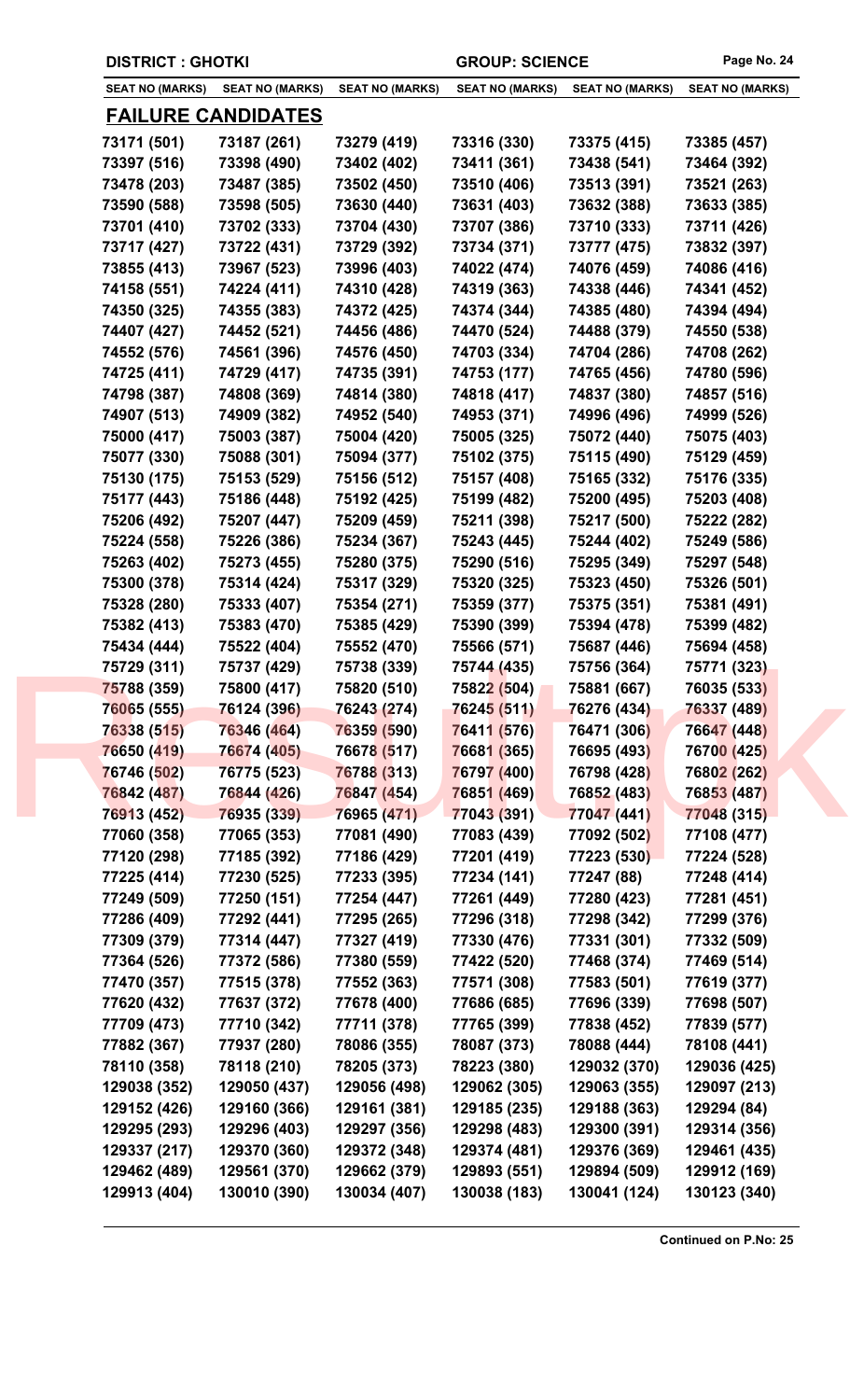**DISTRICT : GHOTKI** **GROUP: SCIENCE**

| SEAT NO (MARKS) | SEAT NO (MARKS) | SEAT NO (MARKS) | SEAT NO (MARKS) | SEAT NO (MARKS) | SEAT NO (MARKS) |
|---|---|---|---|---|---|

## FAILURE CANDIDATES

| | | | | | |
|---|---|---|---|---|---|
| 73171 (501) | 73187 (261) | 73279 (419) | 73316 (330) | 73375 (415) | 73385 (457) |
| 73397 (516) | 73398 (490) | 73402 (402) | 73411 (361) | 73438 (541) | 73464 (392) |
| 73478 (203) | 73487 (385) | 73502 (450) | 73510 (406) | 73513 (391) | 73521 (263) |
| 73590 (588) | 73598 (505) | 73630 (440) | 73631 (403) | 73632 (388) | 73633 (385) |
| 73701 (410) | 73702 (333) | 73704 (430) | 73707 (386) | 73710 (333) | 73711 (426) |
| 73717 (427) | 73722 (431) | 73729 (392) | 73734 (371) | 73777 (475) | 73832 (397) |
| 73855 (413) | 73967 (523) | 73996 (403) | 74022 (474) | 74076 (459) | 74086 (416) |
| 74158 (551) | 74224 (411) | 74310 (428) | 74319 (363) | 74338 (446) | 74341 (452) |
| 74350 (325) | 74355 (383) | 74372 (425) | 74374 (344) | 74385 (480) | 74394 (494) |
| 74407 (427) | 74452 (521) | 74456 (486) | 74470 (524) | 74488 (379) | 74550 (538) |
| 74552 (576) | 74561 (396) | 74576 (450) | 74703 (334) | 74704 (286) | 74708 (262) |
| 74725 (411) | 74729 (417) | 74735 (391) | 74753 (177) | 74765 (456) | 74780 (596) |
| 74798 (387) | 74808 (369) | 74814 (380) | 74818 (417) | 74837 (380) | 74857 (516) |
| 74907 (513) | 74909 (382) | 74952 (540) | 74953 (371) | 74996 (496) | 74999 (526) |
| 75000 (417) | 75003 (387) | 75004 (420) | 75005 (325) | 75072 (440) | 75075 (403) |
| 75077 (330) | 75088 (301) | 75094 (377) | 75102 (375) | 75115 (490) | 75129 (459) |
| 75130 (175) | 75153 (529) | 75156 (512) | 75157 (408) | 75165 (332) | 75176 (335) |
| 75177 (443) | 75186 (448) | 75192 (425) | 75199 (482) | 75200 (495) | 75203 (408) |
| 75206 (492) | 75207 (447) | 75209 (459) | 75211 (398) | 75217 (500) | 75222 (282) |
| 75224 (558) | 75226 (386) | 75234 (367) | 75243 (445) | 75244 (402) | 75249 (586) |
| 75263 (402) | 75273 (455) | 75280 (375) | 75290 (516) | 75295 (349) | 75297 (548) |
| 75300 (378) | 75314 (424) | 75317 (329) | 75320 (325) | 75323 (450) | 75326 (501) |
| 75328 (280) | 75333 (407) | 75354 (271) | 75359 (377) | 75375 (351) | 75381 (491) |
| 75382 (413) | 75383 (470) | 75385 (429) | 75390 (399) | 75394 (478) | 75399 (482) |
| 75434 (444) | 75522 (404) | 75552 (470) | 75566 (571) | 75687 (446) | 75694 (458) |
| 75729 (311) | 75737 (429) | 75738 (339) | 75744 (435) | 75756 (364) | 75771 (323) |
| 75788 (359) | 75800 (417) | 75820 (510) | 75822 (504) | 75881 (667) | 76035 (533) |
| 76065 (555) | 76124 (396) | 76243 (274) | 76245 (511) | 76276 (434) | 76337 (489) |
| 76338 (515) | 76346 (464) | 76359 (590) | 76411 (576) | 76471 (306) | 76647 (448) |
| 76650 (419) | 76674 (405) | 76678 (517) | 76681 (365) | 76695 (493) | 76700 (425) |
| 76746 (502) | 76775 (523) | 76788 (313) | 76797 (400) | 76798 (428) | 76802 (262) |
| 76842 (487) | 76844 (426) | 76847 (454) | 76851 (469) | 76852 (483) | 76853 (487) |
| 76913 (452) | 76935 (339) | 76965 (471) | 77043 (391) | 77047 (441) | 77048 (315) |
| 77060 (358) | 77065 (353) | 77081 (490) | 77083 (439) | 77092 (502) | 77108 (477) |
| 77120 (298) | 77185 (392) | 77186 (429) | 77201 (419) | 77223 (530) | 77224 (528) |
| 77225 (414) | 77230 (525) | 77233 (395) | 77234 (141) | 77247 (88) | 77248 (414) |
| 77249 (509) | 77250 (151) | 77254 (447) | 77261 (449) | 77280 (423) | 77281 (451) |
| 77286 (409) | 77292 (441) | 77295 (265) | 77296 (318) | 77298 (342) | 77299 (376) |
| 77309 (379) | 77314 (447) | 77327 (419) | 77330 (476) | 77331 (301) | 77332 (509) |
| 77364 (526) | 77372 (586) | 77380 (559) | 77422 (520) | 77468 (374) | 77469 (514) |
| 77470 (357) | 77515 (378) | 77552 (363) | 77571 (308) | 77583 (501) | 77619 (377) |
| 77620 (432) | 77637 (372) | 77678 (400) | 77686 (685) | 77696 (339) | 77698 (507) |
| 77709 (473) | 77710 (342) | 77711 (378) | 77765 (399) | 77838 (452) | 77839 (577) |
| 77882 (367) | 77937 (280) | 78086 (355) | 78087 (373) | 78088 (444) | 78108 (441) |
| 78110 (358) | 78118 (210) | 78205 (373) | 78223 (380) | 129032 (370) | 129036 (425) |
| 129038 (352) | 129050 (437) | 129056 (498) | 129062 (305) | 129063 (355) | 129097 (213) |
| 129152 (426) | 129160 (366) | 129161 (381) | 129185 (235) | 129188 (363) | 129294 (84) |
| 129295 (293) | 129296 (403) | 129297 (356) | 129298 (483) | 129300 (391) | 129314 (356) |
| 129337 (217) | 129370 (360) | 129372 (348) | 129374 (481) | 129376 (369) | 129461 (435) |
| 129462 (489) | 129561 (370) | 129662 (379) | 129893 (551) | 129894 (509) | 129912 (169) |
| 129913 (404) | 130010 (390) | 130034 (407) | 130038 (183) | 130041 (124) | 130123 (340) |

**Continued on P.No: 25**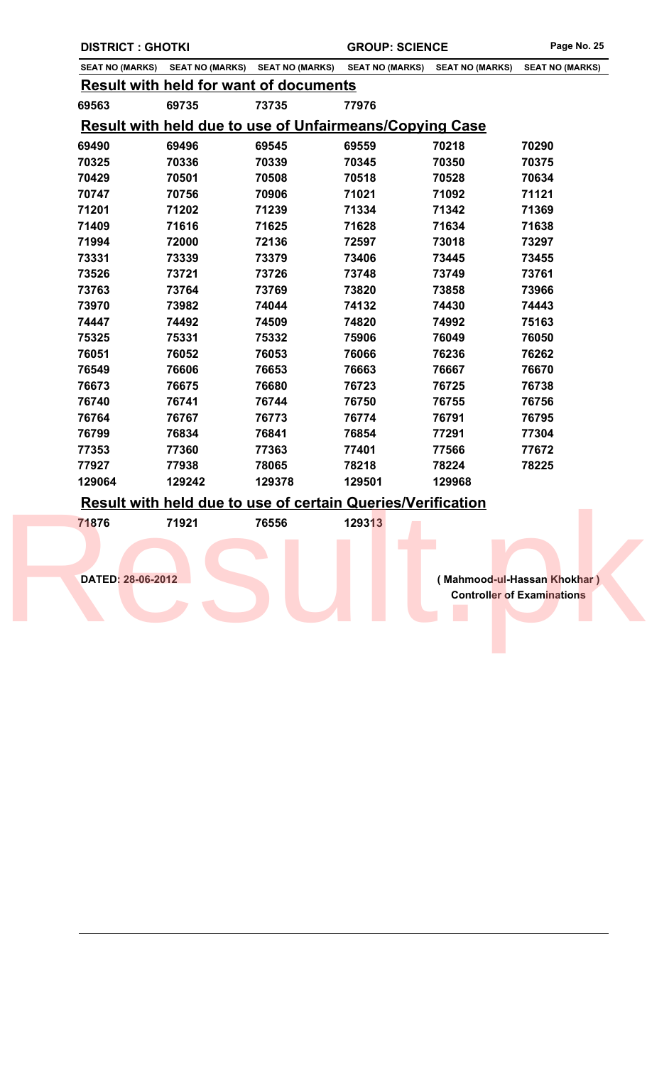DISTRICT : GHOTKI GROUP: SCIENCE

| SEAT NO (MARKS) | SEAT NO (MARKS) | SEAT NO (MARKS) | SEAT NO (MARKS) | SEAT NO (MARKS) | SEAT NO (MARKS) |
|---|---|---|---|---|---|

**Result with held for want of documents**

| | | | | | |
|---|---|---|---|---|---|
| 69563 | 69735 | 73735 | 77976 | | |

**Result with held due to use of Unfairmeans/Copying Case**

| | | | | | |
|---|---|---|---|---|---|
| 69490 | 69496 | 69545 | 69559 | 70218 | 70290 |
| 70325 | 70336 | 70339 | 70345 | 70350 | 70375 |
| 70429 | 70501 | 70508 | 70518 | 70528 | 70634 |
| 70747 | 70756 | 70906 | 71021 | 71092 | 71121 |
| 71201 | 71202 | 71239 | 71334 | 71342 | 71369 |
| 71409 | 71616 | 71625 | 71628 | 71634 | 71638 |
| 71994 | 72000 | 72136 | 72597 | 73018 | 73297 |
| 73331 | 73339 | 73379 | 73406 | 73445 | 73455 |
| 73526 | 73721 | 73726 | 73748 | 73749 | 73761 |
| 73763 | 73764 | 73769 | 73820 | 73858 | 73966 |
| 73970 | 73982 | 74044 | 74132 | 74430 | 74443 |
| 74447 | 74492 | 74509 | 74820 | 74992 | 75163 |
| 75325 | 75331 | 75332 | 75906 | 76049 | 76050 |
| 76051 | 76052 | 76053 | 76066 | 76236 | 76262 |
| 76549 | 76606 | 76653 | 76663 | 76667 | 76670 |
| 76673 | 76675 | 76680 | 76723 | 76725 | 76738 |
| 76740 | 76741 | 76744 | 76750 | 76755 | 76756 |
| 76764 | 76767 | 76773 | 76774 | 76791 | 76795 |
| 76799 | 76834 | 76841 | 76854 | 77291 | 77304 |
| 77353 | 77360 | 77363 | 77401 | 77566 | 77672 |
| 77927 | 77938 | 78065 | 78218 | 78224 | 78225 |
| 129064 | 129242 | 129378 | 129501 | 129968 | |

**Result with held due to use of certain Queries/Verification**

| | | | | | |
|---|---|---|---|---|---|
| 71876 | 71921 | 76556 | 129313 | | |

DATED: 28-06-2012

( Mahmood-ul-Hassan Khokhar )
Controller of Examinations